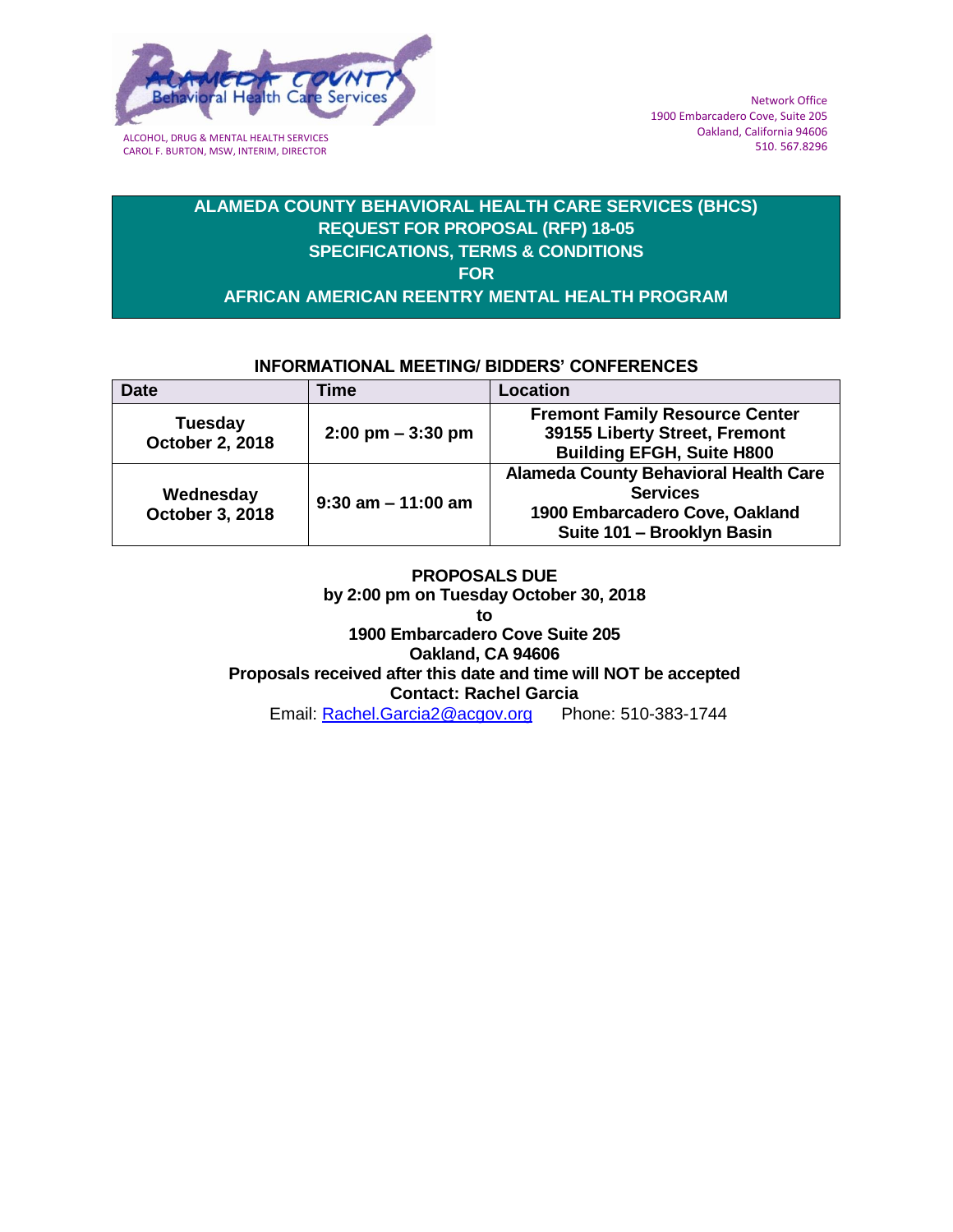Alameda County Behavioral Health Care Services

ALCOHOL, DRUG & MENTAL HEALTH SERVICES
CAROL F. BURTON, MSW, INTERIM, DIRECTOR

Network Office
1900 Embarcadero Cove, Suite 205
Oakland, California 94606
510. 567.8296

# ALAMEDA COUNTY BEHAVIORAL HEALTH CARE SERVICES (BHCS) REQUEST FOR PROPOSAL (RFP) 18-05 SPECIFICATIONS, TERMS & CONDITIONS FOR AFRICAN AMERICAN REENTRY MENTAL HEALTH PROGRAM

## INFORMATIONAL MEETING/ BIDDERS' CONFERENCES

| Date | Time | Location |
|---|---|---|
| **Tuesday October 2, 2018** | **2:00 pm – 3:30 pm** | **Fremont Family Resource Center 39155 Liberty Street, Fremont Building EFGH, Suite H800** |
| **Wednesday October 3, 2018** | **9:30 am – 11:00 am** | **Alameda County Behavioral Health Care Services 1900 Embarcadero Cove, Oakland Suite 101 – Brooklyn Basin** |

**PROPOSALS DUE**
**by 2:00 pm on Tuesday October 30, 2018**
**to**
**1900 Embarcadero Cove Suite 205**
**Oakland, CA 94606**
**Proposals received after this date and time will NOT be accepted**
**Contact: Rachel Garcia**
Email: Rachel.Garcia2@acgov.org Phone: 510-383-1744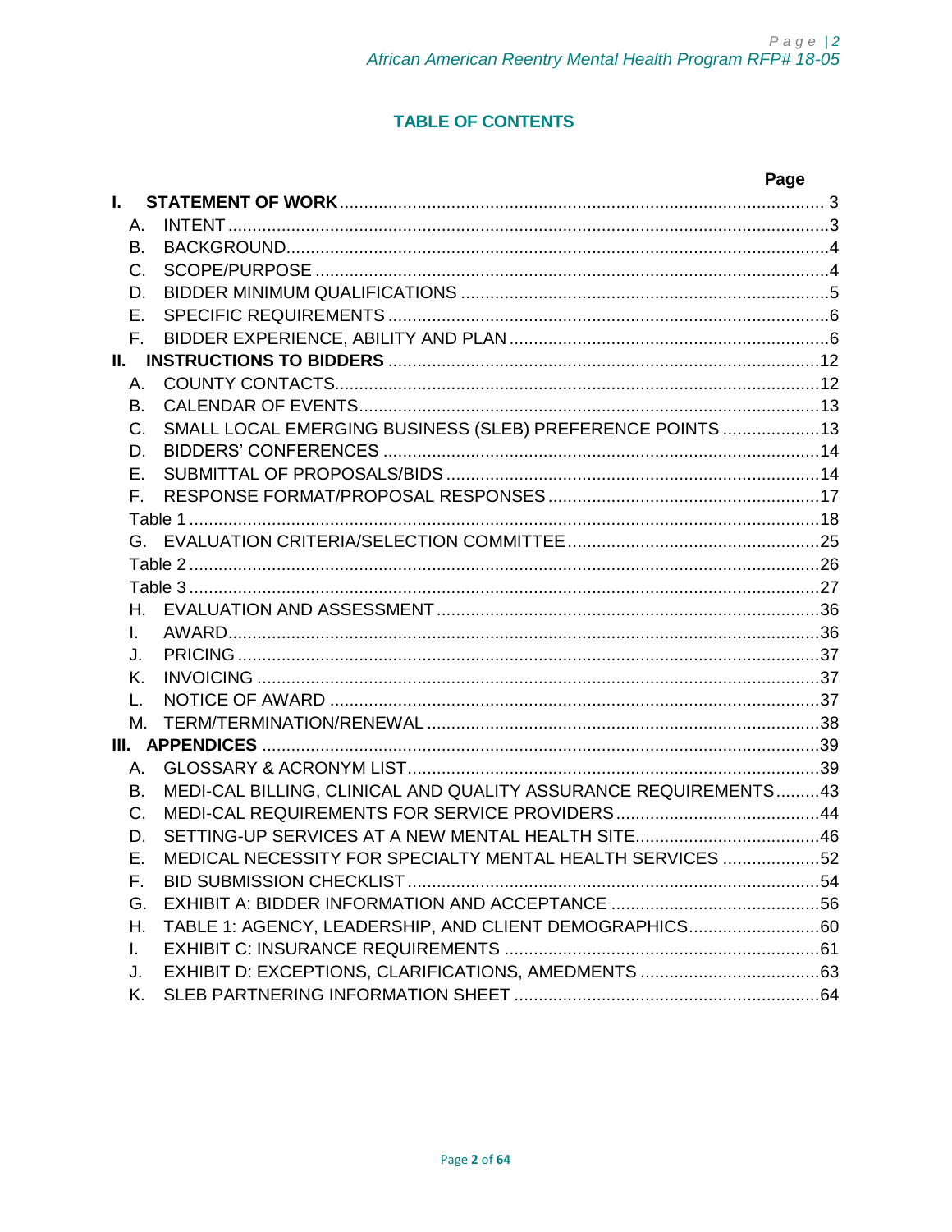## TABLE OF CONTENTS

| | | Page |
|---|---|---|
| **I.** | **STATEMENT OF WORK** | 3 |
| A. | INTENT | 3 |
| B. | BACKGROUND | 4 |
| C. | SCOPE/PURPOSE | 4 |
| D. | BIDDER MINIMUM QUALIFICATIONS | 5 |
| E. | SPECIFIC REQUIREMENTS | 6 |
| F. | BIDDER EXPERIENCE, ABILITY AND PLAN | 6 |
| **II.** | **INSTRUCTIONS TO BIDDERS** | 12 |
| A. | COUNTY CONTACTS | 12 |
| B. | CALENDAR OF EVENTS | 13 |
| C. | SMALL LOCAL EMERGING BUSINESS (SLEB) PREFERENCE POINTS | 13 |
| D. | BIDDERS' CONFERENCES | 14 |
| E. | SUBMITTAL OF PROPOSALS/BIDS | 14 |
| F. | RESPONSE FORMAT/PROPOSAL RESPONSES | 17 |
| | Table 1 | 18 |
| G. | EVALUATION CRITERIA/SELECTION COMMITTEE | 25 |
| | Table 2 | 26 |
| | Table 3 | 27 |
| H. | EVALUATION AND ASSESSMENT | 36 |
| I. | AWARD | 36 |
| J. | PRICING | 37 |
| K. | INVOICING | 37 |
| L. | NOTICE OF AWARD | 37 |
| M. | TERM/TERMINATION/RENEWAL | 38 |
| **III.** | **APPENDICES** | 39 |
| A. | GLOSSARY & ACRONYM LIST | 39 |
| B. | MEDI-CAL BILLING, CLINICAL AND QUALITY ASSURANCE REQUIREMENTS | 43 |
| C. | MEDI-CAL REQUIREMENTS FOR SERVICE PROVIDERS | 44 |
| D. | SETTING-UP SERVICES AT A NEW MENTAL HEALTH SITE | 46 |
| E. | MEDICAL NECESSITY FOR SPECIALTY MENTAL HEALTH SERVICES | 52 |
| F. | BID SUBMISSION CHECKLIST | 54 |
| G. | EXHIBIT A: BIDDER INFORMATION AND ACCEPTANCE | 56 |
| H. | TABLE 1: AGENCY, LEADERSHIP, AND CLIENT DEMOGRAPHICS | 60 |
| I. | EXHIBIT C: INSURANCE REQUIREMENTS | 61 |
| J. | EXHIBIT D: EXCEPTIONS, CLARIFICATIONS, AMEDMENTS | 63 |
| K. | SLEB PARTNERING INFORMATION SHEET | 64 |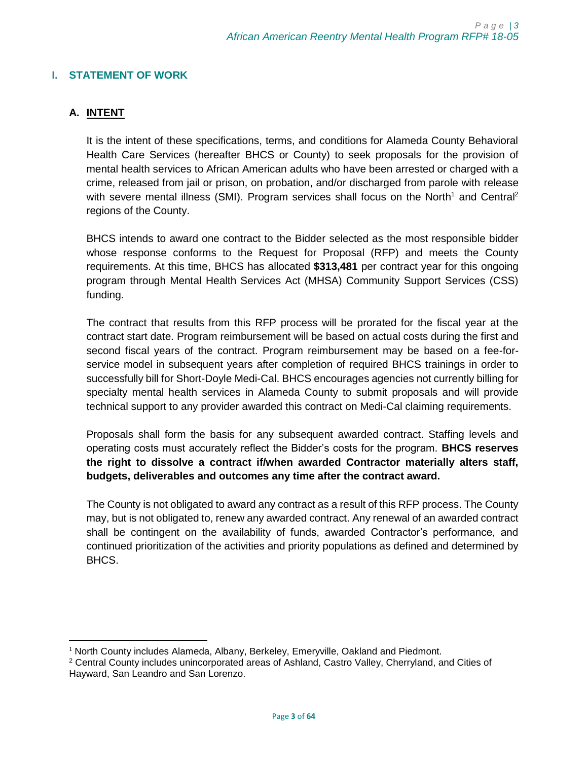## I. STATEMENT OF WORK

### A. INTENT

It is the intent of these specifications, terms, and conditions for Alameda County Behavioral Health Care Services (hereafter BHCS or County) to seek proposals for the provision of mental health services to African American adults who have been arrested or charged with a crime, released from jail or prison, on probation, and/or discharged from parole with release with severe mental illness (SMI). Program services shall focus on the North[1] and Central[2] regions of the County.

BHCS intends to award one contract to the Bidder selected as the most responsible bidder whose response conforms to the Request for Proposal (RFP) and meets the County requirements. At this time, BHCS has allocated **$313,481** per contract year for this ongoing program through Mental Health Services Act (MHSA) Community Support Services (CSS) funding.

The contract that results from this RFP process will be prorated for the fiscal year at the contract start date. Program reimbursement will be based on actual costs during the first and second fiscal years of the contract. Program reimbursement may be based on a fee-for-service model in subsequent years after completion of required BHCS trainings in order to successfully bill for Short-Doyle Medi-Cal. BHCS encourages agencies not currently billing for specialty mental health services in Alameda County to submit proposals and will provide technical support to any provider awarded this contract on Medi-Cal claiming requirements.

Proposals shall form the basis for any subsequent awarded contract. Staffing levels and operating costs must accurately reflect the Bidder's costs for the program. **BHCS reserves the right to dissolve a contract if/when awarded Contractor materially alters staff, budgets, deliverables and outcomes any time after the contract award.**

The County is not obligated to award any contract as a result of this RFP process. The County may, but is not obligated to, renew any awarded contract. Any renewal of an awarded contract shall be contingent on the availability of funds, awarded Contractor's performance, and continued prioritization of the activities and priority populations as defined and determined by BHCS.

---

[1] North County includes Alameda, Albany, Berkeley, Emeryville, Oakland and Piedmont.

[2] Central County includes unincorporated areas of Ashland, Castro Valley, Cherryland, and Cities of Hayward, San Leandro and San Lorenzo.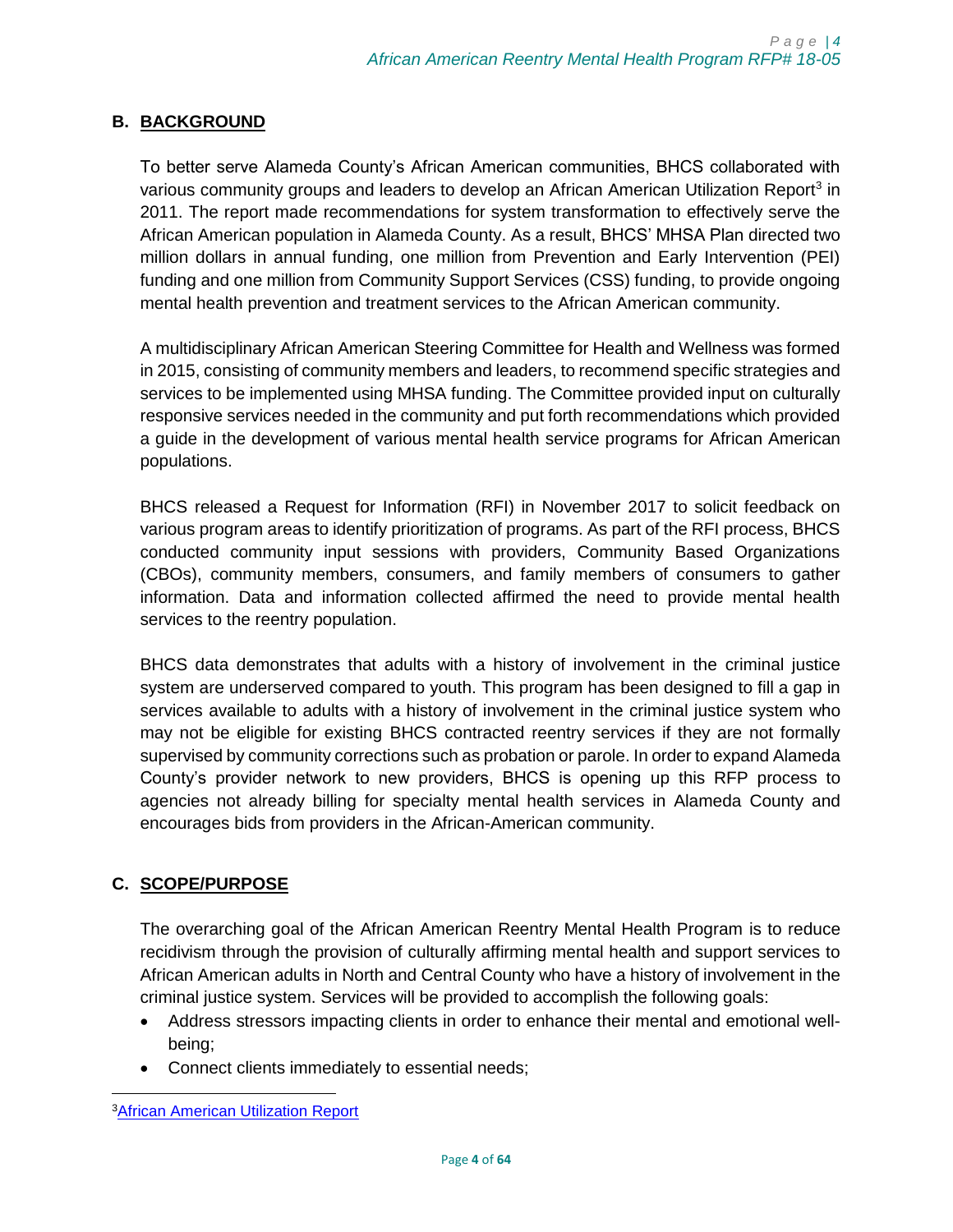## B. BACKGROUND

To better serve Alameda County's African American communities, BHCS collaborated with various community groups and leaders to develop an African American Utilization Report[3] in 2011. The report made recommendations for system transformation to effectively serve the African American population in Alameda County. As a result, BHCS' MHSA Plan directed two million dollars in annual funding, one million from Prevention and Early Intervention (PEI) funding and one million from Community Support Services (CSS) funding, to provide ongoing mental health prevention and treatment services to the African American community.

A multidisciplinary African American Steering Committee for Health and Wellness was formed in 2015, consisting of community members and leaders, to recommend specific strategies and services to be implemented using MHSA funding. The Committee provided input on culturally responsive services needed in the community and put forth recommendations which provided a guide in the development of various mental health service programs for African American populations.

BHCS released a Request for Information (RFI) in November 2017 to solicit feedback on various program areas to identify prioritization of programs. As part of the RFI process, BHCS conducted community input sessions with providers, Community Based Organizations (CBOs), community members, consumers, and family members of consumers to gather information. Data and information collected affirmed the need to provide mental health services to the reentry population.

BHCS data demonstrates that adults with a history of involvement in the criminal justice system are underserved compared to youth. This program has been designed to fill a gap in services available to adults with a history of involvement in the criminal justice system who may not be eligible for existing BHCS contracted reentry services if they are not formally supervised by community corrections such as probation or parole. In order to expand Alameda County's provider network to new providers, BHCS is opening up this RFP process to agencies not already billing for specialty mental health services in Alameda County and encourages bids from providers in the African-American community.

## C. SCOPE/PURPOSE

The overarching goal of the African American Reentry Mental Health Program is to reduce recidivism through the provision of culturally affirming mental health and support services to African American adults in North and Central County who have a history of involvement in the criminal justice system. Services will be provided to accomplish the following goals:

- Address stressors impacting clients in order to enhance their mental and emotional well-being;
- Connect clients immediately to essential needs;

[3] African American Utilization Report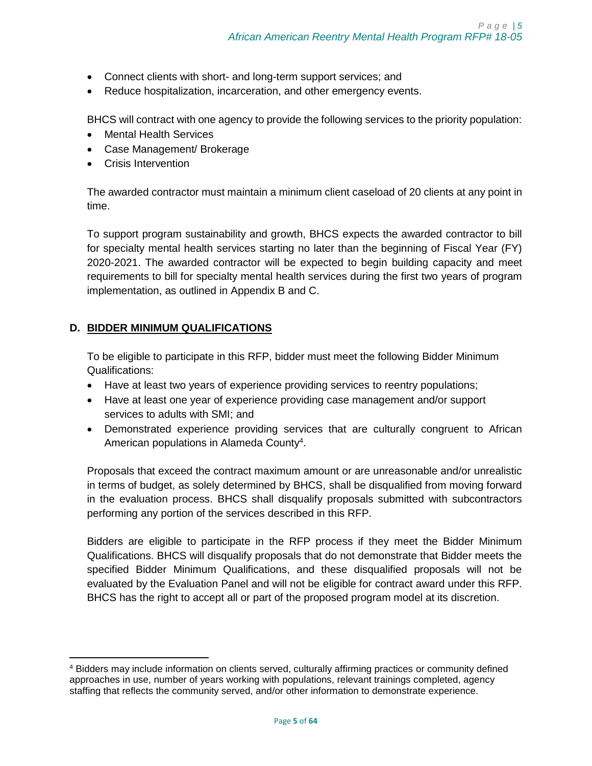- Connect clients with short- and long-term support services; and
- Reduce hospitalization, incarceration, and other emergency events.

BHCS will contract with one agency to provide the following services to the priority population:

- Mental Health Services
- Case Management/ Brokerage
- Crisis Intervention

The awarded contractor must maintain a minimum client caseload of 20 clients at any point in time.

To support program sustainability and growth, BHCS expects the awarded contractor to bill for specialty mental health services starting no later than the beginning of Fiscal Year (FY) 2020-2021. The awarded contractor will be expected to begin building capacity and meet requirements to bill for specialty mental health services during the first two years of program implementation, as outlined in Appendix B and C.

## D. BIDDER MINIMUM QUALIFICATIONS

To be eligible to participate in this RFP, bidder must meet the following Bidder Minimum Qualifications:

- Have at least two years of experience providing services to reentry populations;
- Have at least one year of experience providing case management and/or support services to adults with SMI; and
- Demonstrated experience providing services that are culturally congruent to African American populations in Alameda County[4].

Proposals that exceed the contract maximum amount or are unreasonable and/or unrealistic in terms of budget, as solely determined by BHCS, shall be disqualified from moving forward in the evaluation process. BHCS shall disqualify proposals submitted with subcontractors performing any portion of the services described in this RFP.

Bidders are eligible to participate in the RFP process if they meet the Bidder Minimum Qualifications. BHCS will disqualify proposals that do not demonstrate that Bidder meets the specified Bidder Minimum Qualifications, and these disqualified proposals will not be evaluated by the Evaluation Panel and will not be eligible for contract award under this RFP. BHCS has the right to accept all or part of the proposed program model at its discretion.

[4] Bidders may include information on clients served, culturally affirming practices or community defined approaches in use, number of years working with populations, relevant trainings completed, agency staffing that reflects the community served, and/or other information to demonstrate experience.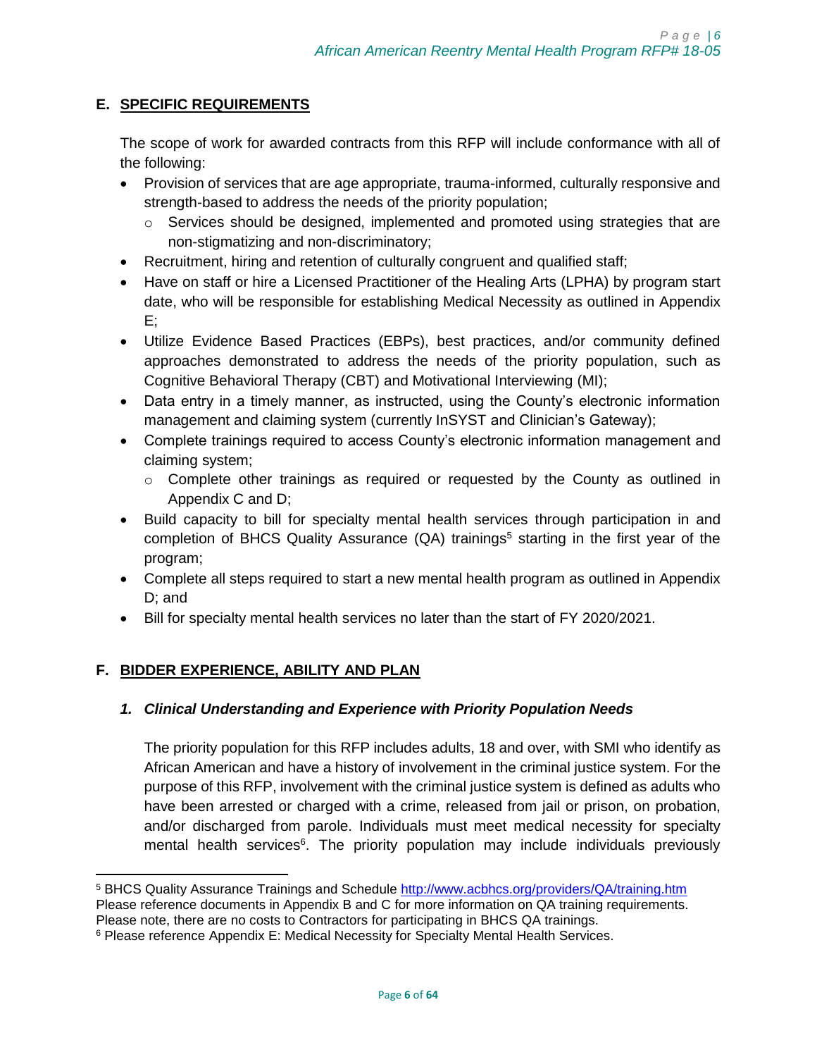## E. SPECIFIC REQUIREMENTS

The scope of work for awarded contracts from this RFP will include conformance with all of the following:

- Provision of services that are age appropriate, trauma-informed, culturally responsive and strength-based to address the needs of the priority population;
  - Services should be designed, implemented and promoted using strategies that are non-stigmatizing and non-discriminatory;
- Recruitment, hiring and retention of culturally congruent and qualified staff;
- Have on staff or hire a Licensed Practitioner of the Healing Arts (LPHA) by program start date, who will be responsible for establishing Medical Necessity as outlined in Appendix E;
- Utilize Evidence Based Practices (EBPs), best practices, and/or community defined approaches demonstrated to address the needs of the priority population, such as Cognitive Behavioral Therapy (CBT) and Motivational Interviewing (MI);
- Data entry in a timely manner, as instructed, using the County's electronic information management and claiming system (currently InSYST and Clinician's Gateway);
- Complete trainings required to access County's electronic information management and claiming system;
  - Complete other trainings as required or requested by the County as outlined in Appendix C and D;
- Build capacity to bill for specialty mental health services through participation in and completion of BHCS Quality Assurance (QA) trainings[5] starting in the first year of the program;
- Complete all steps required to start a new mental health program as outlined in Appendix D; and
- Bill for specialty mental health services no later than the start of FY 2020/2021.

## F. BIDDER EXPERIENCE, ABILITY AND PLAN

### *1. Clinical Understanding and Experience with Priority Population Needs*

The priority population for this RFP includes adults, 18 and over, with SMI who identify as African American and have a history of involvement in the criminal justice system. For the purpose of this RFP, involvement with the criminal justice system is defined as adults who have been arrested or charged with a crime, released from jail or prison, on probation, and/or discharged from parole. Individuals must meet medical necessity for specialty mental health services[6]. The priority population may include individuals previously

---

[5] BHCS Quality Assurance Trainings and Schedule http://www.acbhcs.org/providers/QA/training.htm
Please reference documents in Appendix B and C for more information on QA training requirements. Please note, there are no costs to Contractors for participating in BHCS QA trainings.

[6] Please reference Appendix E: Medical Necessity for Specialty Mental Health Services.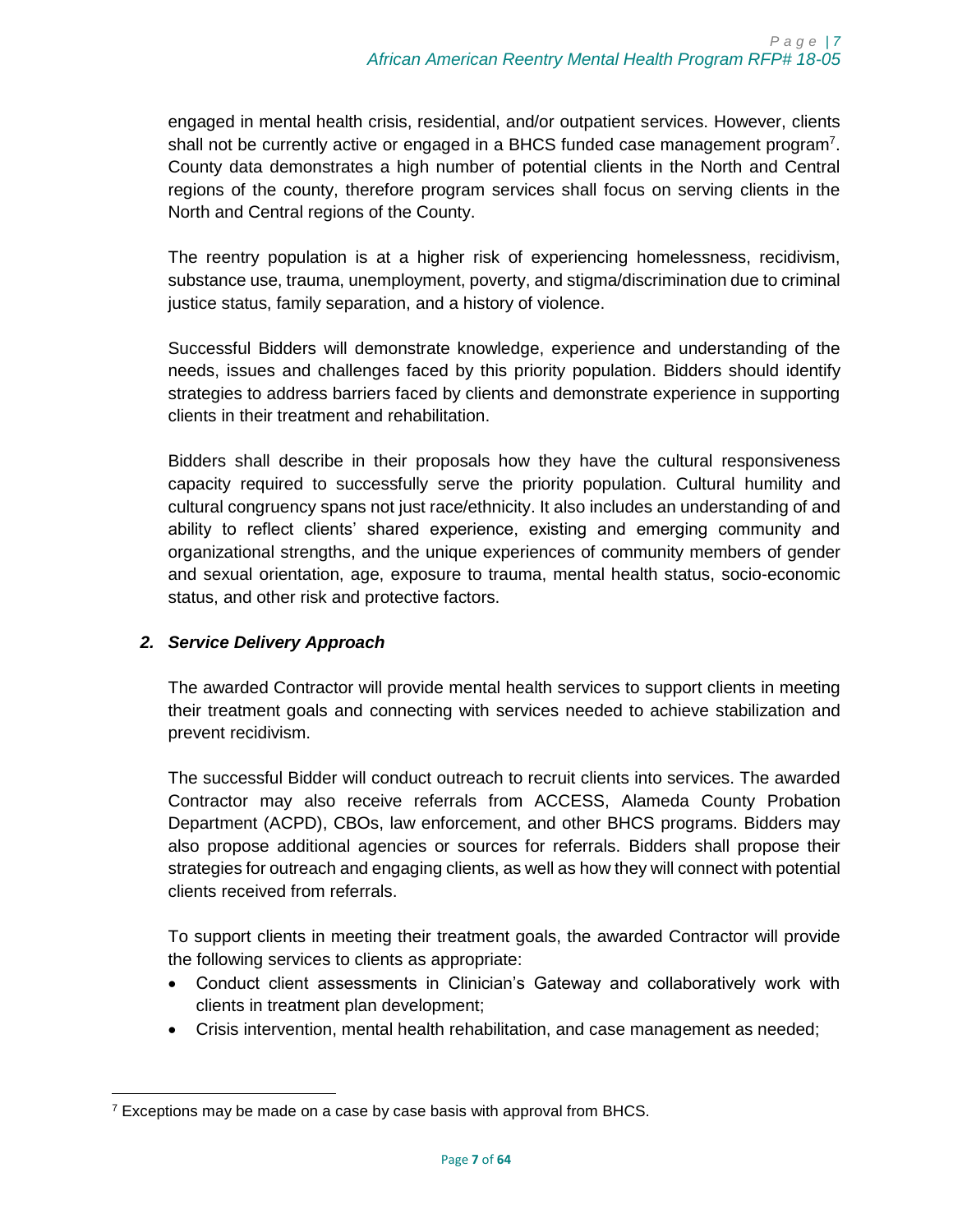engaged in mental health crisis, residential, and/or outpatient services. However, clients shall not be currently active or engaged in a BHCS funded case management program[7]. County data demonstrates a high number of potential clients in the North and Central regions of the county, therefore program services shall focus on serving clients in the North and Central regions of the County.

The reentry population is at a higher risk of experiencing homelessness, recidivism, substance use, trauma, unemployment, poverty, and stigma/discrimination due to criminal justice status, family separation, and a history of violence.

Successful Bidders will demonstrate knowledge, experience and understanding of the needs, issues and challenges faced by this priority population. Bidders should identify strategies to address barriers faced by clients and demonstrate experience in supporting clients in their treatment and rehabilitation.

Bidders shall describe in their proposals how they have the cultural responsiveness capacity required to successfully serve the priority population. Cultural humility and cultural congruency spans not just race/ethnicity. It also includes an understanding of and ability to reflect clients' shared experience, existing and emerging community and organizational strengths, and the unique experiences of community members of gender and sexual orientation, age, exposure to trauma, mental health status, socio-economic status, and other risk and protective factors.

### *2. Service Delivery Approach*

The awarded Contractor will provide mental health services to support clients in meeting their treatment goals and connecting with services needed to achieve stabilization and prevent recidivism.

The successful Bidder will conduct outreach to recruit clients into services. The awarded Contractor may also receive referrals from ACCESS, Alameda County Probation Department (ACPD), CBOs, law enforcement, and other BHCS programs. Bidders may also propose additional agencies or sources for referrals. Bidders shall propose their strategies for outreach and engaging clients, as well as how they will connect with potential clients received from referrals.

To support clients in meeting their treatment goals, the awarded Contractor will provide the following services to clients as appropriate:

- Conduct client assessments in Clinician's Gateway and collaboratively work with clients in treatment plan development;
- Crisis intervention, mental health rehabilitation, and case management as needed;

[7] Exceptions may be made on a case by case basis with approval from BHCS.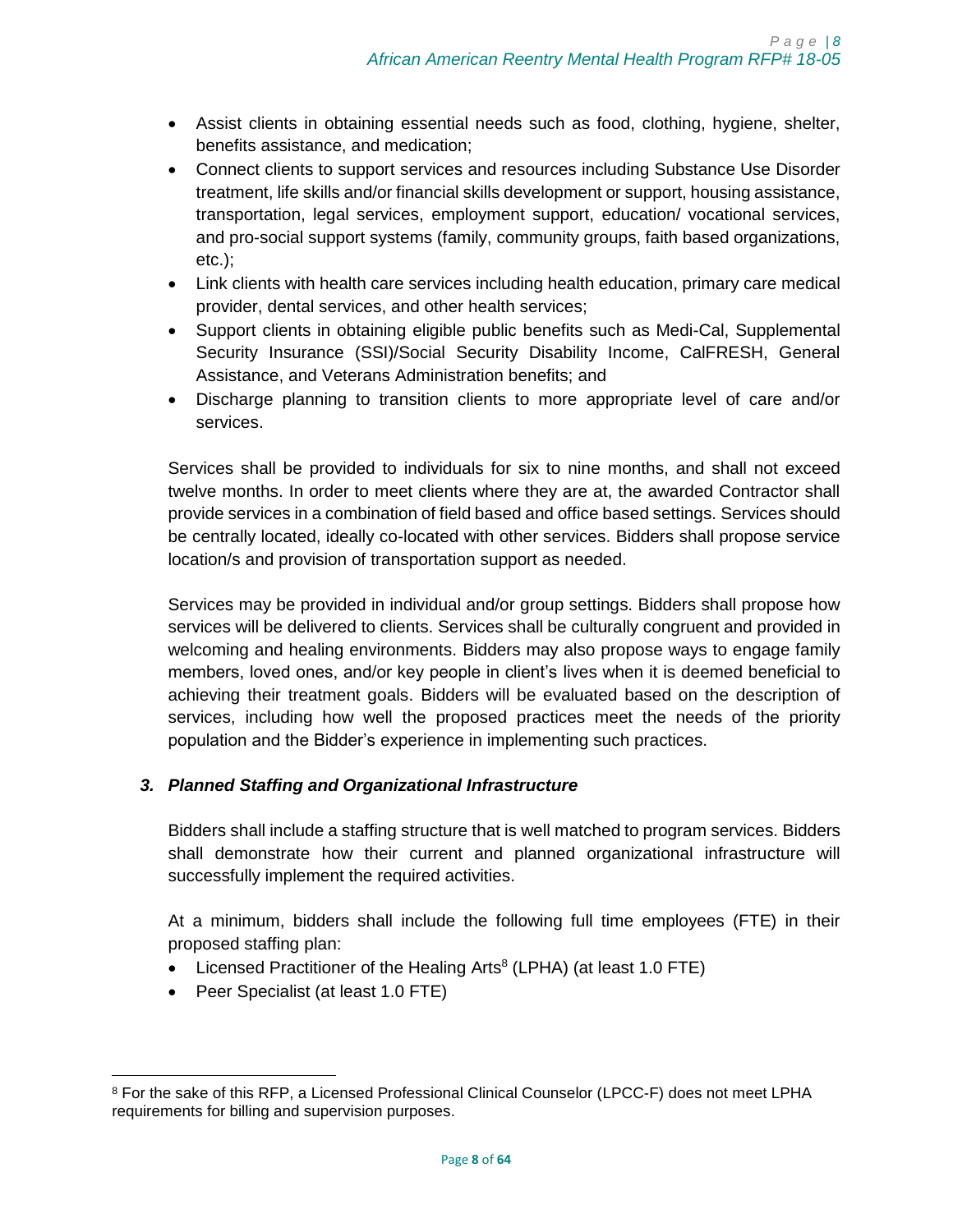- Assist clients in obtaining essential needs such as food, clothing, hygiene, shelter, benefits assistance, and medication;
- Connect clients to support services and resources including Substance Use Disorder treatment, life skills and/or financial skills development or support, housing assistance, transportation, legal services, employment support, education/ vocational services, and pro-social support systems (family, community groups, faith based organizations, etc.);
- Link clients with health care services including health education, primary care medical provider, dental services, and other health services;
- Support clients in obtaining eligible public benefits such as Medi-Cal, Supplemental Security Insurance (SSI)/Social Security Disability Income, CalFRESH, General Assistance, and Veterans Administration benefits; and
- Discharge planning to transition clients to more appropriate level of care and/or services.

Services shall be provided to individuals for six to nine months, and shall not exceed twelve months. In order to meet clients where they are at, the awarded Contractor shall provide services in a combination of field based and office based settings. Services should be centrally located, ideally co-located with other services. Bidders shall propose service location/s and provision of transportation support as needed.

Services may be provided in individual and/or group settings. Bidders shall propose how services will be delivered to clients. Services shall be culturally congruent and provided in welcoming and healing environments. Bidders may also propose ways to engage family members, loved ones, and/or key people in client's lives when it is deemed beneficial to achieving their treatment goals. Bidders will be evaluated based on the description of services, including how well the proposed practices meet the needs of the priority population and the Bidder's experience in implementing such practices.

### *3. Planned Staffing and Organizational Infrastructure*

Bidders shall include a staffing structure that is well matched to program services. Bidders shall demonstrate how their current and planned organizational infrastructure will successfully implement the required activities.

At a minimum, bidders shall include the following full time employees (FTE) in their proposed staffing plan:

- Licensed Practitioner of the Healing Arts[8] (LPHA) (at least 1.0 FTE)
- Peer Specialist (at least 1.0 FTE)

---

[8] For the sake of this RFP, a Licensed Professional Clinical Counselor (LPCC-F) does not meet LPHA requirements for billing and supervision purposes.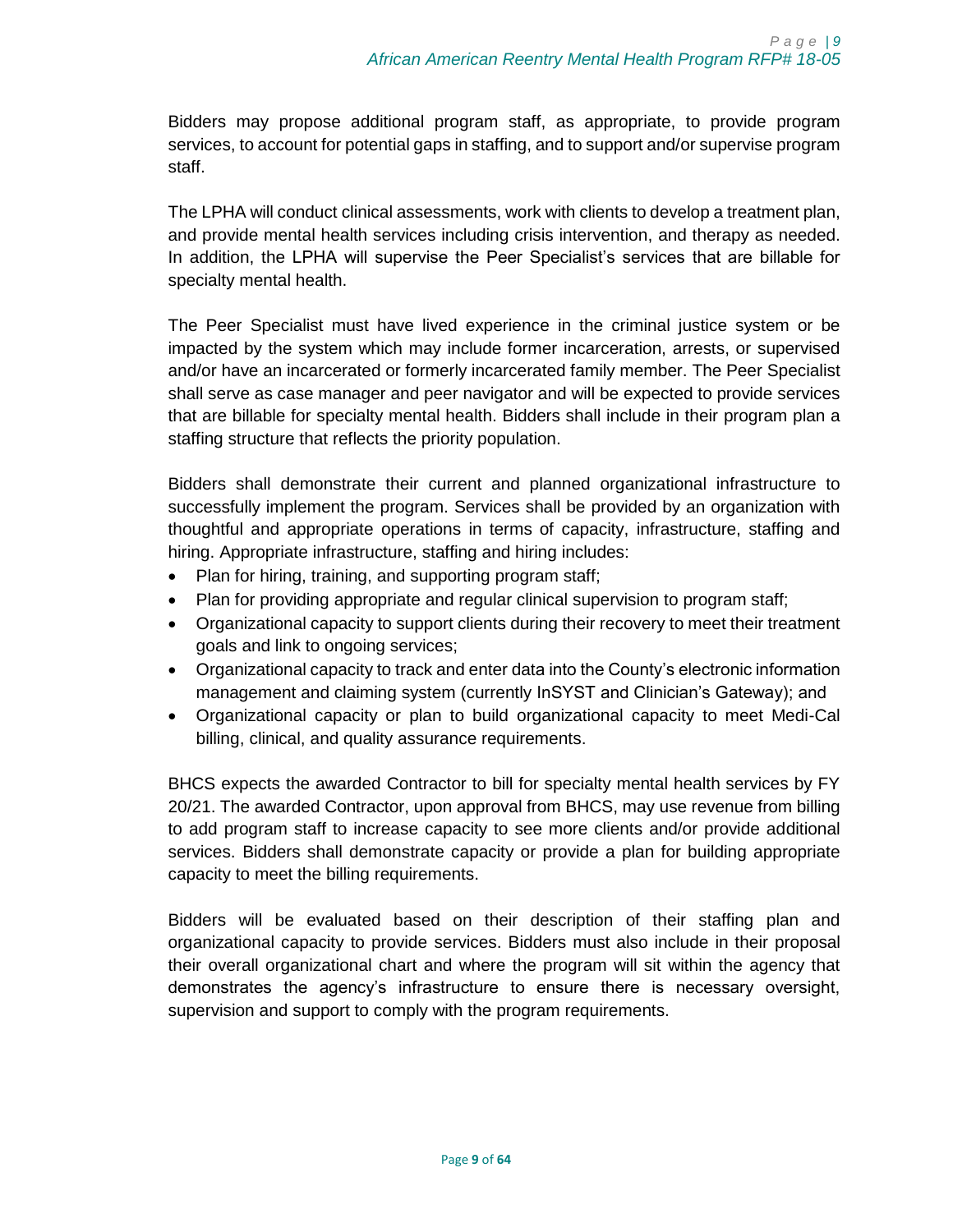Bidders may propose additional program staff, as appropriate, to provide program services, to account for potential gaps in staffing, and to support and/or supervise program staff.

The LPHA will conduct clinical assessments, work with clients to develop a treatment plan, and provide mental health services including crisis intervention, and therapy as needed. In addition, the LPHA will supervise the Peer Specialist's services that are billable for specialty mental health.

The Peer Specialist must have lived experience in the criminal justice system or be impacted by the system which may include former incarceration, arrests, or supervised and/or have an incarcerated or formerly incarcerated family member. The Peer Specialist shall serve as case manager and peer navigator and will be expected to provide services that are billable for specialty mental health. Bidders shall include in their program plan a staffing structure that reflects the priority population.

Bidders shall demonstrate their current and planned organizational infrastructure to successfully implement the program. Services shall be provided by an organization with thoughtful and appropriate operations in terms of capacity, infrastructure, staffing and hiring. Appropriate infrastructure, staffing and hiring includes:

- Plan for hiring, training, and supporting program staff;
- Plan for providing appropriate and regular clinical supervision to program staff;
- Organizational capacity to support clients during their recovery to meet their treatment goals and link to ongoing services;
- Organizational capacity to track and enter data into the County's electronic information management and claiming system (currently InSYST and Clinician's Gateway); and
- Organizational capacity or plan to build organizational capacity to meet Medi-Cal billing, clinical, and quality assurance requirements.

BHCS expects the awarded Contractor to bill for specialty mental health services by FY 20/21. The awarded Contractor, upon approval from BHCS, may use revenue from billing to add program staff to increase capacity to see more clients and/or provide additional services. Bidders shall demonstrate capacity or provide a plan for building appropriate capacity to meet the billing requirements.

Bidders will be evaluated based on their description of their staffing plan and organizational capacity to provide services. Bidders must also include in their proposal their overall organizational chart and where the program will sit within the agency that demonstrates the agency's infrastructure to ensure there is necessary oversight, supervision and support to comply with the program requirements.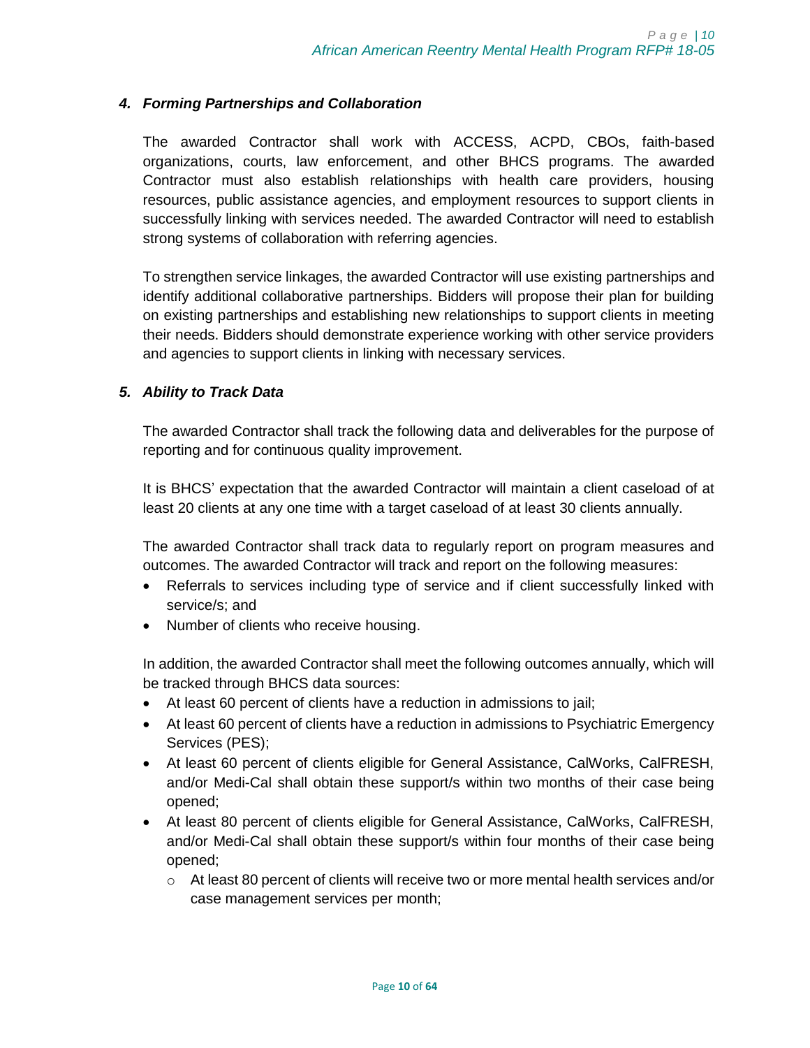### *4. Forming Partnerships and Collaboration*

The awarded Contractor shall work with ACCESS, ACPD, CBOs, faith-based organizations, courts, law enforcement, and other BHCS programs. The awarded Contractor must also establish relationships with health care providers, housing resources, public assistance agencies, and employment resources to support clients in successfully linking with services needed. The awarded Contractor will need to establish strong systems of collaboration with referring agencies.

To strengthen service linkages, the awarded Contractor will use existing partnerships and identify additional collaborative partnerships. Bidders will propose their plan for building on existing partnerships and establishing new relationships to support clients in meeting their needs. Bidders should demonstrate experience working with other service providers and agencies to support clients in linking with necessary services.

### *5. Ability to Track Data*

The awarded Contractor shall track the following data and deliverables for the purpose of reporting and for continuous quality improvement.

It is BHCS' expectation that the awarded Contractor will maintain a client caseload of at least 20 clients at any one time with a target caseload of at least 30 clients annually.

The awarded Contractor shall track data to regularly report on program measures and outcomes. The awarded Contractor will track and report on the following measures:

- Referrals to services including type of service and if client successfully linked with service/s; and
- Number of clients who receive housing.

In addition, the awarded Contractor shall meet the following outcomes annually, which will be tracked through BHCS data sources:

- At least 60 percent of clients have a reduction in admissions to jail;
- At least 60 percent of clients have a reduction in admissions to Psychiatric Emergency Services (PES);
- At least 60 percent of clients eligible for General Assistance, CalWorks, CalFRESH, and/or Medi-Cal shall obtain these support/s within two months of their case being opened;
- At least 80 percent of clients eligible for General Assistance, CalWorks, CalFRESH, and/or Medi-Cal shall obtain these support/s within four months of their case being opened;
  - At least 80 percent of clients will receive two or more mental health services and/or case management services per month;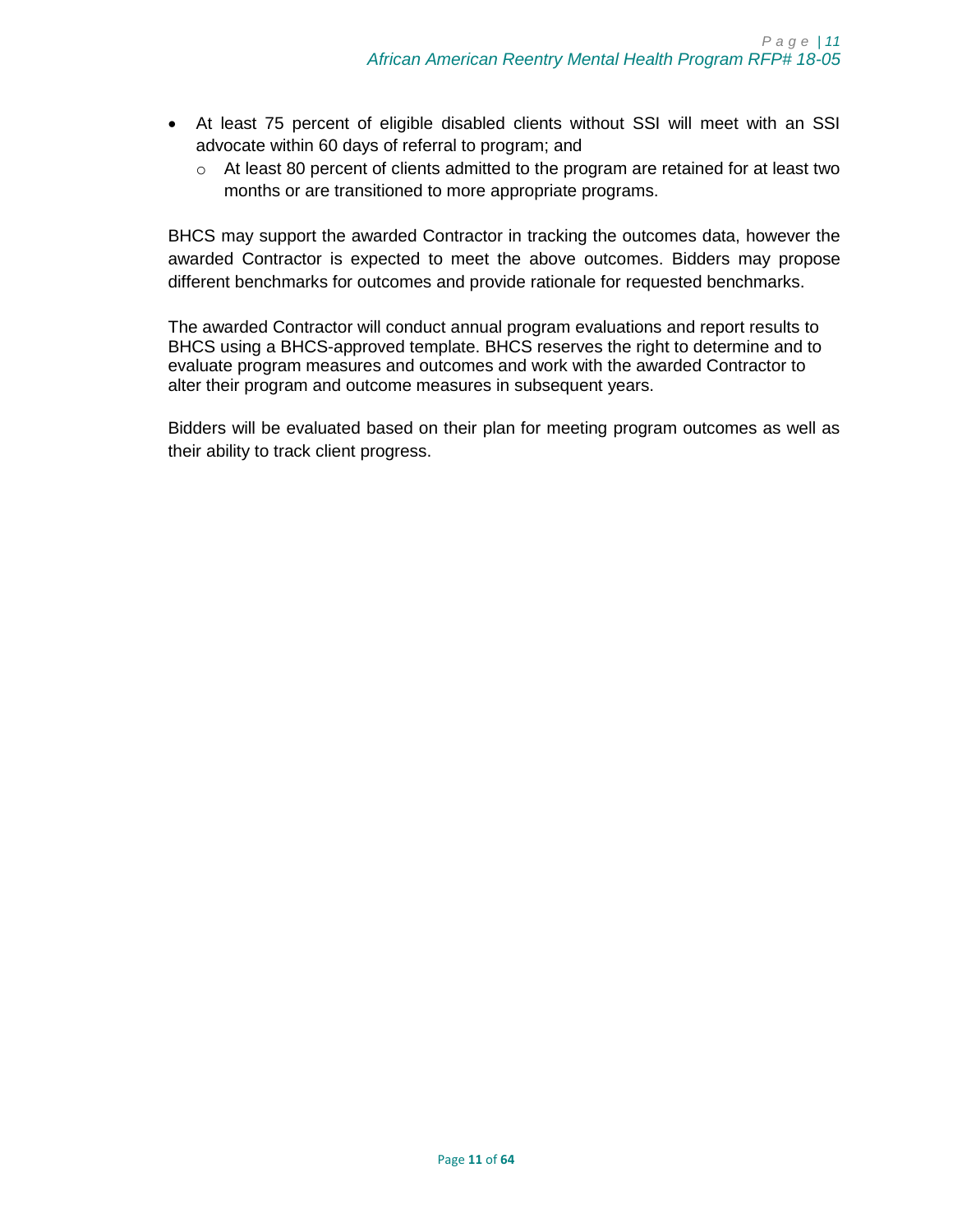- At least 75 percent of eligible disabled clients without SSI will meet with an SSI advocate within 60 days of referral to program; and
    - At least 80 percent of clients admitted to the program are retained for at least two months or are transitioned to more appropriate programs.

BHCS may support the awarded Contractor in tracking the outcomes data, however the awarded Contractor is expected to meet the above outcomes. Bidders may propose different benchmarks for outcomes and provide rationale for requested benchmarks.

The awarded Contractor will conduct annual program evaluations and report results to BHCS using a BHCS-approved template. BHCS reserves the right to determine and to evaluate program measures and outcomes and work with the awarded Contractor to alter their program and outcome measures in subsequent years.

Bidders will be evaluated based on their plan for meeting program outcomes as well as their ability to track client progress.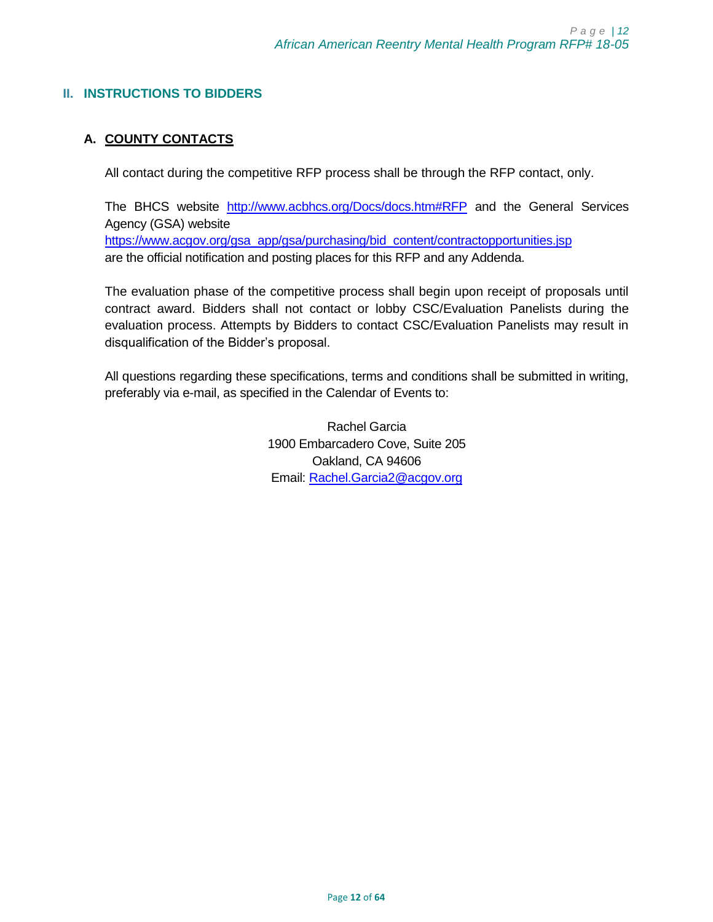## II. INSTRUCTIONS TO BIDDERS

### A. COUNTY CONTACTS

All contact during the competitive RFP process shall be through the RFP contact, only.

The BHCS website http://www.acbhcs.org/Docs/docs.htm#RFP and the General Services Agency (GSA) website https://www.acgov.org/gsa_app/gsa/purchasing/bid_content/contractopportunities.jsp are the official notification and posting places for this RFP and any Addenda.

The evaluation phase of the competitive process shall begin upon receipt of proposals until contract award. Bidders shall not contact or lobby CSC/Evaluation Panelists during the evaluation process. Attempts by Bidders to contact CSC/Evaluation Panelists may result in disqualification of the Bidder's proposal.

All questions regarding these specifications, terms and conditions shall be submitted in writing, preferably via e-mail, as specified in the Calendar of Events to:

Rachel Garcia
1900 Embarcadero Cove, Suite 205
Oakland, CA 94606
Email: Rachel.Garcia2@acgov.org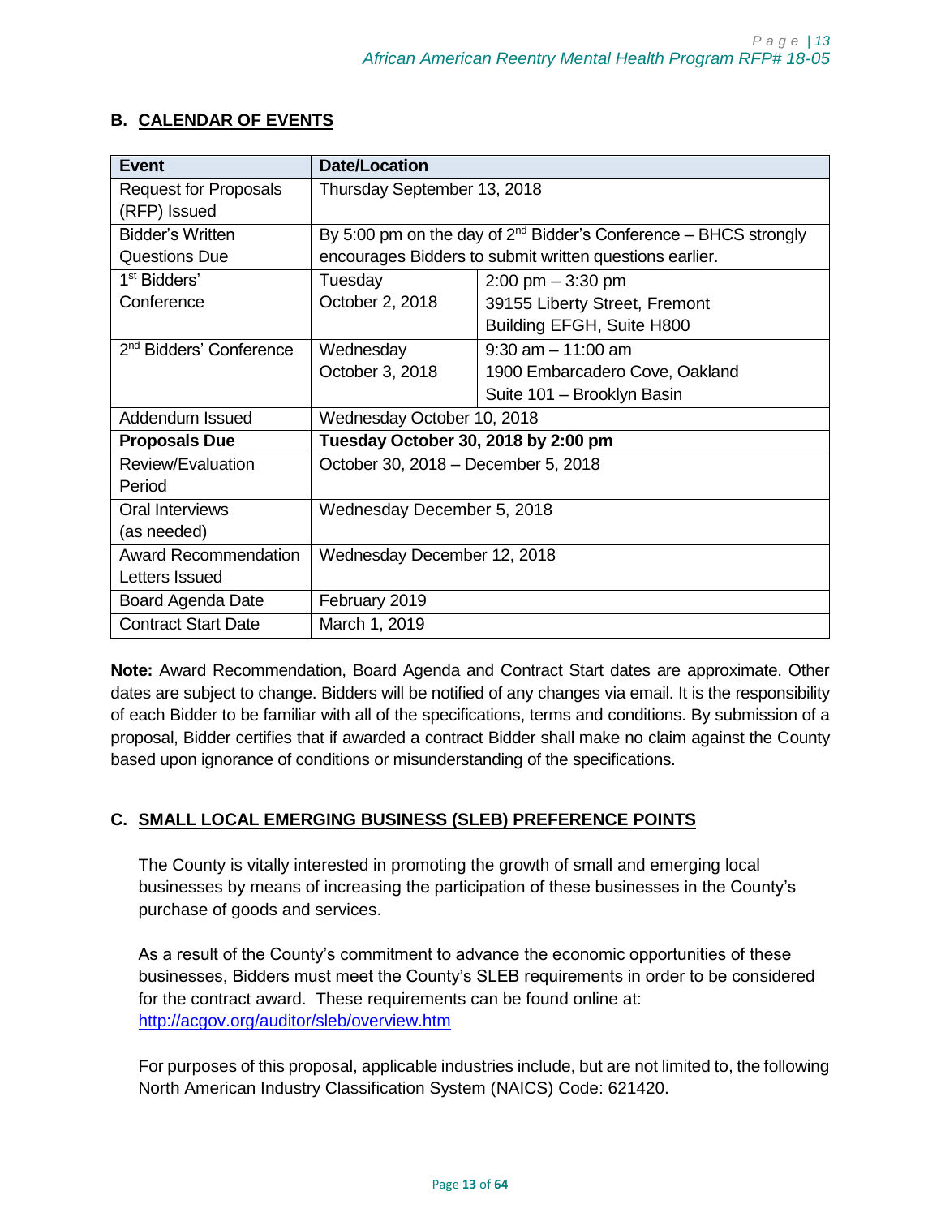## B. CALENDAR OF EVENTS

| Event | Date/Location | |
|---|---|---|
| Request for Proposals (RFP) Issued | Thursday September 13, 2018 | |
| Bidder's Written Questions Due | By 5:00 pm on the day of 2nd Bidder's Conference – BHCS strongly encourages Bidders to submit written questions earlier. | |
| 1st Bidders' Conference | Tuesday October 2, 2018 | 2:00 pm – 3:30 pm 39155 Liberty Street, Fremont Building EFGH, Suite H800 |
| 2nd Bidders' Conference | Wednesday October 3, 2018 | 9:30 am – 11:00 am 1900 Embarcadero Cove, Oakland Suite 101 – Brooklyn Basin |
| Addendum Issued | Wednesday October 10, 2018 | |
| **Proposals Due** | **Tuesday October 30, 2018 by 2:00 pm** | |
| Review/Evaluation Period | October 30, 2018 – December 5, 2018 | |
| Oral Interviews (as needed) | Wednesday December 5, 2018 | |
| Award Recommendation Letters Issued | Wednesday December 12, 2018 | |
| Board Agenda Date | February 2019 | |
| Contract Start Date | March 1, 2019 | |

**Note:** Award Recommendation, Board Agenda and Contract Start dates are approximate. Other dates are subject to change. Bidders will be notified of any changes via email. It is the responsibility of each Bidder to be familiar with all of the specifications, terms and conditions. By submission of a proposal, Bidder certifies that if awarded a contract Bidder shall make no claim against the County based upon ignorance of conditions or misunderstanding of the specifications.

## C. SMALL LOCAL EMERGING BUSINESS (SLEB) PREFERENCE POINTS

The County is vitally interested in promoting the growth of small and emerging local businesses by means of increasing the participation of these businesses in the County's purchase of goods and services.

As a result of the County's commitment to advance the economic opportunities of these businesses, Bidders must meet the County's SLEB requirements in order to be considered for the contract award. These requirements can be found online at: http://acgov.org/auditor/sleb/overview.htm

For purposes of this proposal, applicable industries include, but are not limited to, the following North American Industry Classification System (NAICS) Code: 621420.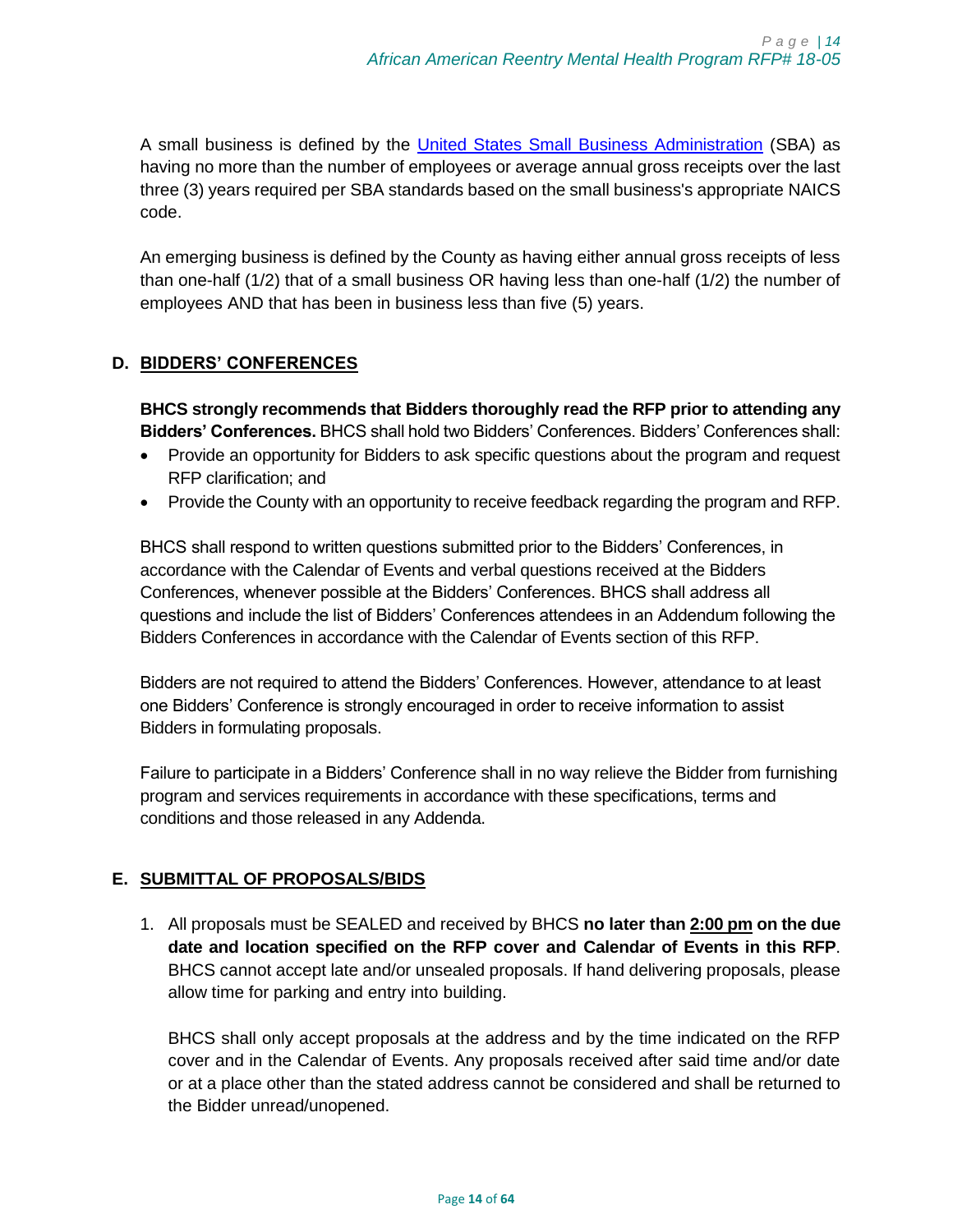A small business is defined by the [United States Small Business Administration](https://www.sba.gov) (SBA) as having no more than the number of employees or average annual gross receipts over the last three (3) years required per SBA standards based on the small business's appropriate NAICS code.

An emerging business is defined by the County as having either annual gross receipts of less than one-half (1/2) that of a small business OR having less than one-half (1/2) the number of employees AND that has been in business less than five (5) years.

## D. BIDDERS' CONFERENCES

**BHCS strongly recommends that Bidders thoroughly read the RFP prior to attending any Bidders' Conferences.** BHCS shall hold two Bidders' Conferences. Bidders' Conferences shall:

- Provide an opportunity for Bidders to ask specific questions about the program and request RFP clarification; and
- Provide the County with an opportunity to receive feedback regarding the program and RFP.

BHCS shall respond to written questions submitted prior to the Bidders' Conferences, in accordance with the Calendar of Events and verbal questions received at the Bidders Conferences, whenever possible at the Bidders' Conferences. BHCS shall address all questions and include the list of Bidders' Conferences attendees in an Addendum following the Bidders Conferences in accordance with the Calendar of Events section of this RFP.

Bidders are not required to attend the Bidders' Conferences. However, attendance to at least one Bidders' Conference is strongly encouraged in order to receive information to assist Bidders in formulating proposals.

Failure to participate in a Bidders' Conference shall in no way relieve the Bidder from furnishing program and services requirements in accordance with these specifications, terms and conditions and those released in any Addenda.

## E. SUBMITTAL OF PROPOSALS/BIDS

1. All proposals must be SEALED and received by BHCS **no later than 2:00 pm on the due date and location specified on the RFP cover and Calendar of Events in this RFP**. BHCS cannot accept late and/or unsealed proposals. If hand delivering proposals, please allow time for parking and entry into building.

   BHCS shall only accept proposals at the address and by the time indicated on the RFP cover and in the Calendar of Events. Any proposals received after said time and/or date or at a place other than the stated address cannot be considered and shall be returned to the Bidder unread/unopened.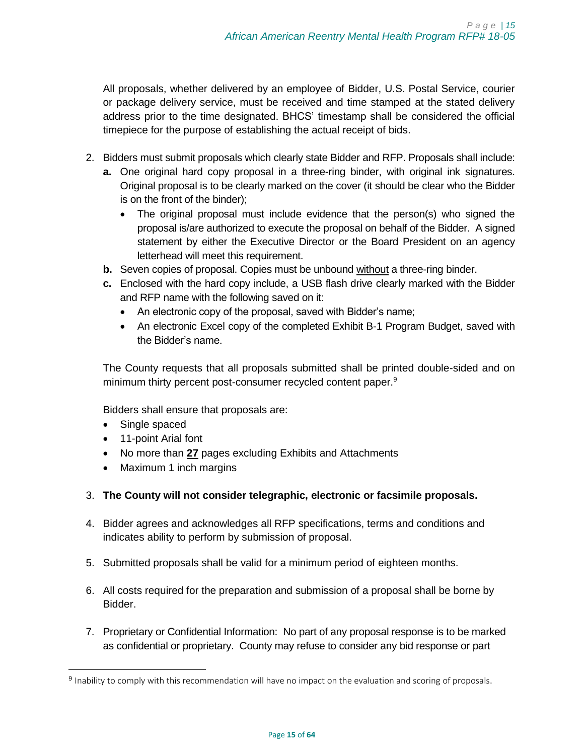All proposals, whether delivered by an employee of Bidder, U.S. Postal Service, courier or package delivery service, must be received and time stamped at the stated delivery address prior to the time designated. BHCS' timestamp shall be considered the official timepiece for the purpose of establishing the actual receipt of bids.

2. Bidders must submit proposals which clearly state Bidder and RFP. Proposals shall include:
   **a.** One original hard copy proposal in a three-ring binder, with original ink signatures. Original proposal is to be clearly marked on the cover (it should be clear who the Bidder is on the front of the binder);
      - The original proposal must include evidence that the person(s) who signed the proposal is/are authorized to execute the proposal on behalf of the Bidder. A signed statement by either the Executive Director or the Board President on an agency letterhead will meet this requirement.

   **b.** Seven copies of proposal. Copies must be unbound <u>without</u> a three-ring binder.

   **c.** Enclosed with the hard copy include, a USB flash drive clearly marked with the Bidder and RFP name with the following saved on it:
      - An electronic copy of the proposal, saved with Bidder's name;
      - An electronic Excel copy of the completed Exhibit B-1 Program Budget, saved with the Bidder's name.

   The County requests that all proposals submitted shall be printed double-sided and on minimum thirty percent post-consumer recycled content paper.[9]

   Bidders shall ensure that proposals are:
   - Single spaced
   - 11-point Arial font
   - No more than <u>**27**</u> pages excluding Exhibits and Attachments
   - Maximum 1 inch margins

3. **The County will not consider telegraphic, electronic or facsimile proposals.**

4. Bidder agrees and acknowledges all RFP specifications, terms and conditions and indicates ability to perform by submission of proposal.

5. Submitted proposals shall be valid for a minimum period of eighteen months.

6. All costs required for the preparation and submission of a proposal shall be borne by Bidder.

7. Proprietary or Confidential Information: No part of any proposal response is to be marked as confidential or proprietary. County may refuse to consider any bid response or part

---

[9] Inability to comply with this recommendation will have no impact on the evaluation and scoring of proposals.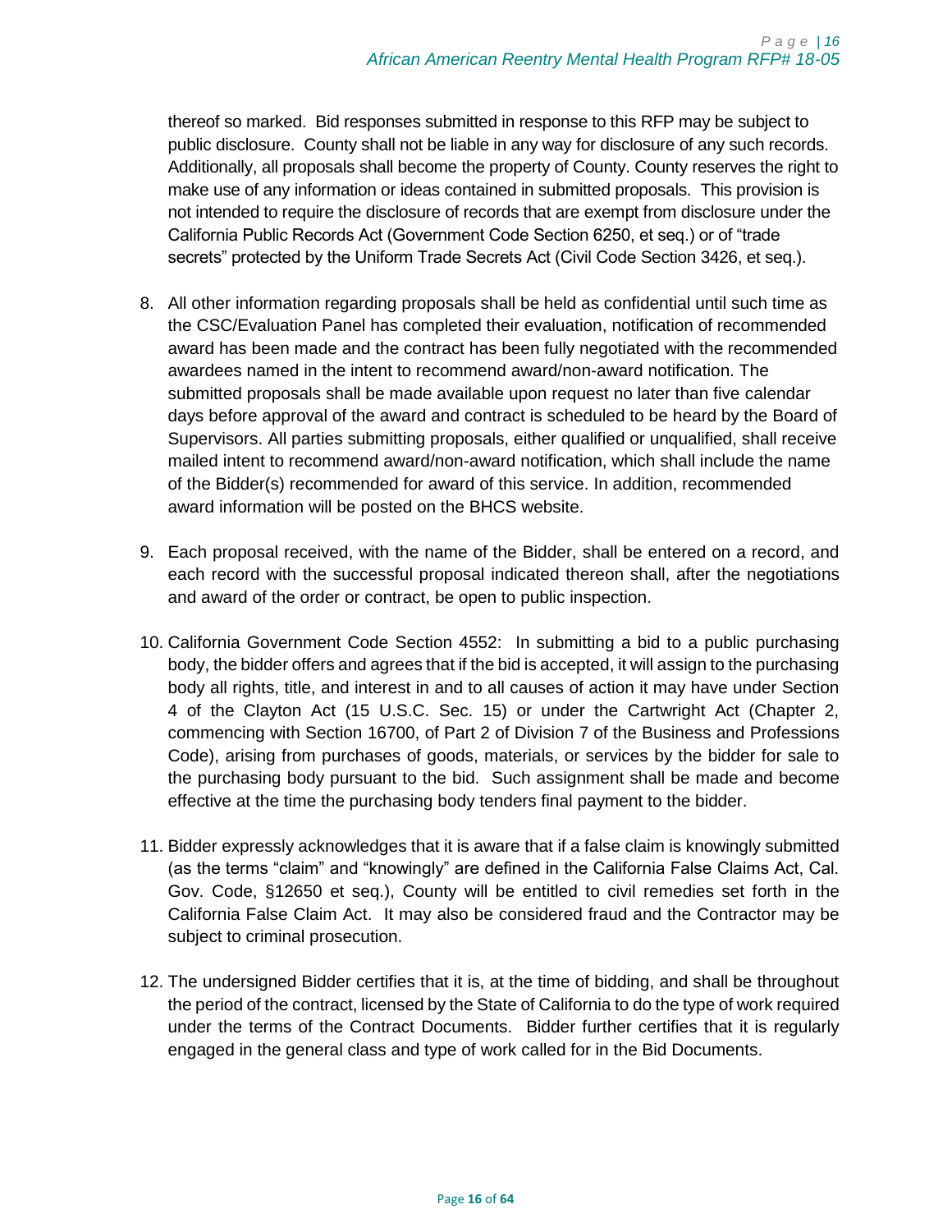thereof so marked. Bid responses submitted in response to this RFP may be subject to public disclosure. County shall not be liable in any way for disclosure of any such records. Additionally, all proposals shall become the property of County. County reserves the right to make use of any information or ideas contained in submitted proposals. This provision is not intended to require the disclosure of records that are exempt from disclosure under the California Public Records Act (Government Code Section 6250, et seq.) or of "trade secrets" protected by the Uniform Trade Secrets Act (Civil Code Section 3426, et seq.).

8. All other information regarding proposals shall be held as confidential until such time as the CSC/Evaluation Panel has completed their evaluation, notification of recommended award has been made and the contract has been fully negotiated with the recommended awardees named in the intent to recommend award/non-award notification. The submitted proposals shall be made available upon request no later than five calendar days before approval of the award and contract is scheduled to be heard by the Board of Supervisors. All parties submitting proposals, either qualified or unqualified, shall receive mailed intent to recommend award/non-award notification, which shall include the name of the Bidder(s) recommended for award of this service. In addition, recommended award information will be posted on the BHCS website.

9. Each proposal received, with the name of the Bidder, shall be entered on a record, and each record with the successful proposal indicated thereon shall, after the negotiations and award of the order or contract, be open to public inspection.

10. California Government Code Section 4552: In submitting a bid to a public purchasing body, the bidder offers and agrees that if the bid is accepted, it will assign to the purchasing body all rights, title, and interest in and to all causes of action it may have under Section 4 of the Clayton Act (15 U.S.C. Sec. 15) or under the Cartwright Act (Chapter 2, commencing with Section 16700, of Part 2 of Division 7 of the Business and Professions Code), arising from purchases of goods, materials, or services by the bidder for sale to the purchasing body pursuant to the bid. Such assignment shall be made and become effective at the time the purchasing body tenders final payment to the bidder.

11. Bidder expressly acknowledges that it is aware that if a false claim is knowingly submitted (as the terms "claim" and "knowingly" are defined in the California False Claims Act, Cal. Gov. Code, §12650 et seq.), County will be entitled to civil remedies set forth in the California False Claim Act. It may also be considered fraud and the Contractor may be subject to criminal prosecution.

12. The undersigned Bidder certifies that it is, at the time of bidding, and shall be throughout the period of the contract, licensed by the State of California to do the type of work required under the terms of the Contract Documents. Bidder further certifies that it is regularly engaged in the general class and type of work called for in the Bid Documents.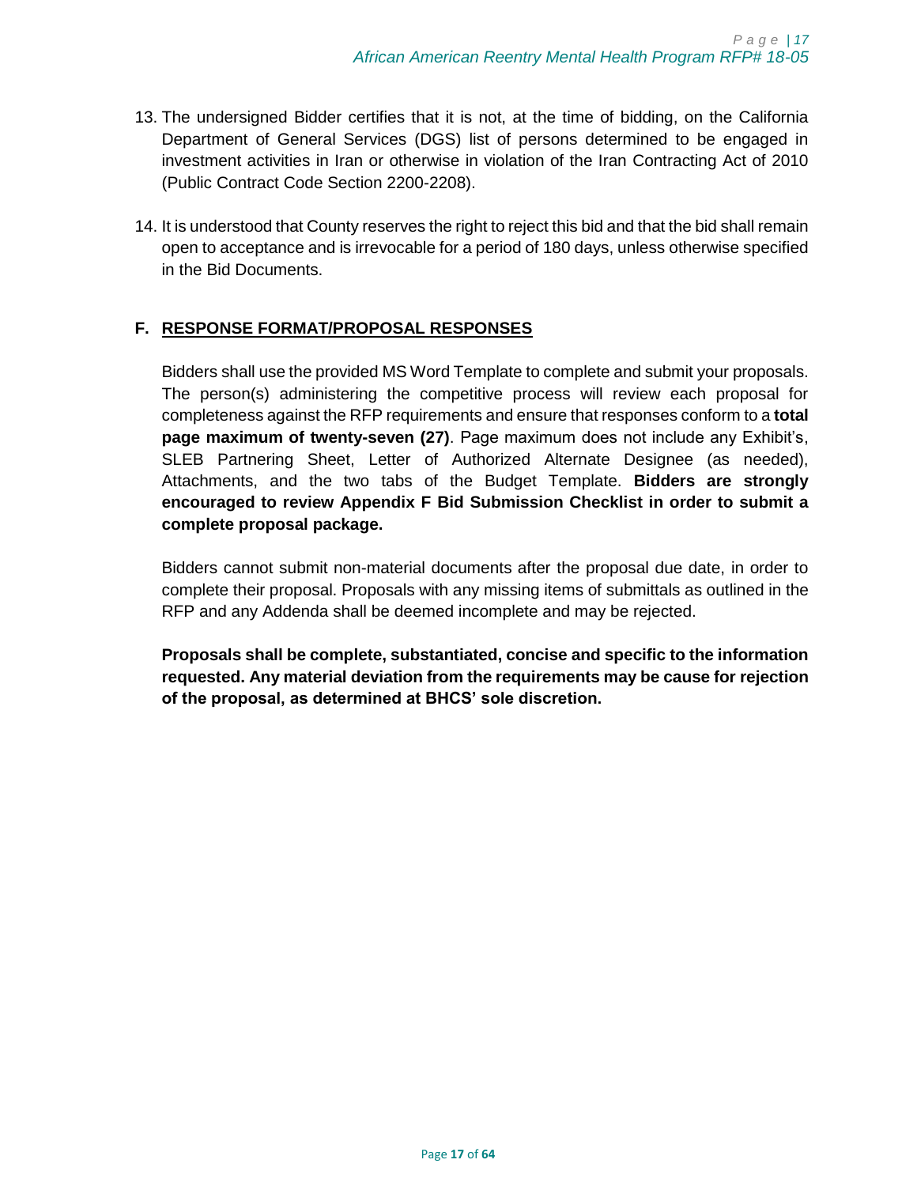13. The undersigned Bidder certifies that it is not, at the time of bidding, on the California Department of General Services (DGS) list of persons determined to be engaged in investment activities in Iran or otherwise in violation of the Iran Contracting Act of 2010 (Public Contract Code Section 2200-2208).

14. It is understood that County reserves the right to reject this bid and that the bid shall remain open to acceptance and is irrevocable for a period of 180 days, unless otherwise specified in the Bid Documents.

## F. RESPONSE FORMAT/PROPOSAL RESPONSES

Bidders shall use the provided MS Word Template to complete and submit your proposals. The person(s) administering the competitive process will review each proposal for completeness against the RFP requirements and ensure that responses conform to a **total page maximum of twenty-seven (27)**. Page maximum does not include any Exhibit's, SLEB Partnering Sheet, Letter of Authorized Alternate Designee (as needed), Attachments, and the two tabs of the Budget Template. **Bidders are strongly encouraged to review Appendix F Bid Submission Checklist in order to submit a complete proposal package.**

Bidders cannot submit non-material documents after the proposal due date, in order to complete their proposal. Proposals with any missing items of submittals as outlined in the RFP and any Addenda shall be deemed incomplete and may be rejected.

**Proposals shall be complete, substantiated, concise and specific to the information requested. Any material deviation from the requirements may be cause for rejection of the proposal, as determined at BHCS' sole discretion.**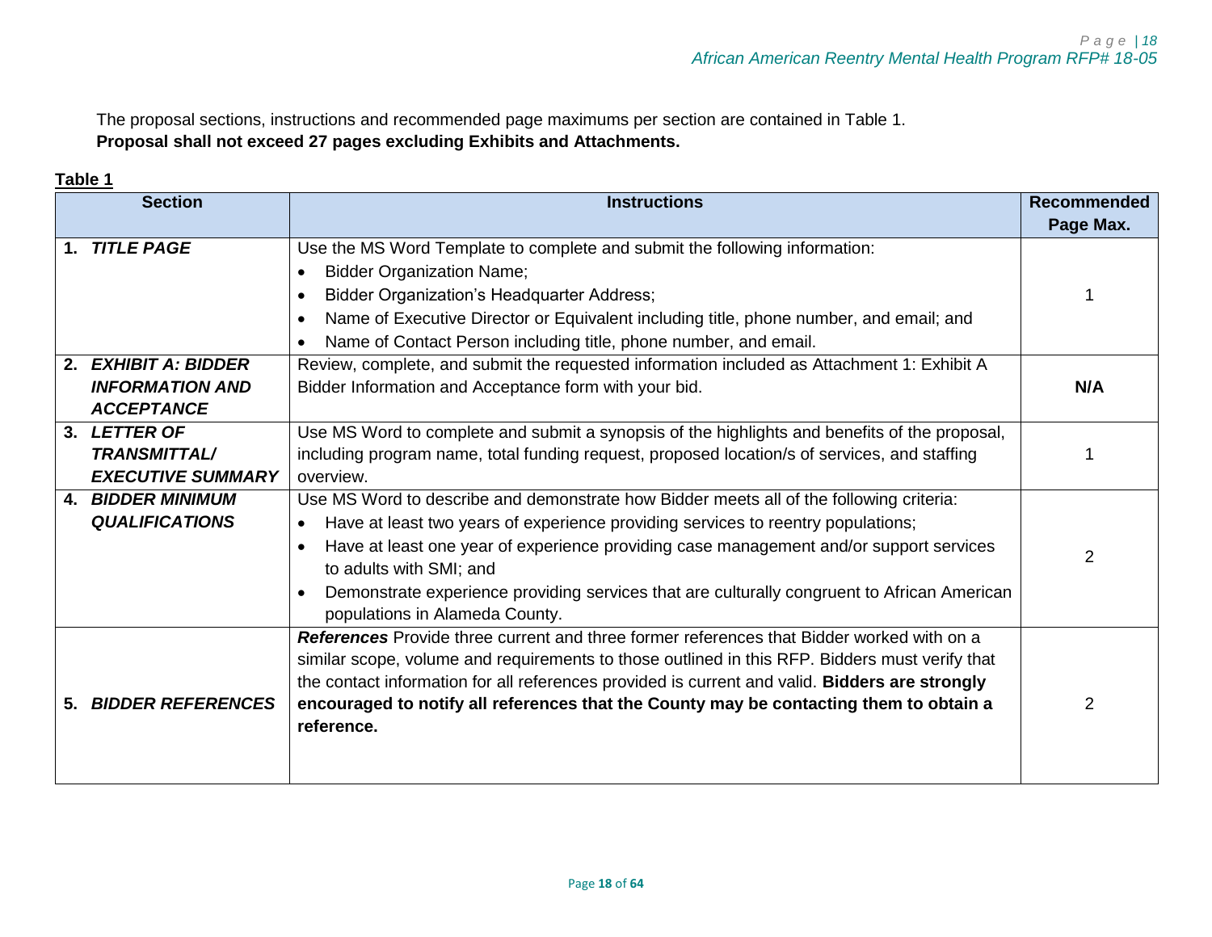The proposal sections, instructions and recommended page maximums per section are contained in Table 1.
**Proposal shall not exceed 27 pages excluding Exhibits and Attachments.**

**Table 1**

| Section | Instructions | Recommended Page Max. |
|---|---|---|
| 1. ***TITLE PAGE*** | Use the MS Word Template to complete and submit the following information:<br>• Bidder Organization Name;<br>• Bidder Organization's Headquarter Address;<br>• Name of Executive Director or Equivalent including title, phone number, and email; and<br>• Name of Contact Person including title, phone number, and email. | 1 |
| 2. ***EXHIBIT A: BIDDER INFORMATION AND ACCEPTANCE*** | Review, complete, and submit the requested information included as Attachment 1: Exhibit A Bidder Information and Acceptance form with your bid. | **N/A** |
| 3. ***LETTER OF TRANSMITTAL/ EXECUTIVE SUMMARY*** | Use MS Word to complete and submit a synopsis of the highlights and benefits of the proposal, including program name, total funding request, proposed location/s of services, and staffing overview. | 1 |
| 4. ***BIDDER MINIMUM QUALIFICATIONS*** | Use MS Word to describe and demonstrate how Bidder meets all of the following criteria:<br>• Have at least two years of experience providing services to reentry populations;<br>• Have at least one year of experience providing case management and/or support services to adults with SMI; and<br>• Demonstrate experience providing services that are culturally congruent to African American populations in Alameda County. | 2 |
| 5. ***BIDDER REFERENCES*** | ***References*** Provide three current and three former references that Bidder worked with on a similar scope, volume and requirements to those outlined in this RFP. Bidders must verify that the contact information for all references provided is current and valid. **Bidders are strongly encouraged to notify all references that the County may be contacting them to obtain a reference.** | 2 |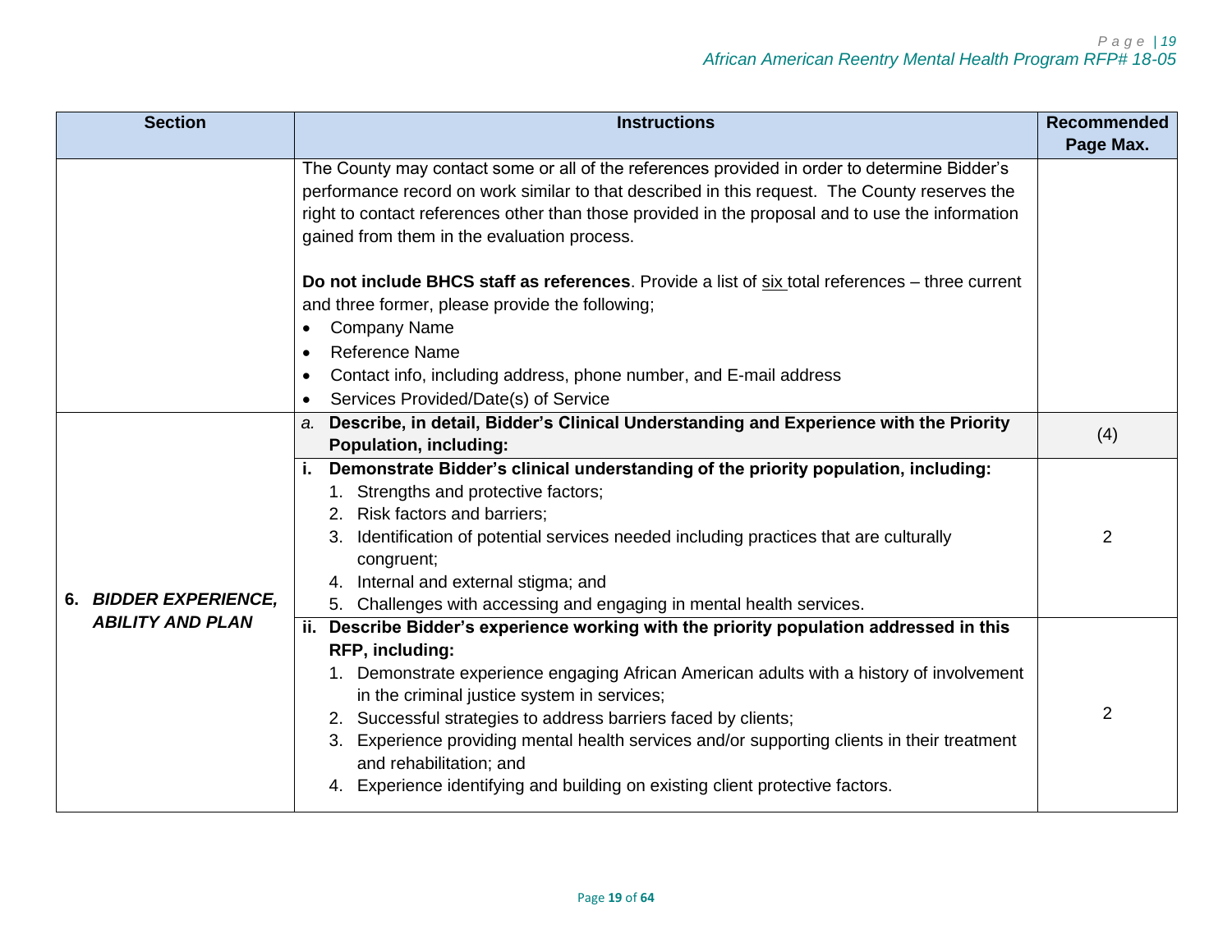| Section | Instructions | Recommended Page Max. |
| --- | --- | --- |
| | The County may contact some or all of the references provided in order to determine Bidder's performance record on work similar to that described in this request. The County reserves the right to contact references other than those provided in the proposal and to use the information gained from them in the evaluation process.<br><br>**Do not include BHCS staff as references**. Provide a list of six total references – three current and three former, please provide the following;<br>• Company Name<br>• Reference Name<br>• Contact info, including address, phone number, and E-mail address<br>• Services Provided/Date(s) of Service | |
| **6. *BIDDER EXPERIENCE, ABILITY AND PLAN*** | *a.* **Describe, in detail, Bidder's Clinical Understanding and Experience with the Priority Population, including:** | (4) |
| | **i. Demonstrate Bidder's clinical understanding of the priority population, including:**<br>1. Strengths and protective factors;<br>2. Risk factors and barriers;<br>3. Identification of potential services needed including practices that are culturally congruent;<br>4. Internal and external stigma; and<br>5. Challenges with accessing and engaging in mental health services. | 2 |
| | **ii. Describe Bidder's experience working with the priority population addressed in this RFP, including:**<br>1. Demonstrate experience engaging African American adults with a history of involvement in the criminal justice system in services;<br>2. Successful strategies to address barriers faced by clients;<br>3. Experience providing mental health services and/or supporting clients in their treatment and rehabilitation; and<br>4. Experience identifying and building on existing client protective factors. | 2 |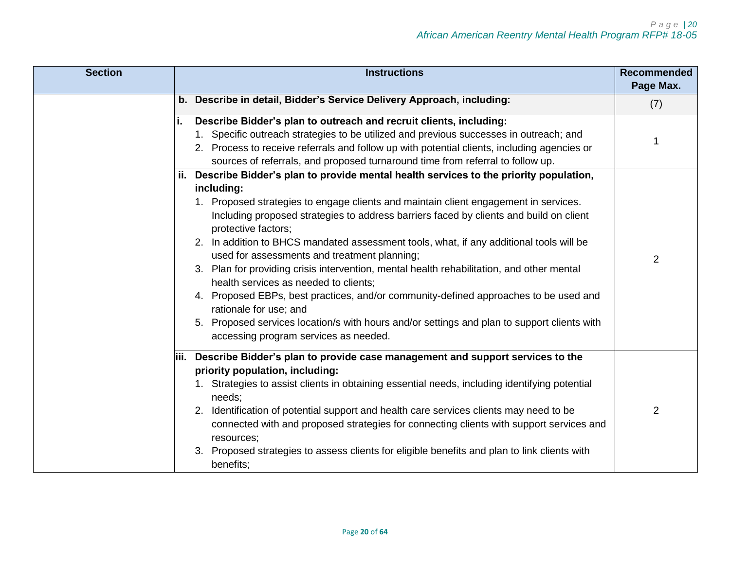| Section | Instructions | Recommended Page Max. |
|---|---|---|
| | **b. Describe in detail, Bidder's Service Delivery Approach, including:** | (7) |
| | **i. Describe Bidder's plan to outreach and recruit clients, including:**<br>1. Specific outreach strategies to be utilized and previous successes in outreach; and<br>2. Process to receive referrals and follow up with potential clients, including agencies or sources of referrals, and proposed turnaround time from referral to follow up. | 1 |
| | **ii. Describe Bidder's plan to provide mental health services to the priority population, including:**<br>1. Proposed strategies to engage clients and maintain client engagement in services. Including proposed strategies to address barriers faced by clients and build on client protective factors;<br>2. In addition to BHCS mandated assessment tools, what, if any additional tools will be used for assessments and treatment planning;<br>3. Plan for providing crisis intervention, mental health rehabilitation, and other mental health services as needed to clients;<br>4. Proposed EBPs, best practices, and/or community-defined approaches to be used and rationale for use; and<br>5. Proposed services location/s with hours and/or settings and plan to support clients with accessing program services as needed. | 2 |
| | **iii. Describe Bidder's plan to provide case management and support services to the priority population, including:**<br>1. Strategies to assist clients in obtaining essential needs, including identifying potential needs;<br>2. Identification of potential support and health care services clients may need to be connected with and proposed strategies for connecting clients with support services and resources;<br>3. Proposed strategies to assess clients for eligible benefits and plan to link clients with benefits; | 2 |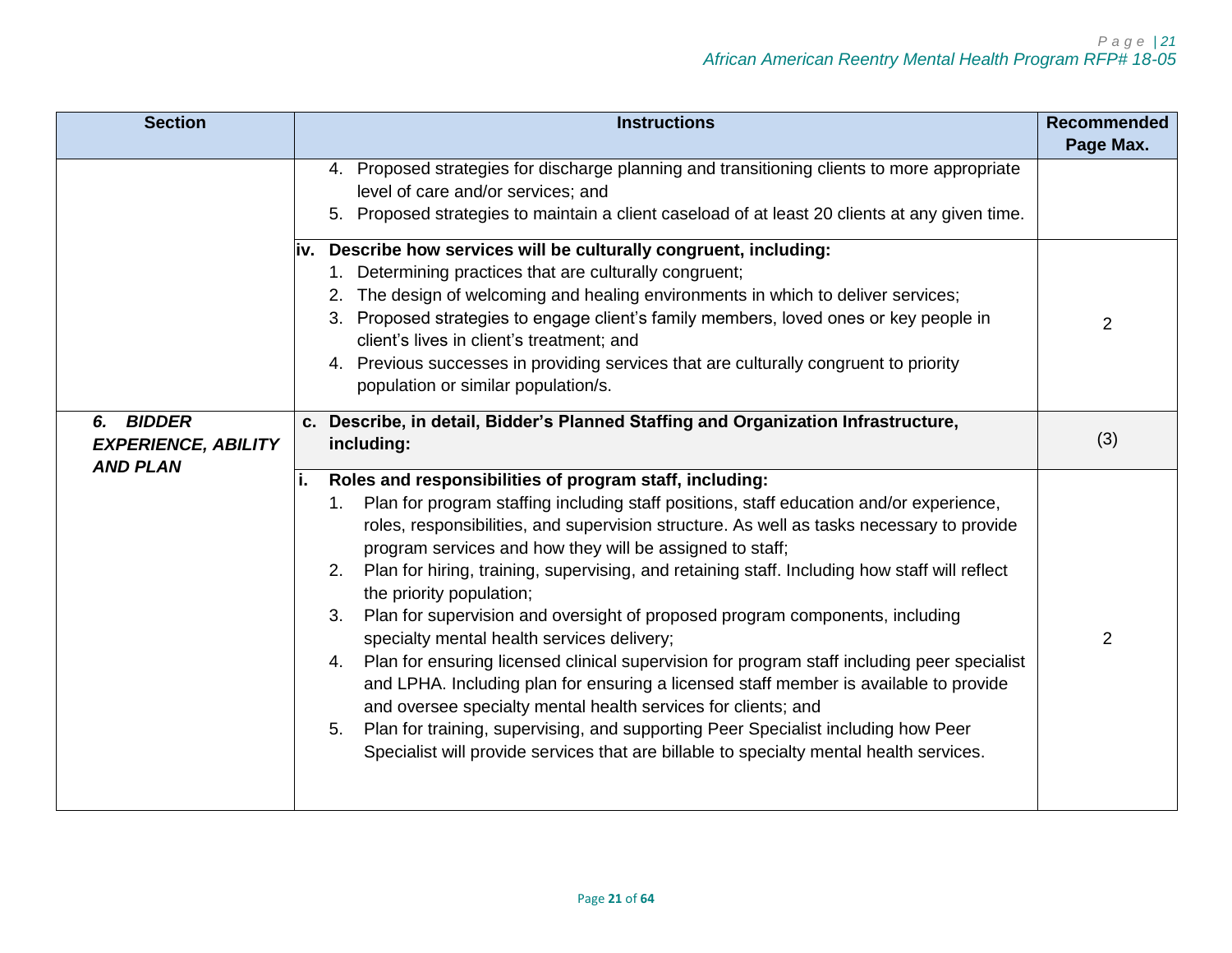| Section | Instructions | Recommended Page Max. |
|---|---|---|
| | 4. Proposed strategies for discharge planning and transitioning clients to more appropriate level of care and/or services; and<br>5. Proposed strategies to maintain a client caseload of at least 20 clients at any given time. | |
| | **iv. Describe how services will be culturally congruent, including:**<br>1. Determining practices that are culturally congruent;<br>2. The design of welcoming and healing environments in which to deliver services;<br>3. Proposed strategies to engage client's family members, loved ones or key people in client's lives in client's treatment; and<br>4. Previous successes in providing services that are culturally congruent to priority population or similar population/s. | 2 |
| ***6. BIDDER EXPERIENCE, ABILITY AND PLAN*** | **c. Describe, in detail, Bidder's Planned Staffing and Organization Infrastructure, including:** | (3) |
| | **i. Roles and responsibilities of program staff, including:**<br>1. Plan for program staffing including staff positions, staff education and/or experience, roles, responsibilities, and supervision structure. As well as tasks necessary to provide program services and how they will be assigned to staff;<br>2. Plan for hiring, training, supervising, and retaining staff. Including how staff will reflect the priority population;<br>3. Plan for supervision and oversight of proposed program components, including specialty mental health services delivery;<br>4. Plan for ensuring licensed clinical supervision for program staff including peer specialist and LPHA. Including plan for ensuring a licensed staff member is available to provide and oversee specialty mental health services for clients; and<br>5. Plan for training, supervising, and supporting Peer Specialist including how Peer Specialist will provide services that are billable to specialty mental health services. | 2 |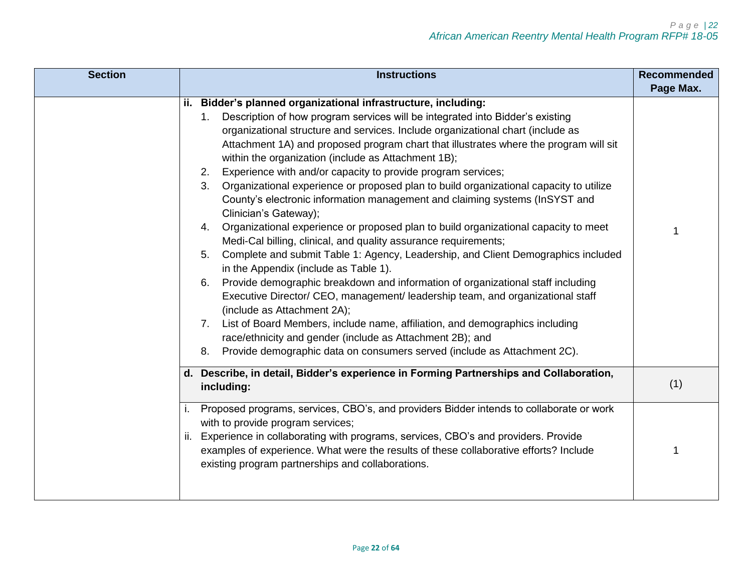| Section | Instructions | Recommended Page Max. |
| --- | --- | --- |
| | **ii. Bidder's planned organizational infrastructure, including:**<br>1. Description of how program services will be integrated into Bidder's existing organizational structure and services. Include organizational chart (include as Attachment 1A) and proposed program chart that illustrates where the program will sit within the organization (include as Attachment 1B);<br>2. Experience with and/or capacity to provide program services;<br>3. Organizational experience or proposed plan to build organizational capacity to utilize County's electronic information management and claiming systems (InSYST and Clinician's Gateway);<br>4. Organizational experience or proposed plan to build organizational capacity to meet Medi-Cal billing, clinical, and quality assurance requirements;<br>5. Complete and submit Table 1: Agency, Leadership, and Client Demographics included in the Appendix (include as Table 1).<br>6. Provide demographic breakdown and information of organizational staff including Executive Director/ CEO, management/ leadership team, and organizational staff (include as Attachment 2A);<br>7. List of Board Members, include name, affiliation, and demographics including race/ethnicity and gender (include as Attachment 2B); and<br>8. Provide demographic data on consumers served (include as Attachment 2C). | 1 |
| | **d. Describe, in detail, Bidder's experience in Forming Partnerships and Collaboration, including:** | (1) |
| | i. Proposed programs, services, CBO's, and providers Bidder intends to collaborate or work with to provide program services;<br>ii. Experience in collaborating with programs, services, CBO's and providers. Provide examples of experience. What were the results of these collaborative efforts? Include existing program partnerships and collaborations. | 1 |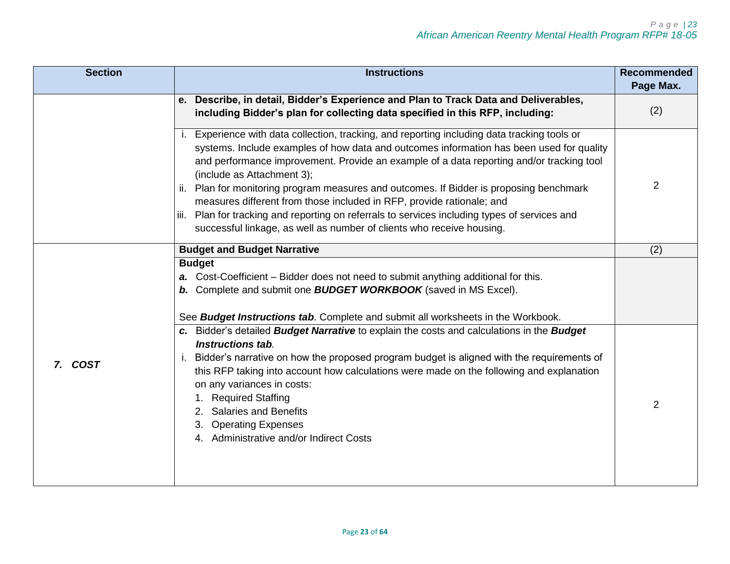| Section | Instructions | Recommended Page Max. |
|---|---|---|
| | **e. Describe, in detail, Bidder's Experience and Plan to Track Data and Deliverables, including Bidder's plan for collecting data specified in this RFP, including:** | (2) |
| | i. Experience with data collection, tracking, and reporting including data tracking tools or systems. Include examples of how data and outcomes information has been used for quality and performance improvement. Provide an example of a data reporting and/or tracking tool (include as Attachment 3);<br>ii. Plan for monitoring program measures and outcomes. If Bidder is proposing benchmark measures different from those included in RFP, provide rationale; and<br>iii. Plan for tracking and reporting on referrals to services including types of services and successful linkage, as well as number of clients who receive housing. | 2 |
| ***7. COST*** | **Budget and Budget Narrative** | (2) |
| | **Budget**<br>***a.*** Cost-Coefficient – Bidder does not need to submit anything additional for this.<br>***b.*** Complete and submit one ***BUDGET WORKBOOK*** (saved in MS Excel).<br><br>See ***Budget Instructions tab***. Complete and submit all worksheets in the Workbook. | |
| | ***c.*** Bidder's detailed ***Budget Narrative*** to explain the costs and calculations in the ***Budget Instructions tab****.*<br>i. Bidder's narrative on how the proposed program budget is aligned with the requirements of this RFP taking into account how calculations were made on the following and explanation on any variances in costs:<br>1. Required Staffing<br>2. Salaries and Benefits<br>3. Operating Expenses<br>4. Administrative and/or Indirect Costs | 2 |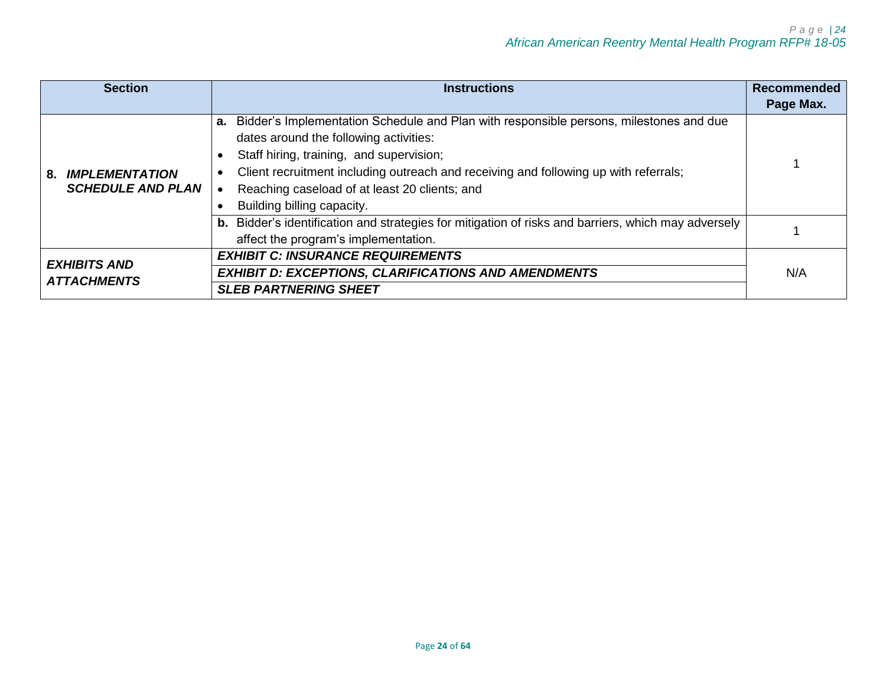| Section | Instructions | Recommended Page Max. |
|---|---|---|
| **8. *IMPLEMENTATION SCHEDULE AND PLAN*** | **a.** Bidder's Implementation Schedule and Plan with responsible persons, milestones and due dates around the following activities:<br>• Staff hiring, training, and supervision;<br>• Client recruitment including outreach and receiving and following up with referrals;<br>• Reaching caseload of at least 20 clients; and<br>• Building billing capacity. | 1 |
| | **b.** Bidder's identification and strategies for mitigation of risks and barriers, which may adversely affect the program's implementation. | 1 |
| ***EXHIBITS AND ATTACHMENTS*** | ***EXHIBIT C: INSURANCE REQUIREMENTS*** | N/A |
| | ***EXHIBIT D: EXCEPTIONS, CLARIFICATIONS AND AMENDMENTS*** | |
| | ***SLEB PARTNERING SHEET*** | |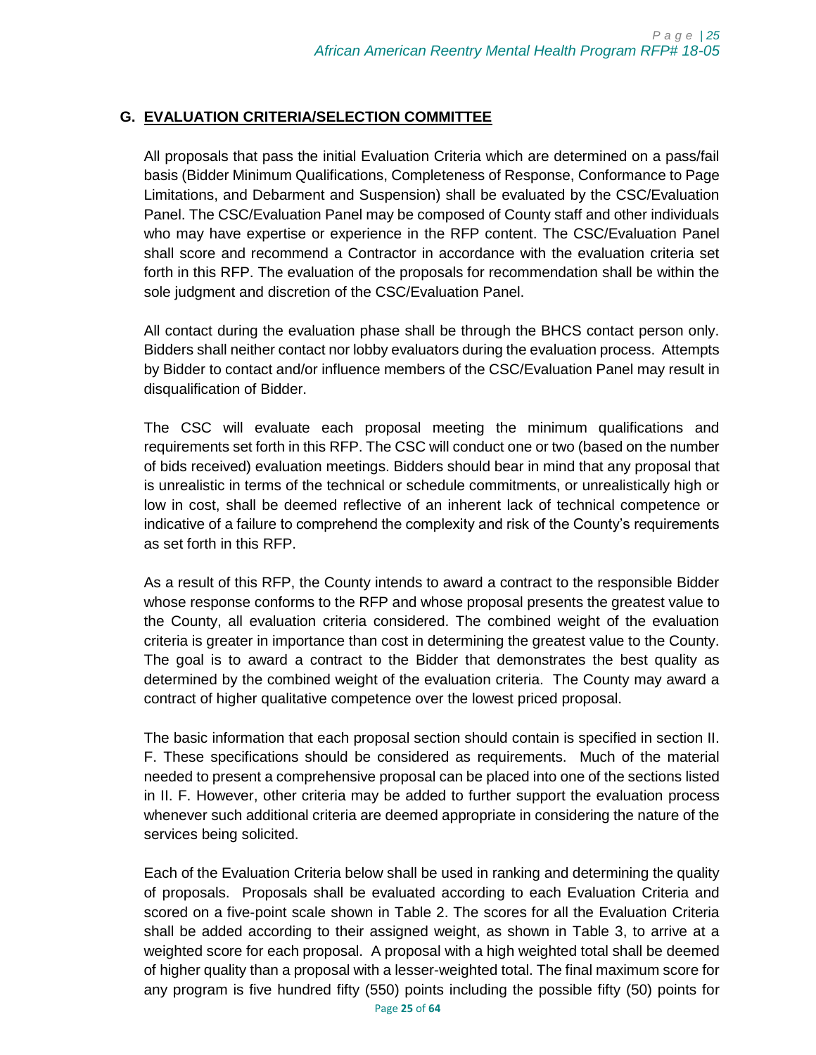## G. EVALUATION CRITERIA/SELECTION COMMITTEE

All proposals that pass the initial Evaluation Criteria which are determined on a pass/fail basis (Bidder Minimum Qualifications, Completeness of Response, Conformance to Page Limitations, and Debarment and Suspension) shall be evaluated by the CSC/Evaluation Panel. The CSC/Evaluation Panel may be composed of County staff and other individuals who may have expertise or experience in the RFP content. The CSC/Evaluation Panel shall score and recommend a Contractor in accordance with the evaluation criteria set forth in this RFP. The evaluation of the proposals for recommendation shall be within the sole judgment and discretion of the CSC/Evaluation Panel.

All contact during the evaluation phase shall be through the BHCS contact person only. Bidders shall neither contact nor lobby evaluators during the evaluation process. Attempts by Bidder to contact and/or influence members of the CSC/Evaluation Panel may result in disqualification of Bidder.

The CSC will evaluate each proposal meeting the minimum qualifications and requirements set forth in this RFP. The CSC will conduct one or two (based on the number of bids received) evaluation meetings. Bidders should bear in mind that any proposal that is unrealistic in terms of the technical or schedule commitments, or unrealistically high or low in cost, shall be deemed reflective of an inherent lack of technical competence or indicative of a failure to comprehend the complexity and risk of the County's requirements as set forth in this RFP.

As a result of this RFP, the County intends to award a contract to the responsible Bidder whose response conforms to the RFP and whose proposal presents the greatest value to the County, all evaluation criteria considered. The combined weight of the evaluation criteria is greater in importance than cost in determining the greatest value to the County. The goal is to award a contract to the Bidder that demonstrates the best quality as determined by the combined weight of the evaluation criteria. The County may award a contract of higher qualitative competence over the lowest priced proposal.

The basic information that each proposal section should contain is specified in section II. F. These specifications should be considered as requirements. Much of the material needed to present a comprehensive proposal can be placed into one of the sections listed in II. F. However, other criteria may be added to further support the evaluation process whenever such additional criteria are deemed appropriate in considering the nature of the services being solicited.

Each of the Evaluation Criteria below shall be used in ranking and determining the quality of proposals. Proposals shall be evaluated according to each Evaluation Criteria and scored on a five-point scale shown in Table 2. The scores for all the Evaluation Criteria shall be added according to their assigned weight, as shown in Table 3, to arrive at a weighted score for each proposal. A proposal with a high weighted total shall be deemed of higher quality than a proposal with a lesser-weighted total. The final maximum score for any program is five hundred fifty (550) points including the possible fifty (50) points for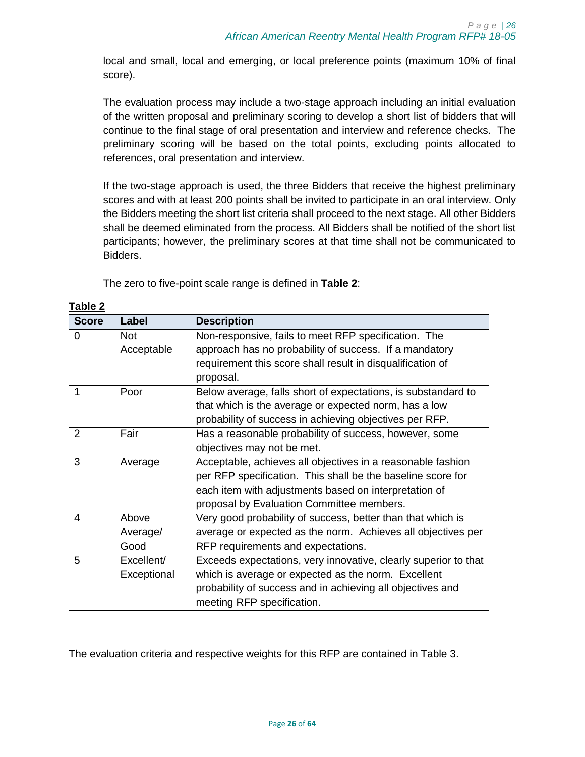local and small, local and emerging, or local preference points (maximum 10% of final score).

The evaluation process may include a two-stage approach including an initial evaluation of the written proposal and preliminary scoring to develop a short list of bidders that will continue to the final stage of oral presentation and interview and reference checks. The preliminary scoring will be based on the total points, excluding points allocated to references, oral presentation and interview.

If the two-stage approach is used, the three Bidders that receive the highest preliminary scores and with at least 200 points shall be invited to participate in an oral interview. Only the Bidders meeting the short list criteria shall proceed to the next stage. All other Bidders shall be deemed eliminated from the process. All Bidders shall be notified of the short list participants; however, the preliminary scores at that time shall not be communicated to Bidders.

The zero to five-point scale range is defined in **Table 2**:

**Table 2**

| Score | Label | Description |
|---|---|---|
| 0 | Not Acceptable | Non-responsive, fails to meet RFP specification. The approach has no probability of success. If a mandatory requirement this score shall result in disqualification of proposal. |
| 1 | Poor | Below average, falls short of expectations, is substandard to that which is the average or expected norm, has a low probability of success in achieving objectives per RFP. |
| 2 | Fair | Has a reasonable probability of success, however, some objectives may not be met. |
| 3 | Average | Acceptable, achieves all objectives in a reasonable fashion per RFP specification. This shall be the baseline score for each item with adjustments based on interpretation of proposal by Evaluation Committee members. |
| 4 | Above Average/ Good | Very good probability of success, better than that which is average or expected as the norm. Achieves all objectives per RFP requirements and expectations. |
| 5 | Excellent/ Exceptional | Exceeds expectations, very innovative, clearly superior to that which is average or expected as the norm. Excellent probability of success and in achieving all objectives and meeting RFP specification. |

The evaluation criteria and respective weights for this RFP are contained in Table 3.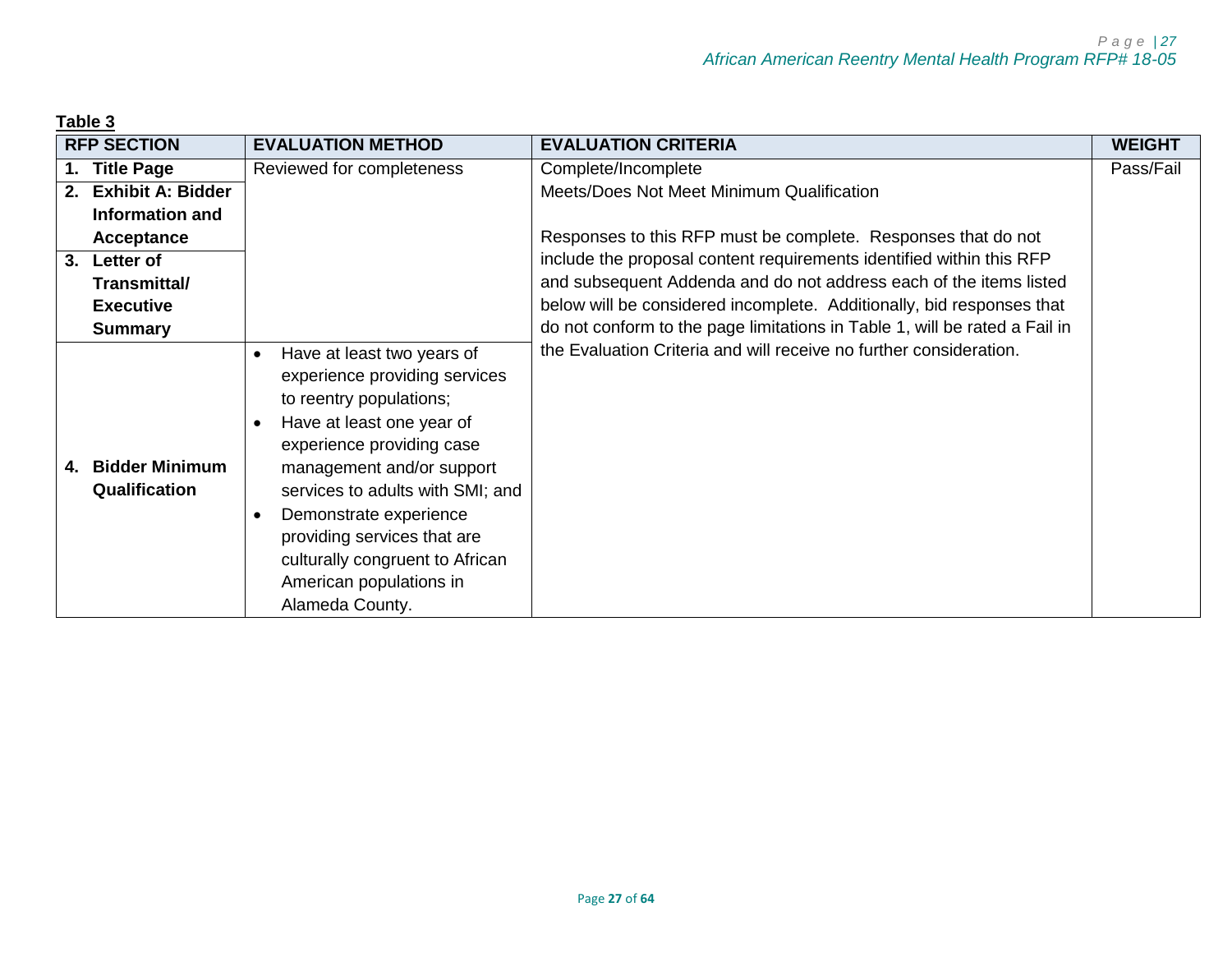**Table 3**

| RFP SECTION | EVALUATION METHOD | EVALUATION CRITERIA | WEIGHT |
|---|---|---|---|
| 1. **Title Page**<br>2. **Exhibit A: Bidder Information and Acceptance**<br>3. **Letter of Transmittal/ Executive Summary** | Reviewed for completeness | Complete/Incomplete<br>Meets/Does Not Meet Minimum Qualification<br><br>Responses to this RFP must be complete. Responses that do not include the proposal content requirements identified within this RFP and subsequent Addenda and do not address each of the items listed below will be considered incomplete. Additionally, bid responses that do not conform to the page limitations in Table 1, will be rated a Fail in the Evaluation Criteria and will receive no further consideration. | Pass/Fail |
| 4. **Bidder Minimum Qualification** | • Have at least two years of experience providing services to reentry populations;<br>• Have at least one year of experience providing case management and/or support services to adults with SMI; and<br>• Demonstrate experience providing services that are culturally congruent to African American populations in Alameda County. | | |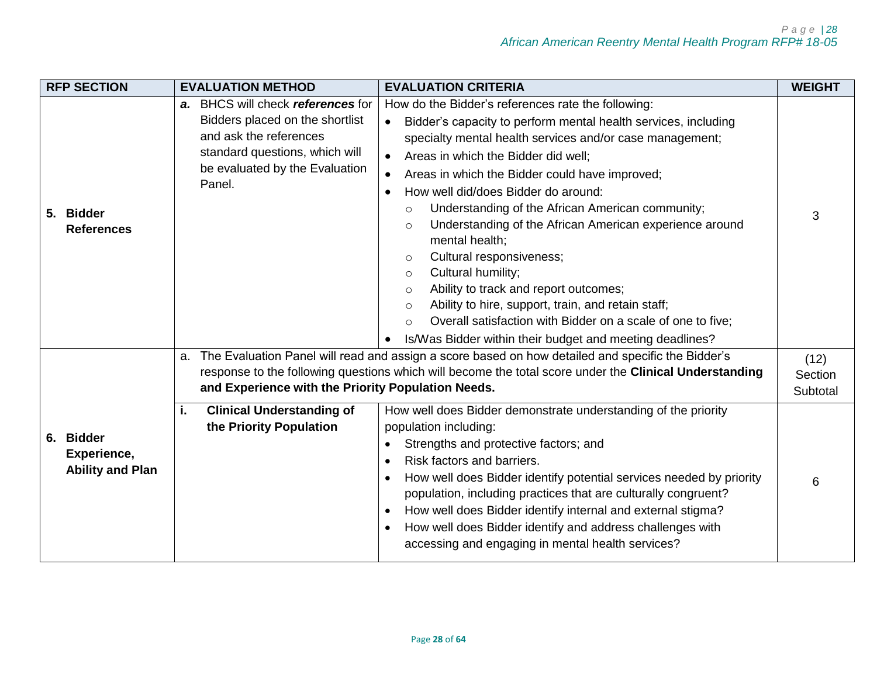| RFP SECTION | EVALUATION METHOD | EVALUATION CRITERIA | WEIGHT |
|---|---|---|---|
| **5. Bidder References** | ***a.*** BHCS will check ***references*** for Bidders placed on the shortlist and ask the references standard questions, which will be evaluated by the Evaluation Panel. | How do the Bidder's references rate the following:<br>• Bidder's capacity to perform mental health services, including specialty mental health services and/or case management;<br>• Areas in which the Bidder did well;<br>• Areas in which the Bidder could have improved;<br>• How well did/does Bidder do around:<br>&nbsp;&nbsp;○ Understanding of the African American community;<br>&nbsp;&nbsp;○ Understanding of the African American experience around mental health;<br>&nbsp;&nbsp;○ Cultural responsiveness;<br>&nbsp;&nbsp;○ Cultural humility;<br>&nbsp;&nbsp;○ Ability to track and report outcomes;<br>&nbsp;&nbsp;○ Ability to hire, support, train, and retain staff;<br>&nbsp;&nbsp;○ Overall satisfaction with Bidder on a scale of one to five;<br>• Is/Was Bidder within their budget and meeting deadlines? | 3 |
| **6. Bidder Experience, Ability and Plan** | a. The Evaluation Panel will read and assign a score based on how detailed and specific the Bidder's response to the following questions which will become the total score under the **Clinical Understanding and Experience with the Priority Population Needs.** | | (12) Section Subtotal |
| | **i. Clinical Understanding of the Priority Population** | How well does Bidder demonstrate understanding of the priority population including:<br>• Strengths and protective factors; and<br>• Risk factors and barriers.<br>• How well does Bidder identify potential services needed by priority population, including practices that are culturally congruent?<br>• How well does Bidder identify internal and external stigma?<br>• How well does Bidder identify and address challenges with accessing and engaging in mental health services? | 6 |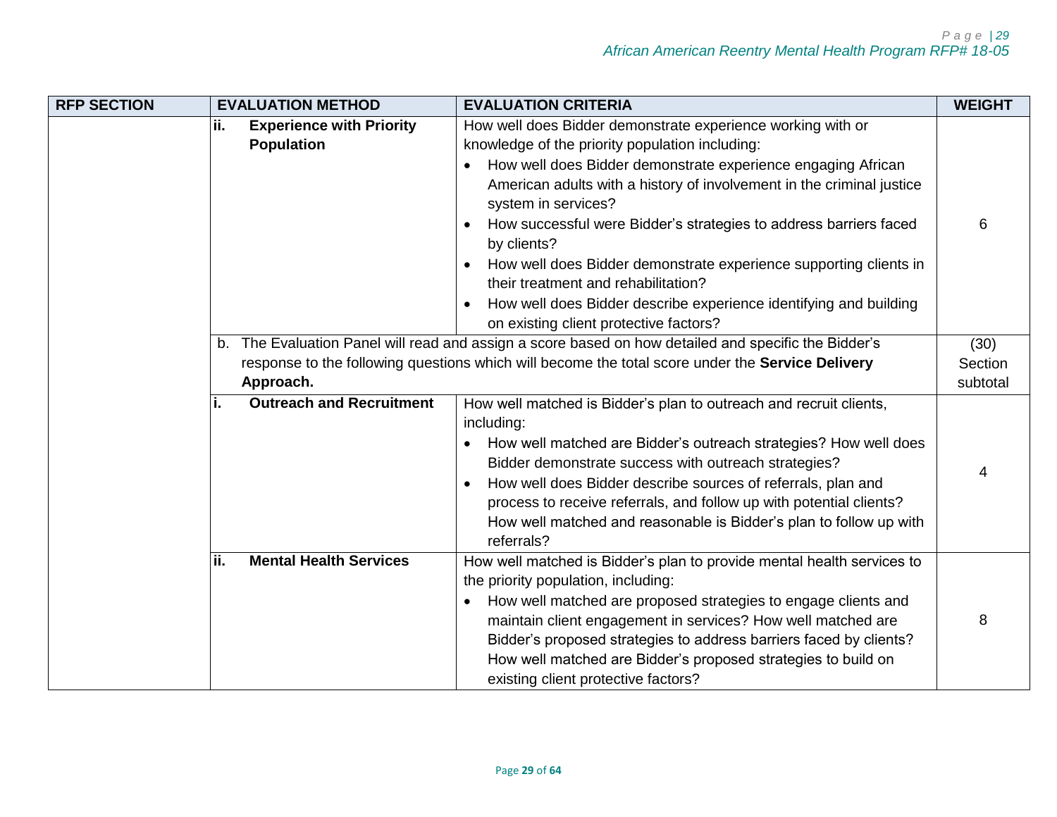| RFP SECTION | EVALUATION METHOD | EVALUATION CRITERIA | WEIGHT |
|---|---|---|---|
| | **ii. Experience with Priority Population** | How well does Bidder demonstrate experience working with or knowledge of the priority population including:<br>• How well does Bidder demonstrate experience engaging African American adults with a history of involvement in the criminal justice system in services?<br>• How successful were Bidder's strategies to address barriers faced by clients?<br>• How well does Bidder demonstrate experience supporting clients in their treatment and rehabilitation?<br>• How well does Bidder describe experience identifying and building on existing client protective factors? | 6 |
| | b. The Evaluation Panel will read and assign a score based on how detailed and specific the Bidder's response to the following questions which will become the total score under the **Service Delivery Approach.** | | (30) Section subtotal |
| | **i. Outreach and Recruitment** | How well matched is Bidder's plan to outreach and recruit clients, including:<br>• How well matched are Bidder's outreach strategies? How well does Bidder demonstrate success with outreach strategies?<br>• How well does Bidder describe sources of referrals, plan and process to receive referrals, and follow up with potential clients? How well matched and reasonable is Bidder's plan to follow up with referrals? | 4 |
| | **ii. Mental Health Services** | How well matched is Bidder's plan to provide mental health services to the priority population, including:<br>• How well matched are proposed strategies to engage clients and maintain client engagement in services? How well matched are Bidder's proposed strategies to address barriers faced by clients? How well matched are Bidder's proposed strategies to build on existing client protective factors? | 8 |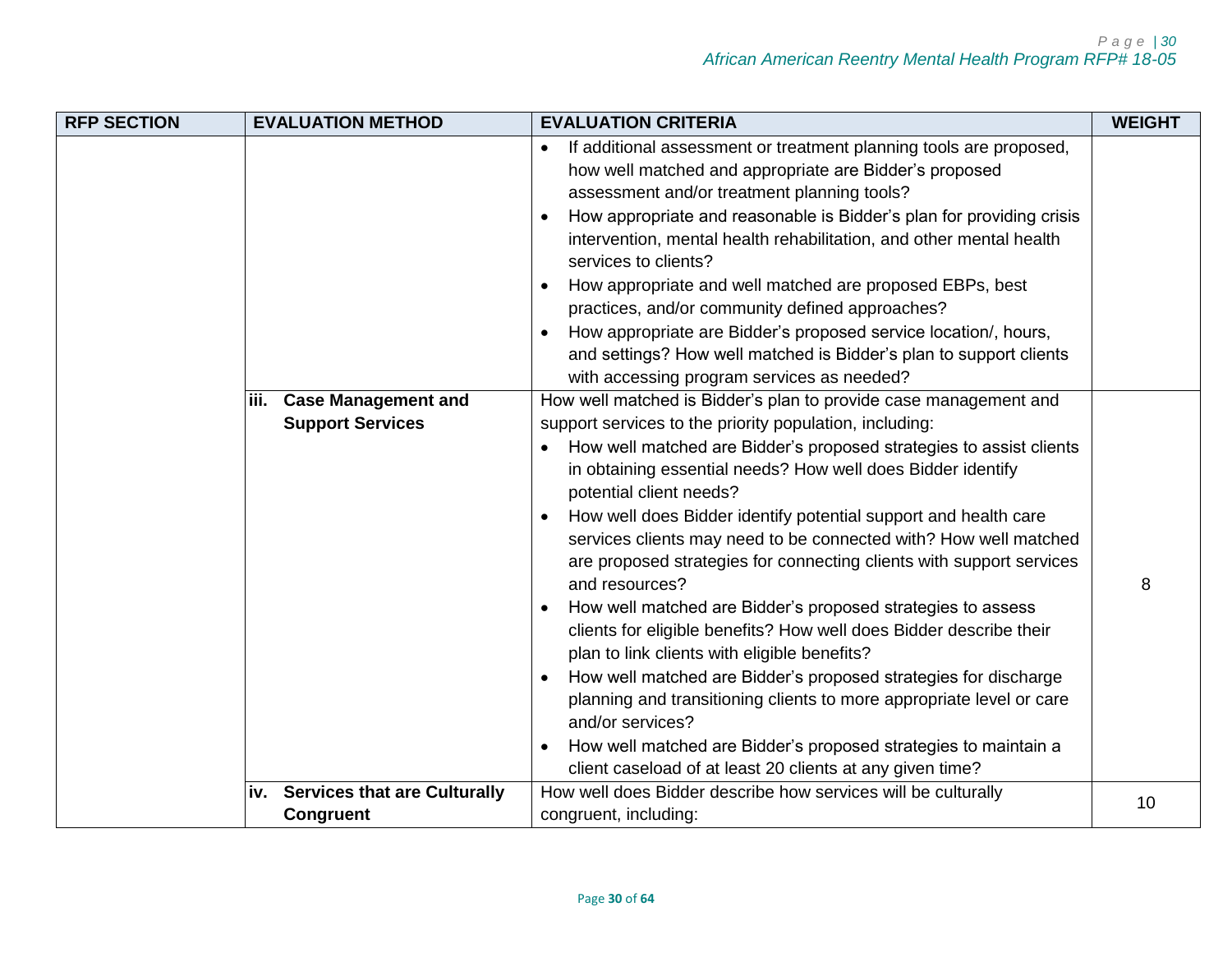| RFP SECTION | EVALUATION METHOD | EVALUATION CRITERIA | WEIGHT |
|---|---|---|---|
| | | • If additional assessment or treatment planning tools are proposed, how well matched and appropriate are Bidder's proposed assessment and/or treatment planning tools?<br>• How appropriate and reasonable is Bidder's plan for providing crisis intervention, mental health rehabilitation, and other mental health services to clients?<br>• How appropriate and well matched are proposed EBPs, best practices, and/or community defined approaches?<br>• How appropriate are Bidder's proposed service location/, hours, and settings? How well matched is Bidder's plan to support clients with accessing program services as needed? | |
| | **iii. Case Management and Support Services** | How well matched is Bidder's plan to provide case management and support services to the priority population, including:<br>• How well matched are Bidder's proposed strategies to assist clients in obtaining essential needs? How well does Bidder identify potential client needs?<br>• How well does Bidder identify potential support and health care services clients may need to be connected with? How well matched are proposed strategies for connecting clients with support services and resources?<br>• How well matched are Bidder's proposed strategies to assess clients for eligible benefits? How well does Bidder describe their plan to link clients with eligible benefits?<br>• How well matched are Bidder's proposed strategies for discharge planning and transitioning clients to more appropriate level or care and/or services?<br>• How well matched are Bidder's proposed strategies to maintain a client caseload of at least 20 clients at any given time? | 8 |
| | **iv. Services that are Culturally Congruent** | How well does Bidder describe how services will be culturally congruent, including: | 10 |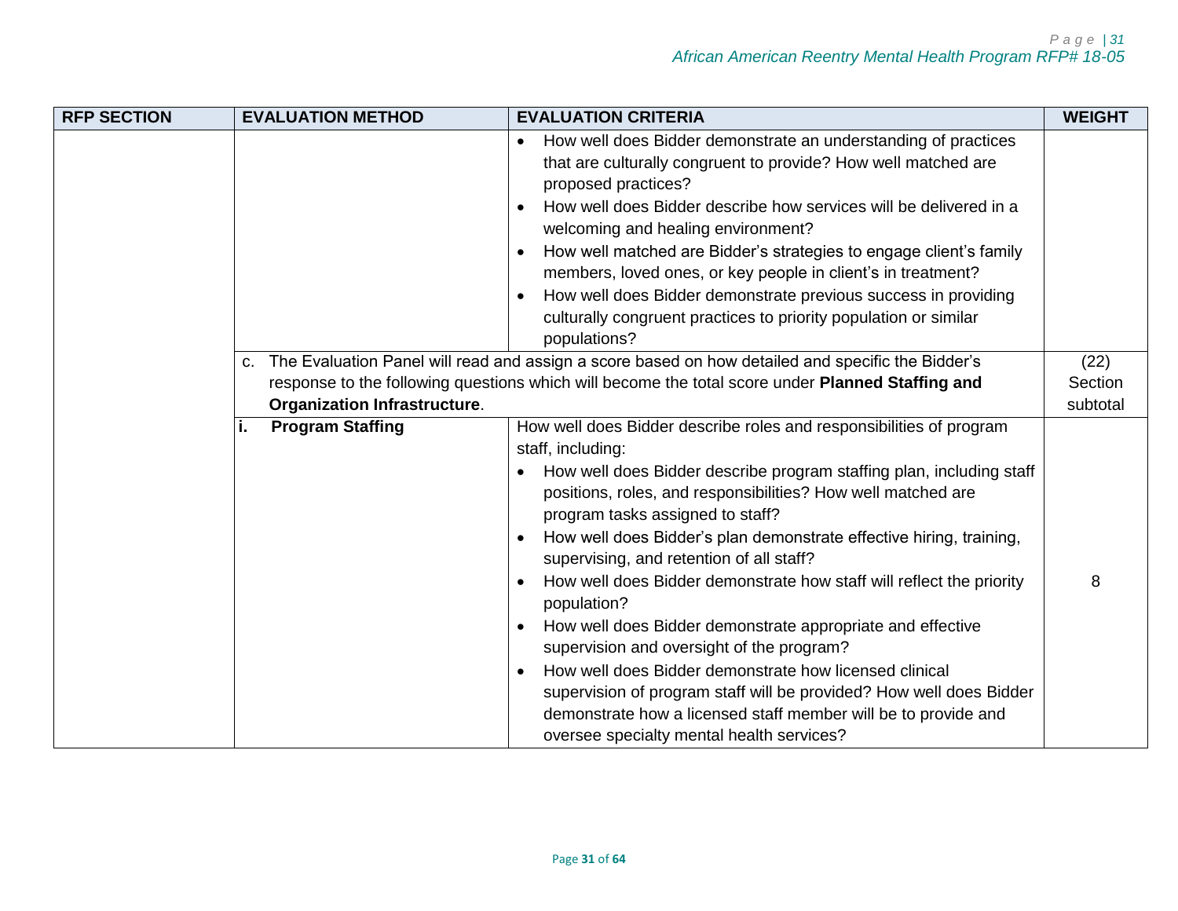| RFP SECTION | EVALUATION METHOD | EVALUATION CRITERIA | WEIGHT |
|---|---|---|---|
| | | • How well does Bidder demonstrate an understanding of practices that are culturally congruent to provide? How well matched are proposed practices?<br>• How well does Bidder describe how services will be delivered in a welcoming and healing environment?<br>• How well matched are Bidder's strategies to engage client's family members, loved ones, or key people in client's in treatment?<br>• How well does Bidder demonstrate previous success in providing culturally congruent practices to priority population or similar populations? | |
| | c. The Evaluation Panel will read and assign a score based on how detailed and specific the Bidder's response to the following questions which will become the total score under **Planned Staffing and Organization Infrastructure**. | | (22) Section subtotal |
| | **i. Program Staffing** | How well does Bidder describe roles and responsibilities of program staff, including:<br>• How well does Bidder describe program staffing plan, including staff positions, roles, and responsibilities? How well matched are program tasks assigned to staff?<br>• How well does Bidder's plan demonstrate effective hiring, training, supervising, and retention of all staff?<br>• How well does Bidder demonstrate how staff will reflect the priority population?<br>• How well does Bidder demonstrate appropriate and effective supervision and oversight of the program?<br>• How well does Bidder demonstrate how licensed clinical supervision of program staff will be provided? How well does Bidder demonstrate how a licensed staff member will be to provide and oversee specialty mental health services? | 8 |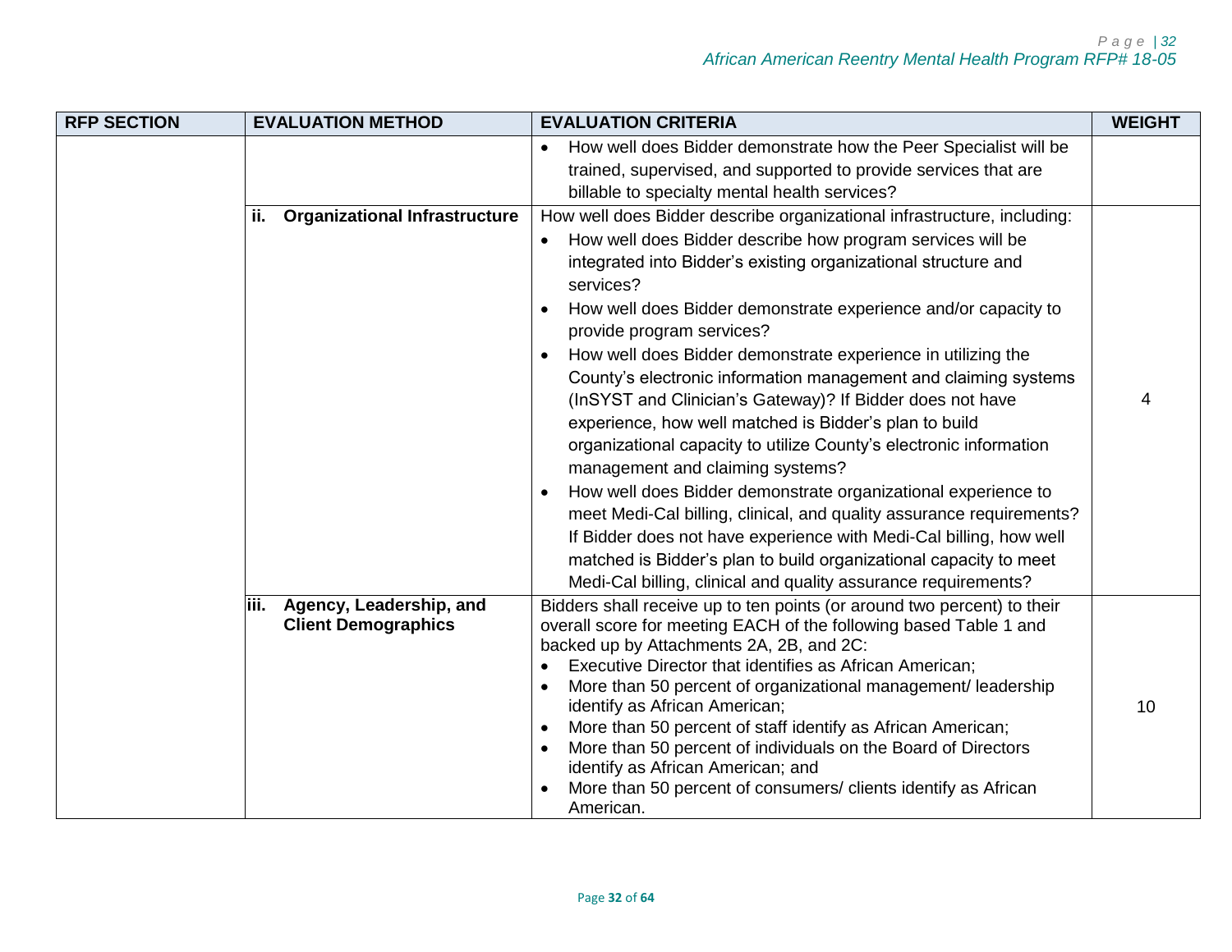| RFP SECTION | EVALUATION METHOD | EVALUATION CRITERIA | WEIGHT |
|---|---|---|---|
| | | • How well does Bidder demonstrate how the Peer Specialist will be trained, supervised, and supported to provide services that are billable to specialty mental health services? | |
| | **ii. Organizational Infrastructure** | How well does Bidder describe organizational infrastructure, including: <br> • How well does Bidder describe how program services will be integrated into Bidder's existing organizational structure and services? <br> • How well does Bidder demonstrate experience and/or capacity to provide program services? <br> • How well does Bidder demonstrate experience in utilizing the County's electronic information management and claiming systems (InSYST and Clinician's Gateway)? If Bidder does not have experience, how well matched is Bidder's plan to build organizational capacity to utilize County's electronic information management and claiming systems? <br> • How well does Bidder demonstrate organizational experience to meet Medi-Cal billing, clinical, and quality assurance requirements? If Bidder does not have experience with Medi-Cal billing, how well matched is Bidder's plan to build organizational capacity to meet Medi-Cal billing, clinical and quality assurance requirements? | 4 |
| | **iii. Agency, Leadership, and Client Demographics** | Bidders shall receive up to ten points (or around two percent) to their overall score for meeting EACH of the following based Table 1 and backed up by Attachments 2A, 2B, and 2C: <br> • Executive Director that identifies as African American; <br> • More than 50 percent of organizational management/ leadership identify as African American; <br> • More than 50 percent of staff identify as African American; <br> • More than 50 percent of individuals on the Board of Directors identify as African American; and <br> • More than 50 percent of consumers/ clients identify as African American. | 10 |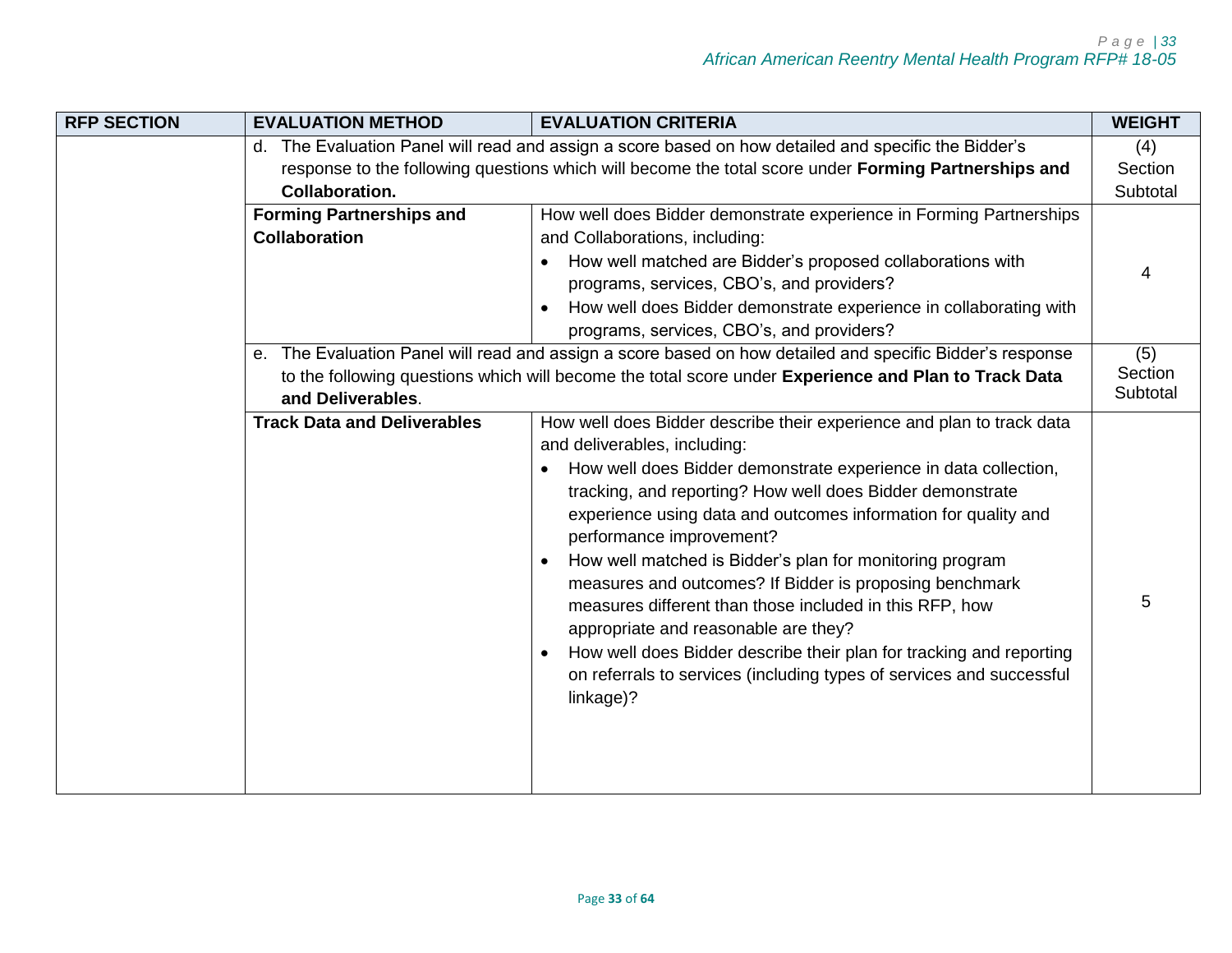| RFP SECTION | EVALUATION METHOD | EVALUATION CRITERIA | WEIGHT |
|---|---|---|---|
| | d. The Evaluation Panel will read and assign a score based on how detailed and specific the Bidder's response to the following questions which will become the total score under **Forming Partnerships and Collaboration.** | | (4) Section Subtotal |
| | **Forming Partnerships and Collaboration** | How well does Bidder demonstrate experience in Forming Partnerships and Collaborations, including:<br>• How well matched are Bidder's proposed collaborations with programs, services, CBO's, and providers?<br>• How well does Bidder demonstrate experience in collaborating with programs, services, CBO's, and providers? | 4 |
| | e. The Evaluation Panel will read and assign a score based on how detailed and specific Bidder's response to the following questions which will become the total score under **Experience and Plan to Track Data and Deliverables**. | | (5) Section Subtotal |
| | **Track Data and Deliverables** | How well does Bidder describe their experience and plan to track data and deliverables, including:<br>• How well does Bidder demonstrate experience in data collection, tracking, and reporting? How well does Bidder demonstrate experience using data and outcomes information for quality and performance improvement?<br>• How well matched is Bidder's plan for monitoring program measures and outcomes? If Bidder is proposing benchmark measures different than those included in this RFP, how appropriate and reasonable are they?<br>• How well does Bidder describe their plan for tracking and reporting on referrals to services (including types of services and successful linkage)? | 5 |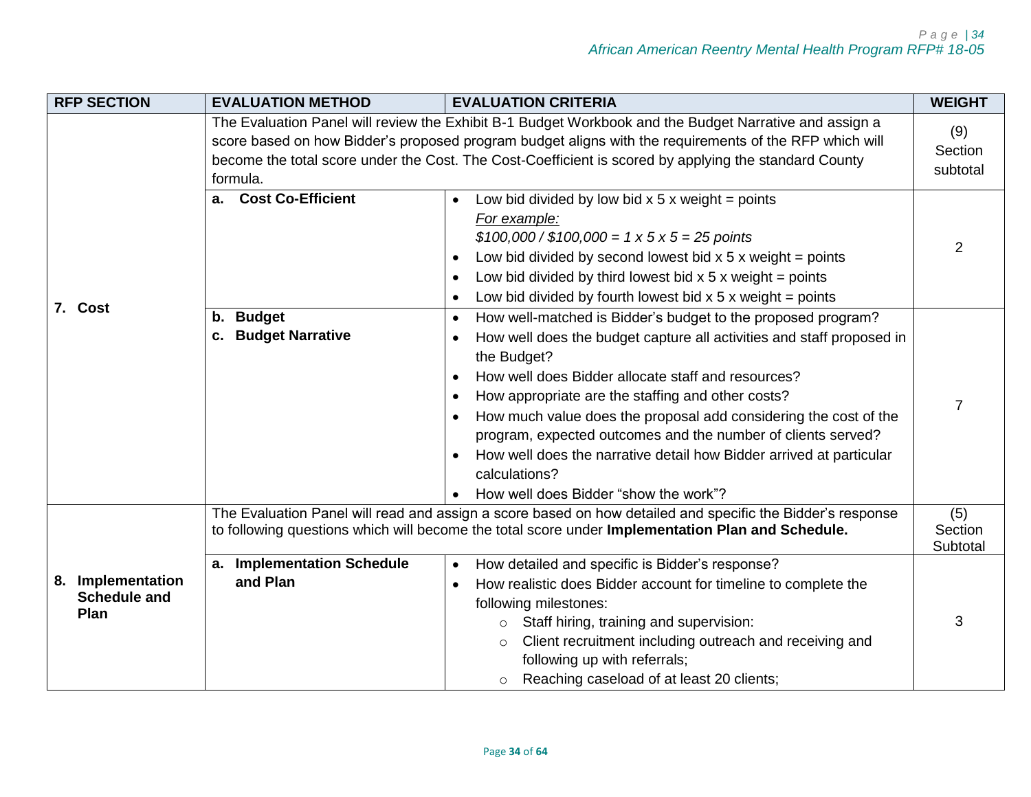| RFP SECTION | EVALUATION METHOD | EVALUATION CRITERIA | WEIGHT |
|---|---|---|---|
| 7. Cost | The Evaluation Panel will review the Exhibit B-1 Budget Workbook and the Budget Narrative and assign a score based on how Bidder's proposed program budget aligns with the requirements of the RFP which will become the total score under the Cost. The Cost-Coefficient is scored by applying the standard County formula. | | (9) Section subtotal |
| | **a. Cost Co-Efficient** | • Low bid divided by low bid x 5 x weight = points<br>*For example:*<br>*$100,000 / $100,000 = 1 x 5 x 5 = 25 points*<br>• Low bid divided by second lowest bid x 5 x weight = points<br>• Low bid divided by third lowest bid x 5 x weight = points<br>• Low bid divided by fourth lowest bid x 5 x weight = points | 2 |
| | **b. Budget**<br>**c. Budget Narrative** | • How well-matched is Bidder's budget to the proposed program?<br>• How well does the budget capture all activities and staff proposed in the Budget?<br>• How well does Bidder allocate staff and resources?<br>• How appropriate are the staffing and other costs?<br>• How much value does the proposal add considering the cost of the program, expected outcomes and the number of clients served?<br>• How well does the narrative detail how Bidder arrived at particular calculations?<br>• How well does Bidder "show the work"? | 7 |
| 8. Implementation Schedule and Plan | The Evaluation Panel will read and assign a score based on how detailed and specific the Bidder's response to following questions which will become the total score under **Implementation Plan and Schedule.** | | (5) Section Subtotal |
| | **a. Implementation Schedule and Plan** | • How detailed and specific is Bidder's response?<br>• How realistic does Bidder account for timeline to complete the following milestones:<br>&nbsp;&nbsp;&nbsp;&nbsp;○ Staff hiring, training and supervision:<br>&nbsp;&nbsp;&nbsp;&nbsp;○ Client recruitment including outreach and receiving and following up with referrals;<br>&nbsp;&nbsp;&nbsp;&nbsp;○ Reaching caseload of at least 20 clients; | 3 |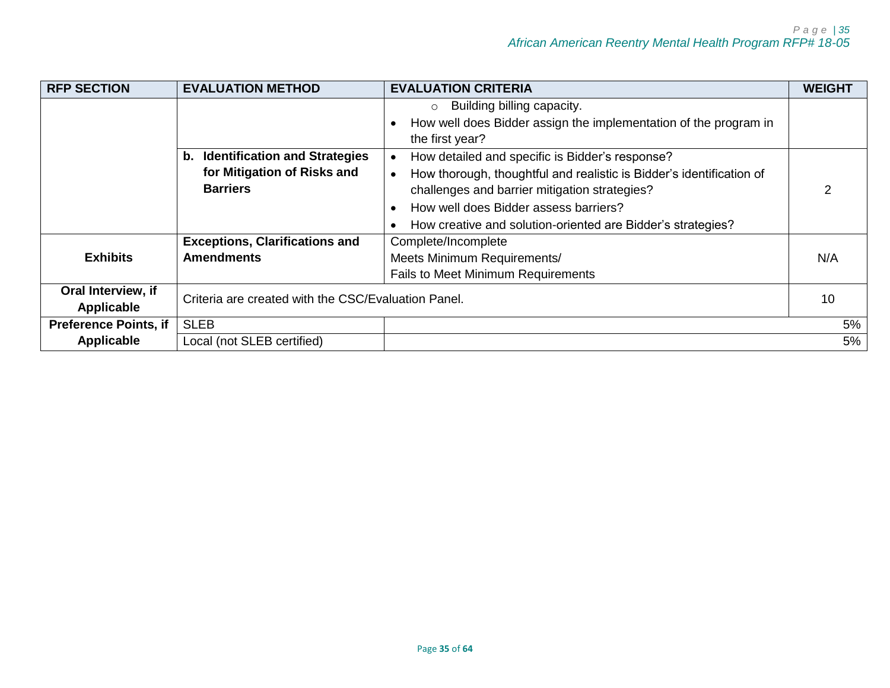| RFP SECTION | EVALUATION METHOD | EVALUATION CRITERIA | WEIGHT |
|---|---|---|---|
| | | ○ Building billing capacity.<br>• How well does Bidder assign the implementation of the program in the first year? | |
| | **b. Identification and Strategies for Mitigation of Risks and Barriers** | • How detailed and specific is Bidder's response?<br>• How thorough, thoughtful and realistic is Bidder's identification of challenges and barrier mitigation strategies?<br>• How well does Bidder assess barriers?<br>• How creative and solution-oriented are Bidder's strategies? | 2 |
| **Exhibits** | **Exceptions, Clarifications and Amendments** | Complete/Incomplete<br>Meets Minimum Requirements/<br>Fails to Meet Minimum Requirements | N/A |
| **Oral Interview, if Applicable** | Criteria are created with the CSC/Evaluation Panel. | | 10 |
| **Preference Points, if Applicable** | SLEB | | 5% |
| | Local (not SLEB certified) | | 5% |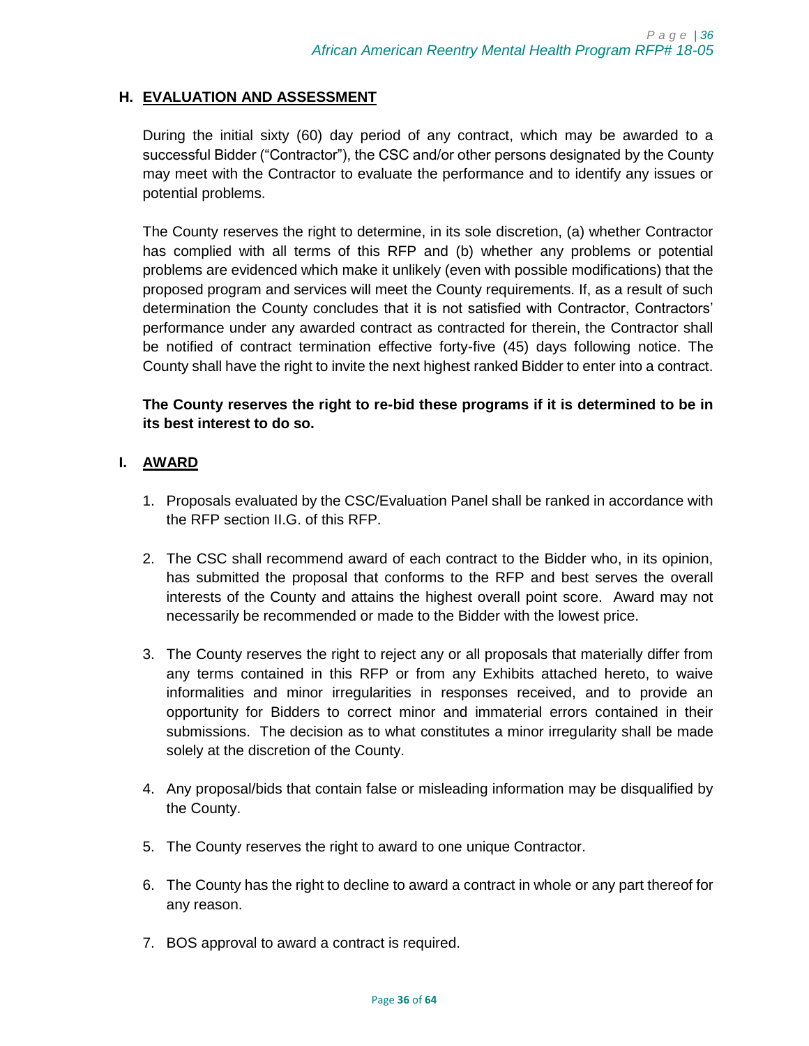## H. EVALUATION AND ASSESSMENT

During the initial sixty (60) day period of any contract, which may be awarded to a successful Bidder ("Contractor"), the CSC and/or other persons designated by the County may meet with the Contractor to evaluate the performance and to identify any issues or potential problems.

The County reserves the right to determine, in its sole discretion, (a) whether Contractor has complied with all terms of this RFP and (b) whether any problems or potential problems are evidenced which make it unlikely (even with possible modifications) that the proposed program and services will meet the County requirements. If, as a result of such determination the County concludes that it is not satisfied with Contractor, Contractors' performance under any awarded contract as contracted for therein, the Contractor shall be notified of contract termination effective forty-five (45) days following notice. The County shall have the right to invite the next highest ranked Bidder to enter into a contract.

**The County reserves the right to re-bid these programs if it is determined to be in its best interest to do so.**

## I. AWARD

1. Proposals evaluated by the CSC/Evaluation Panel shall be ranked in accordance with the RFP section II.G. of this RFP.

2. The CSC shall recommend award of each contract to the Bidder who, in its opinion, has submitted the proposal that conforms to the RFP and best serves the overall interests of the County and attains the highest overall point score. Award may not necessarily be recommended or made to the Bidder with the lowest price.

3. The County reserves the right to reject any or all proposals that materially differ from any terms contained in this RFP or from any Exhibits attached hereto, to waive informalities and minor irregularities in responses received, and to provide an opportunity for Bidders to correct minor and immaterial errors contained in their submissions. The decision as to what constitutes a minor irregularity shall be made solely at the discretion of the County.

4. Any proposal/bids that contain false or misleading information may be disqualified by the County.

5. The County reserves the right to award to one unique Contractor.

6. The County has the right to decline to award a contract in whole or any part thereof for any reason.

7. BOS approval to award a contract is required.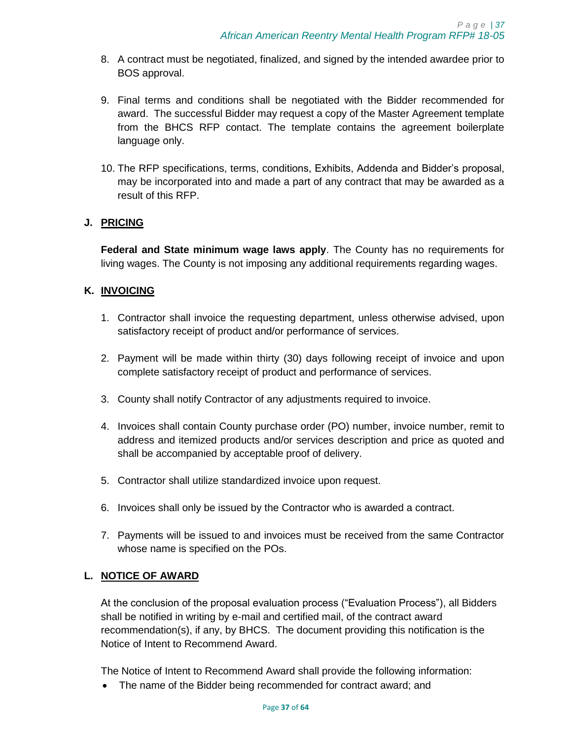8. A contract must be negotiated, finalized, and signed by the intended awardee prior to BOS approval.

9. Final terms and conditions shall be negotiated with the Bidder recommended for award. The successful Bidder may request a copy of the Master Agreement template from the BHCS RFP contact. The template contains the agreement boilerplate language only.

10. The RFP specifications, terms, conditions, Exhibits, Addenda and Bidder's proposal, may be incorporated into and made a part of any contract that may be awarded as a result of this RFP.

### J. PRICING

**Federal and State minimum wage laws apply**. The County has no requirements for living wages. The County is not imposing any additional requirements regarding wages.

### K. INVOICING

1. Contractor shall invoice the requesting department, unless otherwise advised, upon satisfactory receipt of product and/or performance of services.

2. Payment will be made within thirty (30) days following receipt of invoice and upon complete satisfactory receipt of product and performance of services.

3. County shall notify Contractor of any adjustments required to invoice.

4. Invoices shall contain County purchase order (PO) number, invoice number, remit to address and itemized products and/or services description and price as quoted and shall be accompanied by acceptable proof of delivery.

5. Contractor shall utilize standardized invoice upon request.

6. Invoices shall only be issued by the Contractor who is awarded a contract.

7. Payments will be issued to and invoices must be received from the same Contractor whose name is specified on the POs.

### L. NOTICE OF AWARD

At the conclusion of the proposal evaluation process ("Evaluation Process"), all Bidders shall be notified in writing by e-mail and certified mail, of the contract award recommendation(s), if any, by BHCS. The document providing this notification is the Notice of Intent to Recommend Award.

The Notice of Intent to Recommend Award shall provide the following information:

- The name of the Bidder being recommended for contract award; and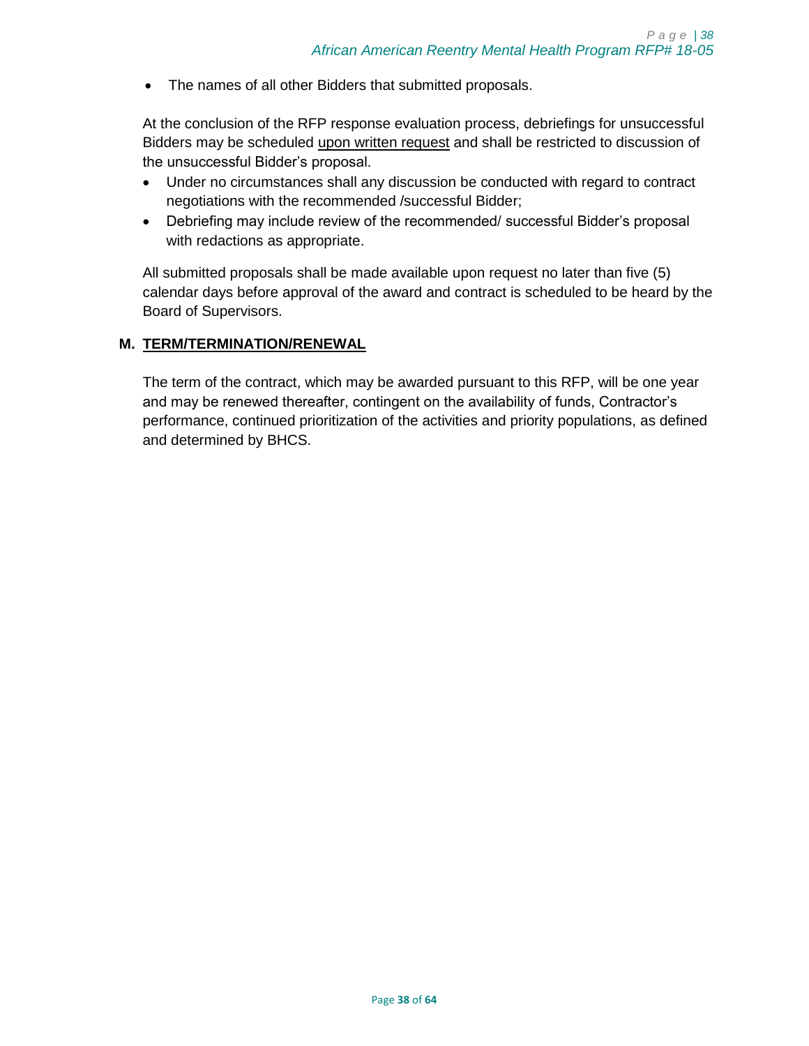- The names of all other Bidders that submitted proposals.

At the conclusion of the RFP response evaluation process, debriefings for unsuccessful Bidders may be scheduled upon written request and shall be restricted to discussion of the unsuccessful Bidder's proposal.

- Under no circumstances shall any discussion be conducted with regard to contract negotiations with the recommended /successful Bidder;
- Debriefing may include review of the recommended/ successful Bidder's proposal with redactions as appropriate.

All submitted proposals shall be made available upon request no later than five (5) calendar days before approval of the award and contract is scheduled to be heard by the Board of Supervisors.

## M. TERM/TERMINATION/RENEWAL

The term of the contract, which may be awarded pursuant to this RFP, will be one year and may be renewed thereafter, contingent on the availability of funds, Contractor's performance, continued prioritization of the activities and priority populations, as defined and determined by BHCS.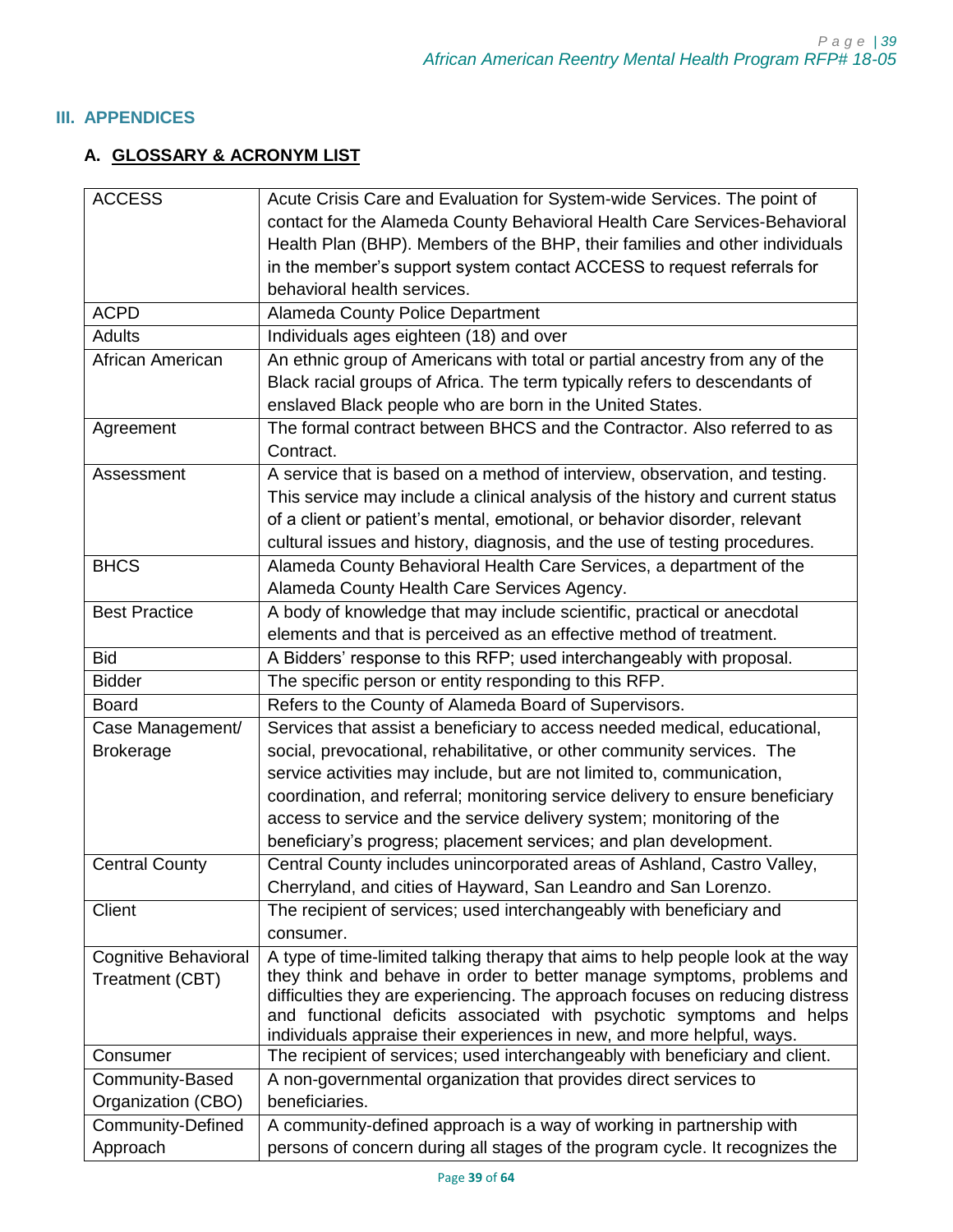## III. APPENDICES

### A. GLOSSARY & ACRONYM LIST

| | |
|---|---|
| ACCESS | Acute Crisis Care and Evaluation for System-wide Services. The point of contact for the Alameda County Behavioral Health Care Services-Behavioral Health Plan (BHP). Members of the BHP, their families and other individuals in the member's support system contact ACCESS to request referrals for behavioral health services. |
| ACPD | Alameda County Police Department |
| Adults | Individuals ages eighteen (18) and over |
| African American | An ethnic group of Americans with total or partial ancestry from any of the Black racial groups of Africa. The term typically refers to descendants of enslaved Black people who are born in the United States. |
| Agreement | The formal contract between BHCS and the Contractor. Also referred to as Contract. |
| Assessment | A service that is based on a method of interview, observation, and testing. This service may include a clinical analysis of the history and current status of a client or patient's mental, emotional, or behavior disorder, relevant cultural issues and history, diagnosis, and the use of testing procedures. |
| BHCS | Alameda County Behavioral Health Care Services, a department of the Alameda County Health Care Services Agency. |
| Best Practice | A body of knowledge that may include scientific, practical or anecdotal elements and that is perceived as an effective method of treatment. |
| Bid | A Bidders' response to this RFP; used interchangeably with proposal. |
| Bidder | The specific person or entity responding to this RFP. |
| Board | Refers to the County of Alameda Board of Supervisors. |
| Case Management/ Brokerage | Services that assist a beneficiary to access needed medical, educational, social, prevocational, rehabilitative, or other community services. The service activities may include, but are not limited to, communication, coordination, and referral; monitoring service delivery to ensure beneficiary access to service and the service delivery system; monitoring of the beneficiary's progress; placement services; and plan development. |
| Central County | Central County includes unincorporated areas of Ashland, Castro Valley, Cherryland, and cities of Hayward, San Leandro and San Lorenzo. |
| Client | The recipient of services; used interchangeably with beneficiary and consumer. |
| Cognitive Behavioral Treatment (CBT) | A type of time-limited talking therapy that aims to help people look at the way they think and behave in order to better manage symptoms, problems and difficulties they are experiencing. The approach focuses on reducing distress and functional deficits associated with psychotic symptoms and helps individuals appraise their experiences in new, and more helpful, ways. |
| Consumer | The recipient of services; used interchangeably with beneficiary and client. |
| Community-Based Organization (CBO) | A non-governmental organization that provides direct services to beneficiaries. |
| Community-Defined Approach | A community-defined approach is a way of working in partnership with persons of concern during all stages of the program cycle. It recognizes the |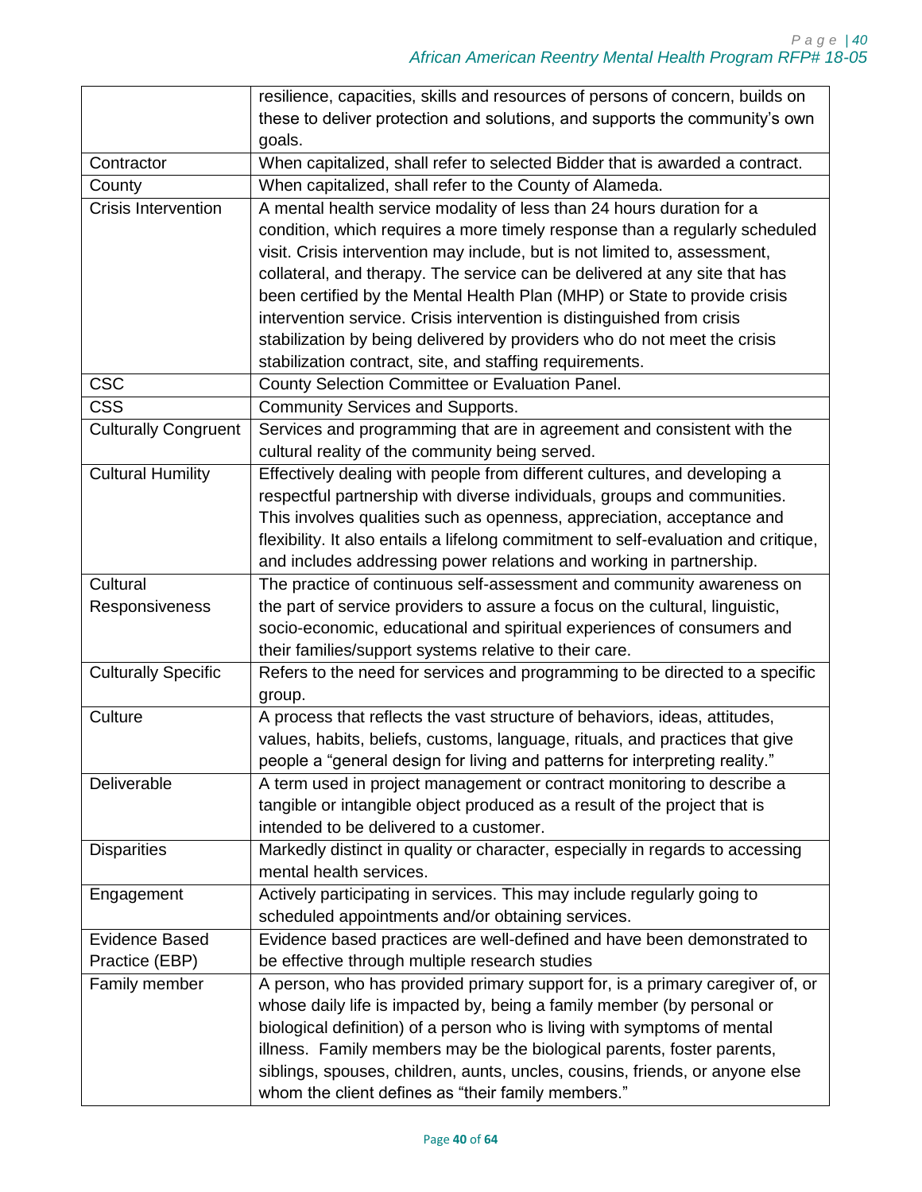| | |
|---|---|
| | resilience, capacities, skills and resources of persons of concern, builds on these to deliver protection and solutions, and supports the community's own goals. |
| Contractor | When capitalized, shall refer to selected Bidder that is awarded a contract. |
| County | When capitalized, shall refer to the County of Alameda. |
| Crisis Intervention | A mental health service modality of less than 24 hours duration for a condition, which requires a more timely response than a regularly scheduled visit. Crisis intervention may include, but is not limited to, assessment, collateral, and therapy. The service can be delivered at any site that has been certified by the Mental Health Plan (MHP) or State to provide crisis intervention service. Crisis intervention is distinguished from crisis stabilization by being delivered by providers who do not meet the crisis stabilization contract, site, and staffing requirements. |
| CSC | County Selection Committee or Evaluation Panel. |
| CSS | Community Services and Supports. |
| Culturally Congruent | Services and programming that are in agreement and consistent with the cultural reality of the community being served. |
| Cultural Humility | Effectively dealing with people from different cultures, and developing a respectful partnership with diverse individuals, groups and communities. This involves qualities such as openness, appreciation, acceptance and flexibility. It also entails a lifelong commitment to self-evaluation and critique, and includes addressing power relations and working in partnership. |
| Cultural Responsiveness | The practice of continuous self-assessment and community awareness on the part of service providers to assure a focus on the cultural, linguistic, socio-economic, educational and spiritual experiences of consumers and their families/support systems relative to their care. |
| Culturally Specific | Refers to the need for services and programming to be directed to a specific group. |
| Culture | A process that reflects the vast structure of behaviors, ideas, attitudes, values, habits, beliefs, customs, language, rituals, and practices that give people a "general design for living and patterns for interpreting reality." |
| Deliverable | A term used in project management or contract monitoring to describe a tangible or intangible object produced as a result of the project that is intended to be delivered to a customer. |
| Disparities | Markedly distinct in quality or character, especially in regards to accessing mental health services. |
| Engagement | Actively participating in services. This may include regularly going to scheduled appointments and/or obtaining services. |
| Evidence Based Practice (EBP) | Evidence based practices are well-defined and have been demonstrated to be effective through multiple research studies |
| Family member | A person, who has provided primary support for, is a primary caregiver of, or whose daily life is impacted by, being a family member (by personal or biological definition) of a person who is living with symptoms of mental illness. Family members may be the biological parents, foster parents, siblings, spouses, children, aunts, uncles, cousins, friends, or anyone else whom the client defines as "their family members." |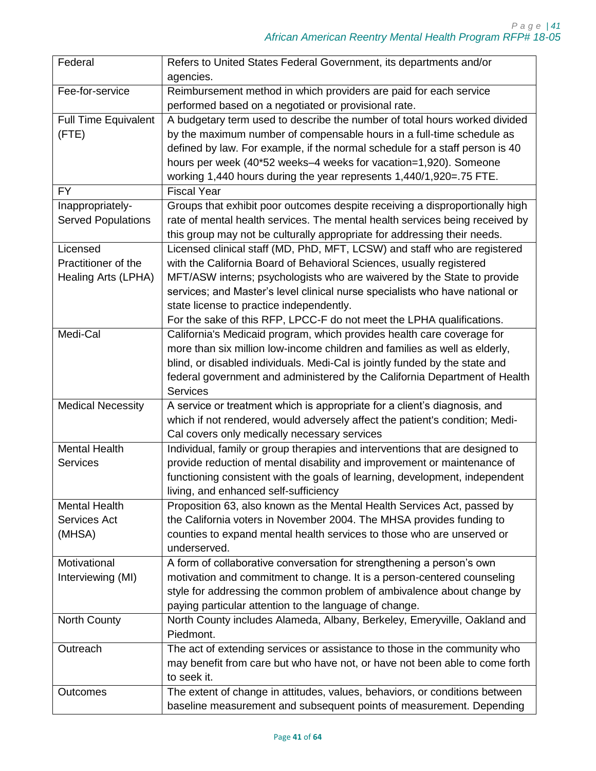| | |
|---|---|
| Federal | Refers to United States Federal Government, its departments and/or agencies. |
| Fee-for-service | Reimbursement method in which providers are paid for each service performed based on a negotiated or provisional rate. |
| Full Time Equivalent (FTE) | A budgetary term used to describe the number of total hours worked divided by the maximum number of compensable hours in a full-time schedule as defined by law. For example, if the normal schedule for a staff person is 40 hours per week (40*52 weeks–4 weeks for vacation=1,920). Someone working 1,440 hours during the year represents 1,440/1,920=.75 FTE. |
| FY | Fiscal Year |
| Inappropriately-Served Populations | Groups that exhibit poor outcomes despite receiving a disproportionally high rate of mental health services. The mental health services being received by this group may not be culturally appropriate for addressing their needs. |
| Licensed Practitioner of the Healing Arts (LPHA) | Licensed clinical staff (MD, PhD, MFT, LCSW) and staff who are registered with the California Board of Behavioral Sciences, usually registered MFT/ASW interns; psychologists who are waivered by the State to provide services; and Master's level clinical nurse specialists who have national or state license to practice independently.<br>For the sake of this RFP, LPCC-F do not meet the LPHA qualifications. |
| Medi-Cal | California's Medicaid program, which provides health care coverage for more than six million low-income children and families as well as elderly, blind, or disabled individuals. Medi-Cal is jointly funded by the state and federal government and administered by the California Department of Health Services |
| Medical Necessity | A service or treatment which is appropriate for a client's diagnosis, and which if not rendered, would adversely affect the patient's condition; Medi-Cal covers only medically necessary services |
| Mental Health Services | Individual, family or group therapies and interventions that are designed to provide reduction of mental disability and improvement or maintenance of functioning consistent with the goals of learning, development, independent living, and enhanced self-sufficiency |
| Mental Health Services Act (MHSA) | Proposition 63, also known as the Mental Health Services Act, passed by the California voters in November 2004. The MHSA provides funding to counties to expand mental health services to those who are unserved or underserved. |
| Motivational Interviewing (MI) | A form of collaborative conversation for strengthening a person's own motivation and commitment to change. It is a person-centered counseling style for addressing the common problem of ambivalence about change by paying particular attention to the language of change. |
| North County | North County includes Alameda, Albany, Berkeley, Emeryville, Oakland and Piedmont. |
| Outreach | The act of extending services or assistance to those in the community who may benefit from care but who have not, or have not been able to come forth to seek it. |
| Outcomes | The extent of change in attitudes, values, behaviors, or conditions between baseline measurement and subsequent points of measurement. Depending |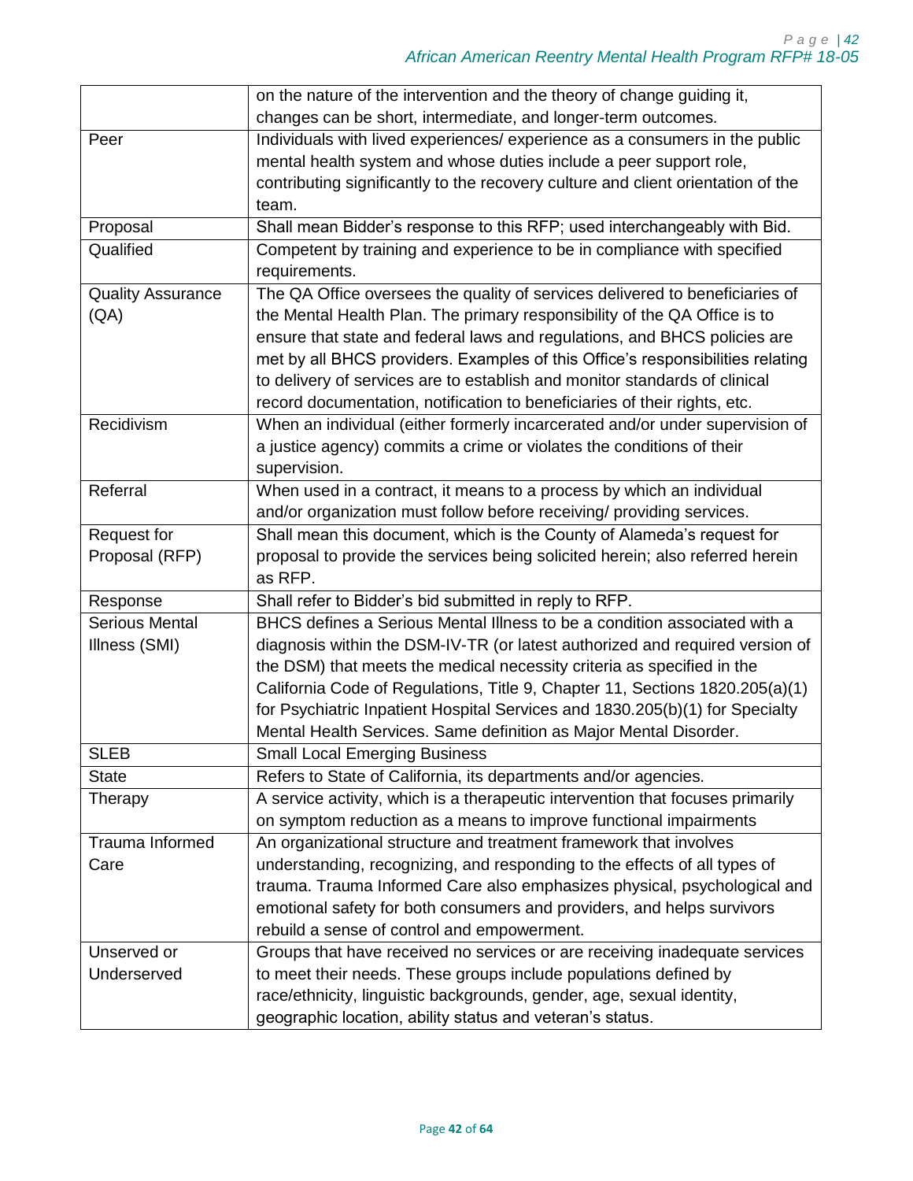| | |
|---|---|
| | on the nature of the intervention and the theory of change guiding it, changes can be short, intermediate, and longer-term outcomes. |
| Peer | Individuals with lived experiences/ experience as a consumers in the public mental health system and whose duties include a peer support role, contributing significantly to the recovery culture and client orientation of the team. |
| Proposal | Shall mean Bidder's response to this RFP; used interchangeably with Bid. |
| Qualified | Competent by training and experience to be in compliance with specified requirements. |
| Quality Assurance (QA) | The QA Office oversees the quality of services delivered to beneficiaries of the Mental Health Plan. The primary responsibility of the QA Office is to ensure that state and federal laws and regulations, and BHCS policies are met by all BHCS providers. Examples of this Office's responsibilities relating to delivery of services are to establish and monitor standards of clinical record documentation, notification to beneficiaries of their rights, etc. |
| Recidivism | When an individual (either formerly incarcerated and/or under supervision of a justice agency) commits a crime or violates the conditions of their supervision. |
| Referral | When used in a contract, it means to a process by which an individual and/or organization must follow before receiving/ providing services. |
| Request for Proposal (RFP) | Shall mean this document, which is the County of Alameda's request for proposal to provide the services being solicited herein; also referred herein as RFP. |
| Response | Shall refer to Bidder's bid submitted in reply to RFP. |
| Serious Mental Illness (SMI) | BHCS defines a Serious Mental Illness to be a condition associated with a diagnosis within the DSM-IV-TR (or latest authorized and required version of the DSM) that meets the medical necessity criteria as specified in the California Code of Regulations, Title 9, Chapter 11, Sections 1820.205(a)(1) for Psychiatric Inpatient Hospital Services and 1830.205(b)(1) for Specialty Mental Health Services. Same definition as Major Mental Disorder. |
| SLEB | Small Local Emerging Business |
| State | Refers to State of California, its departments and/or agencies. |
| Therapy | A service activity, which is a therapeutic intervention that focuses primarily on symptom reduction as a means to improve functional impairments |
| Trauma Informed Care | An organizational structure and treatment framework that involves understanding, recognizing, and responding to the effects of all types of trauma. Trauma Informed Care also emphasizes physical, psychological and emotional safety for both consumers and providers, and helps survivors rebuild a sense of control and empowerment. |
| Unserved or Underserved | Groups that have received no services or are receiving inadequate services to meet their needs. These groups include populations defined by race/ethnicity, linguistic backgrounds, gender, age, sexual identity, geographic location, ability status and veteran's status. |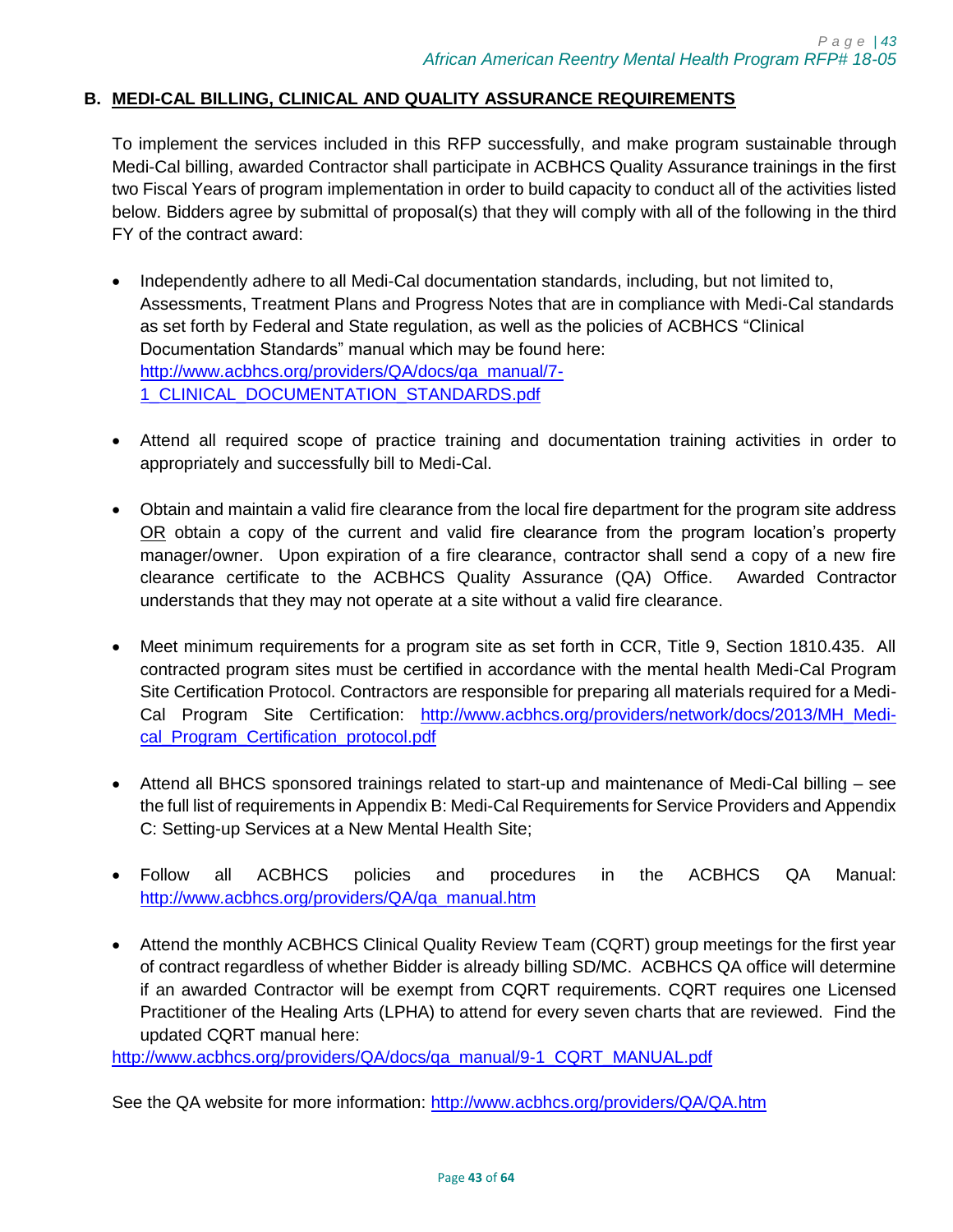## B. MEDI-CAL BILLING, CLINICAL AND QUALITY ASSURANCE REQUIREMENTS

To implement the services included in this RFP successfully, and make program sustainable through Medi-Cal billing, awarded Contractor shall participate in ACBHCS Quality Assurance trainings in the first two Fiscal Years of program implementation in order to build capacity to conduct all of the activities listed below. Bidders agree by submittal of proposal(s) that they will comply with all of the following in the third FY of the contract award:

- Independently adhere to all Medi-Cal documentation standards, including, but not limited to, Assessments, Treatment Plans and Progress Notes that are in compliance with Medi-Cal standards as set forth by Federal and State regulation, as well as the policies of ACBHCS "Clinical Documentation Standards" manual which may be found here: http://www.acbhcs.org/providers/QA/docs/qa_manual/7-1_CLINICAL_DOCUMENTATION_STANDARDS.pdf

- Attend all required scope of practice training and documentation training activities in order to appropriately and successfully bill to Medi-Cal.

- Obtain and maintain a valid fire clearance from the local fire department for the program site address OR obtain a copy of the current and valid fire clearance from the program location's property manager/owner. Upon expiration of a fire clearance, contractor shall send a copy of a new fire clearance certificate to the ACBHCS Quality Assurance (QA) Office. Awarded Contractor understands that they may not operate at a site without a valid fire clearance.

- Meet minimum requirements for a program site as set forth in CCR, Title 9, Section 1810.435. All contracted program sites must be certified in accordance with the mental health Medi-Cal Program Site Certification Protocol. Contractors are responsible for preparing all materials required for a Medi-Cal Program Site Certification: http://www.acbhcs.org/providers/network/docs/2013/MH_Medi-cal_Program_Certification_protocol.pdf

- Attend all BHCS sponsored trainings related to start-up and maintenance of Medi-Cal billing – see the full list of requirements in Appendix B: Medi-Cal Requirements for Service Providers and Appendix C: Setting-up Services at a New Mental Health Site;

- Follow all ACBHCS policies and procedures in the ACBHCS QA Manual: http://www.acbhcs.org/providers/QA/qa_manual.htm

- Attend the monthly ACBHCS Clinical Quality Review Team (CQRT) group meetings for the first year of contract regardless of whether Bidder is already billing SD/MC. ACBHCS QA office will determine if an awarded Contractor will be exempt from CQRT requirements. CQRT requires one Licensed Practitioner of the Healing Arts (LPHA) to attend for every seven charts that are reviewed. Find the updated CQRT manual here:

http://www.acbhcs.org/providers/QA/docs/qa_manual/9-1_CQRT_MANUAL.pdf

See the QA website for more information: http://www.acbhcs.org/providers/QA/QA.htm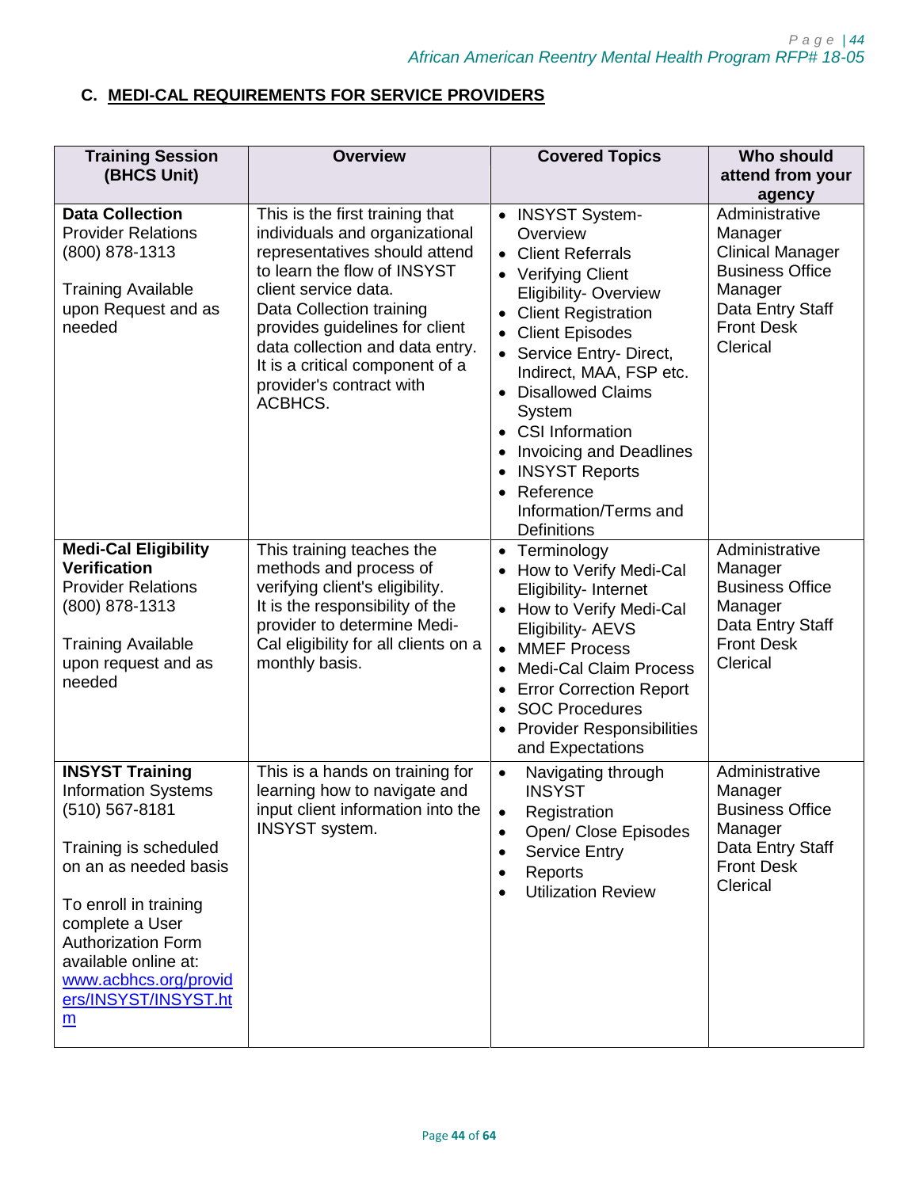## C. MEDI-CAL REQUIREMENTS FOR SERVICE PROVIDERS

| Training Session (BHCS Unit) | Overview | Covered Topics | Who should attend from your agency |
|---|---|---|---|
| **Data Collection**<br>Provider Relations<br>(800) 878-1313<br><br>Training Available upon Request and as needed | This is the first training that individuals and organizational representatives should attend to learn the flow of INSYST client service data.<br>Data Collection training provides guidelines for client data collection and data entry. It is a critical component of a provider's contract with ACBHCS. | • INSYST System-Overview<br>• Client Referrals<br>• Verifying Client Eligibility- Overview<br>• Client Registration<br>• Client Episodes<br>• Service Entry- Direct, Indirect, MAA, FSP etc.<br>• Disallowed Claims System<br>• CSI Information<br>• Invoicing and Deadlines<br>• INSYST Reports<br>• Reference Information/Terms and Definitions | Administrative Manager<br>Clinical Manager<br>Business Office Manager<br>Data Entry Staff<br>Front Desk<br>Clerical |
| **Medi-Cal Eligibility Verification**<br>Provider Relations<br>(800) 878-1313<br><br>Training Available upon request and as needed | This training teaches the methods and process of verifying client's eligibility.<br>It is the responsibility of the provider to determine Medi-Cal eligibility for all clients on a monthly basis. | • Terminology<br>• How to Verify Medi-Cal Eligibility- Internet<br>• How to Verify Medi-Cal Eligibility- AEVS<br>• MMEF Process<br>• Medi-Cal Claim Process<br>• Error Correction Report<br>• SOC Procedures<br>• Provider Responsibilities and Expectations | Administrative Manager<br>Business Office Manager<br>Data Entry Staff<br>Front Desk<br>Clerical |
| **INSYST Training**<br>Information Systems<br>(510) 567-8181<br><br>Training is scheduled on an as needed basis<br><br>To enroll in training complete a User Authorization Form available online at: www.acbhcs.org/providers/INSYST/INSYST.htm | This is a hands on training for learning how to navigate and input client information into the INSYST system. | • Navigating through INSYST<br>• Registration<br>• Open/ Close Episodes<br>• Service Entry<br>• Reports<br>• Utilization Review | Administrative Manager<br>Business Office Manager<br>Data Entry Staff<br>Front Desk<br>Clerical |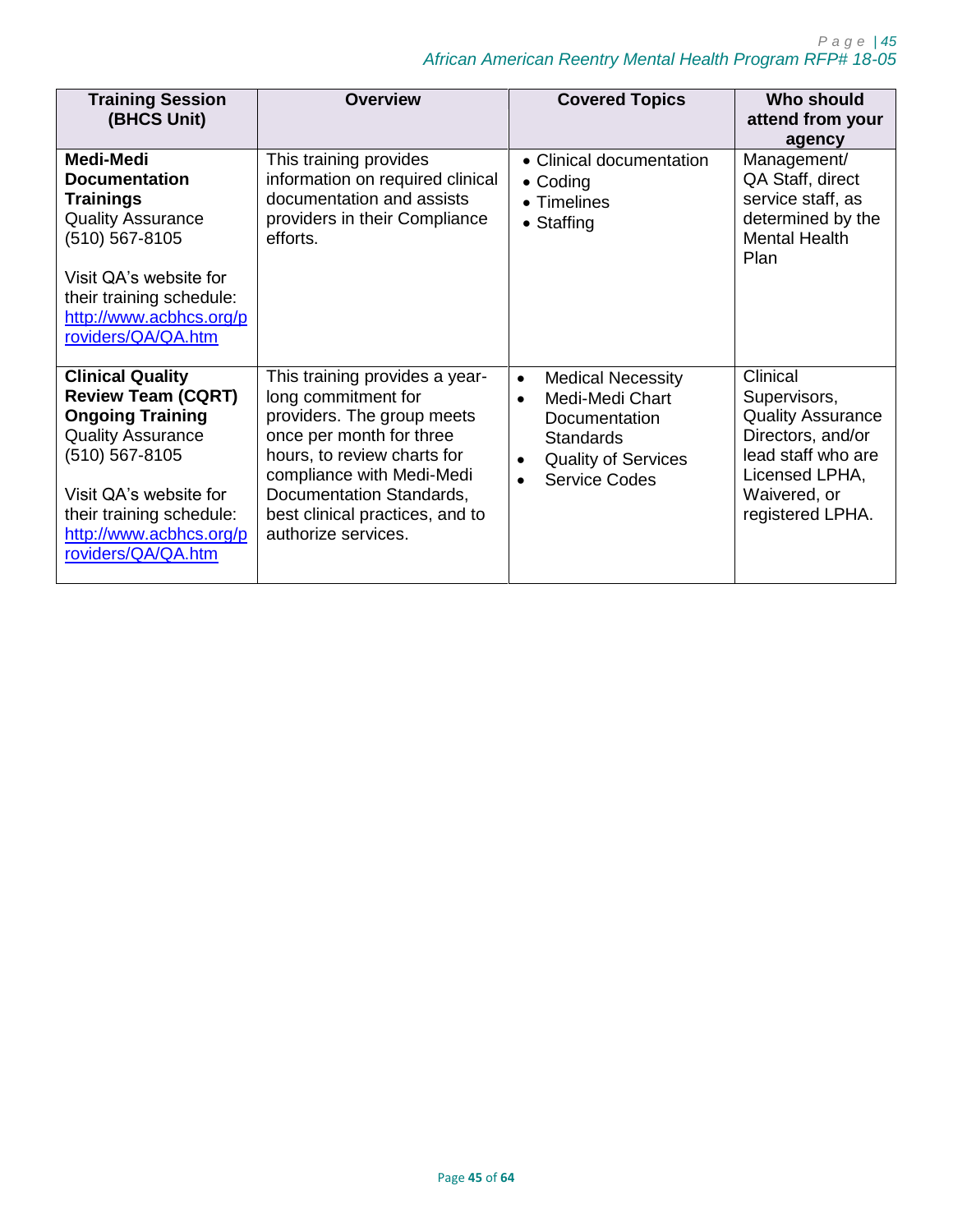| Training Session (BHCS Unit) | Overview | Covered Topics | Who should attend from your agency |
|---|---|---|---|
| **Medi-Medi Documentation Trainings** Quality Assurance (510) 567-8105<br><br>Visit QA's website for their training schedule: http://www.acbhcs.org/providers/QA/QA.htm | This training provides information on required clinical documentation and assists providers in their Compliance efforts. | • Clinical documentation<br>• Coding<br>• Timelines<br>• Staffing | Management/ QA Staff, direct service staff, as determined by the Mental Health Plan |
| **Clinical Quality Review Team (CQRT) Ongoing Training** Quality Assurance (510) 567-8105<br><br>Visit QA's website for their training schedule: http://www.acbhcs.org/providers/QA/QA.htm | This training provides a year-long commitment for providers. The group meets once per month for three hours, to review charts for compliance with Medi-Medi Documentation Standards, best clinical practices, and to authorize services. | • Medical Necessity<br>• Medi-Medi Chart Documentation Standards<br>• Quality of Services<br>• Service Codes | Clinical Supervisors, Quality Assurance Directors, and/or lead staff who are Licensed LPHA, Waivered, or registered LPHA. |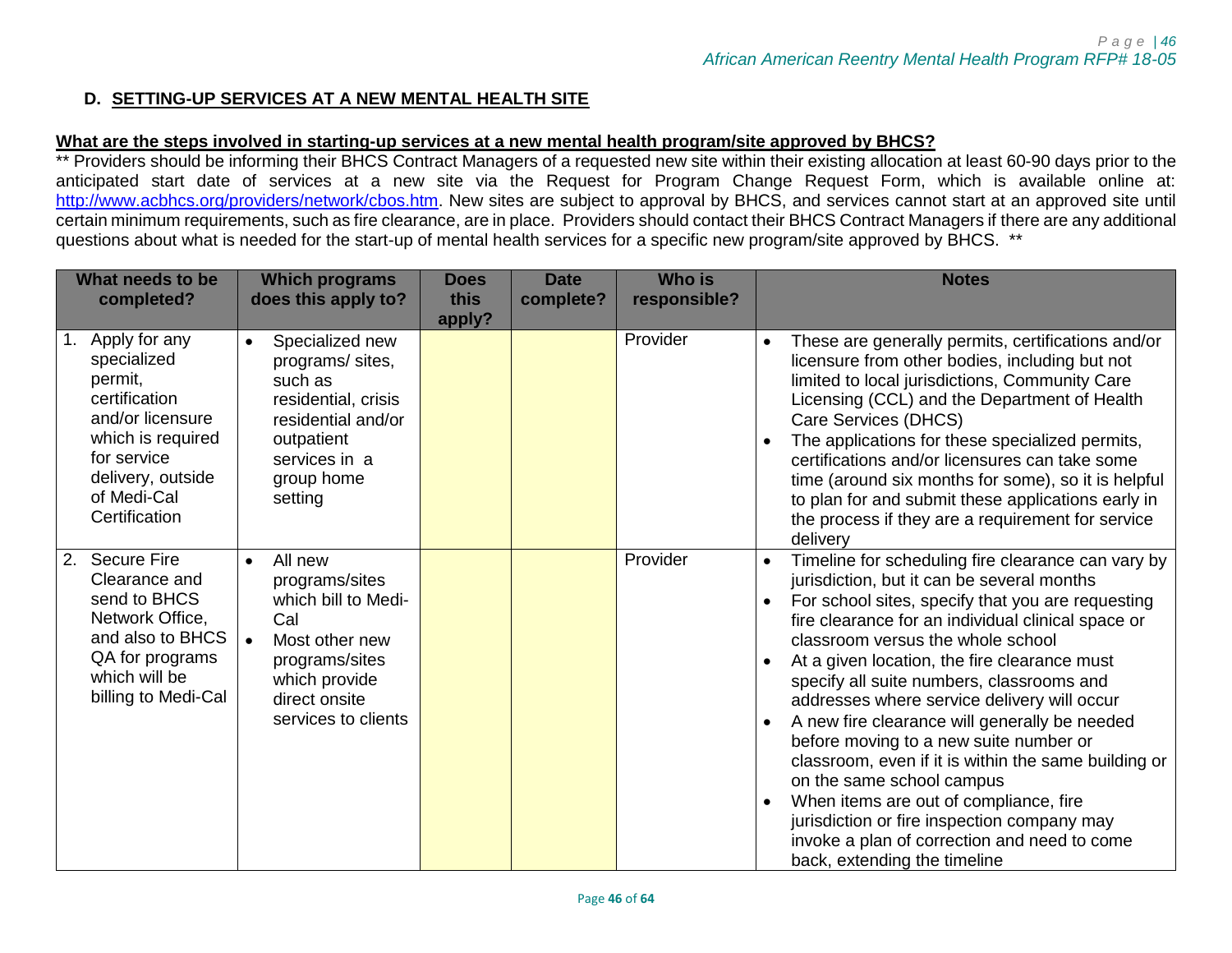## D. SETTING-UP SERVICES AT A NEW MENTAL HEALTH SITE

**What are the steps involved in starting-up services at a new mental health program/site approved by BHCS?**

** Providers should be informing their BHCS Contract Managers of a requested new site within their existing allocation at least 60-90 days prior to the anticipated start date of services at a new site via the Request for Program Change Request Form, which is available online at: http://www.acbhcs.org/providers/network/cbos.htm. New sites are subject to approval by BHCS, and services cannot start at an approved site until certain minimum requirements, such as fire clearance, are in place. Providers should contact their BHCS Contract Managers if there are any additional questions about what is needed for the start-up of mental health services for a specific new program/site approved by BHCS. **

| What needs to be completed? | Which programs does this apply to? | Does this apply? | Date complete? | Who is responsible? | Notes |
|---|---|---|---|---|---|
| 1. Apply for any specialized permit, certification and/or licensure which is required for service delivery, outside of Medi-Cal Certification | • Specialized new programs/ sites, such as residential, crisis residential and/or outpatient services in a group home setting | | | Provider | • These are generally permits, certifications and/or licensure from other bodies, including but not limited to local jurisdictions, Community Care Licensing (CCL) and the Department of Health Care Services (DHCS)<br>• The applications for these specialized permits, certifications and/or licensures can take some time (around six months for some), so it is helpful to plan for and submit these applications early in the process if they are a requirement for service delivery |
| 2. Secure Fire Clearance and send to BHCS Network Office, and also to BHCS QA for programs which will be billing to Medi-Cal | • All new programs/sites which bill to Medi-Cal<br>• Most other new programs/sites which provide direct onsite services to clients | | | Provider | • Timeline for scheduling fire clearance can vary by jurisdiction, but it can be several months<br>• For school sites, specify that you are requesting fire clearance for an individual clinical space or classroom versus the whole school<br>• At a given location, the fire clearance must specify all suite numbers, classrooms and addresses where service delivery will occur<br>• A new fire clearance will generally be needed before moving to a new suite number or classroom, even if it is within the same building or on the same school campus<br>• When items are out of compliance, fire jurisdiction or fire inspection company may invoke a plan of correction and need to come back, extending the timeline |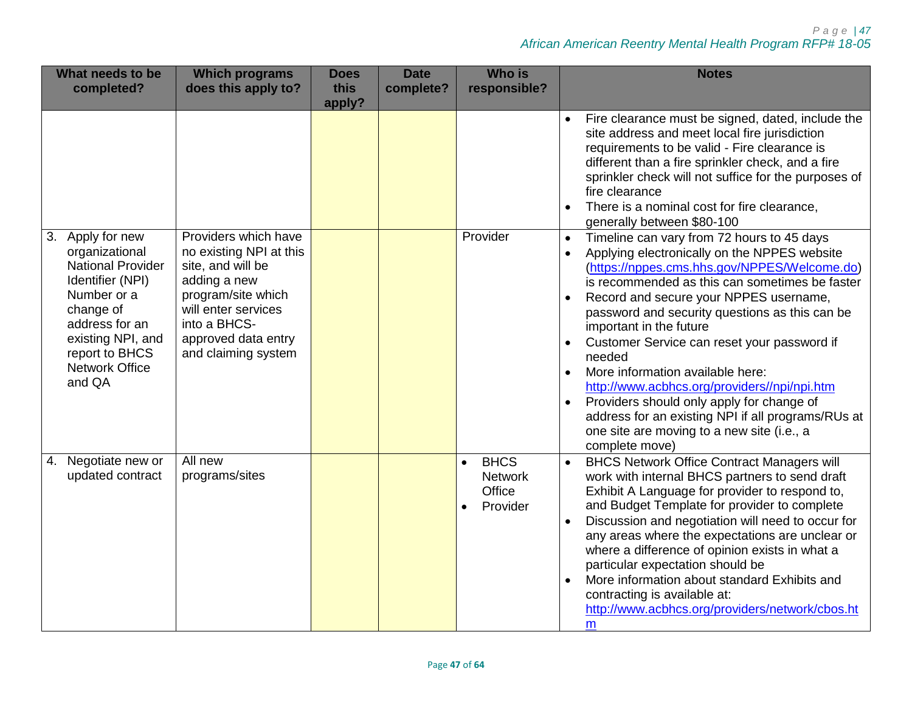| What needs to be completed? | Which programs does this apply to? | Does this apply? | Date complete? | Who is responsible? | Notes |
|---|---|---|---|---|---|
| | | | | | • Fire clearance must be signed, dated, include the site address and meet local fire jurisdiction requirements to be valid - Fire clearance is different than a fire sprinkler check, and a fire sprinkler check will not suffice for the purposes of fire clearance<br>• There is a nominal cost for fire clearance, generally between $80-100 |
| 3. Apply for new organizational National Provider Identifier (NPI) Number or a change of address for an existing NPI, and report to BHCS Network Office and QA | Providers which have no existing NPI at this site, and will be adding a new program/site which will enter services into a BHCS-approved data entry and claiming system | | | Provider | • Timeline can vary from 72 hours to 45 days<br>• Applying electronically on the NPPES website (https://nppes.cms.hhs.gov/NPPES/Welcome.do) is recommended as this can sometimes be faster<br>• Record and secure your NPPES username, password and security questions as this can be important in the future<br>• Customer Service can reset your password if needed<br>• More information available here: http://www.acbhcs.org/providers//npi/npi.htm<br>• Providers should only apply for change of address for an existing NPI if all programs/RUs at one site are moving to a new site (i.e., a complete move) |
| 4. Negotiate new or updated contract | All new programs/sites | | | • BHCS Network Office<br>• Provider | • BHCS Network Office Contract Managers will work with internal BHCS partners to send draft Exhibit A Language for provider to respond to, and Budget Template for provider to complete<br>• Discussion and negotiation will need to occur for any areas where the expectations are unclear or where a difference of opinion exists in what a particular expectation should be<br>• More information about standard Exhibits and contracting is available at: http://www.acbhcs.org/providers/network/cbos.htm |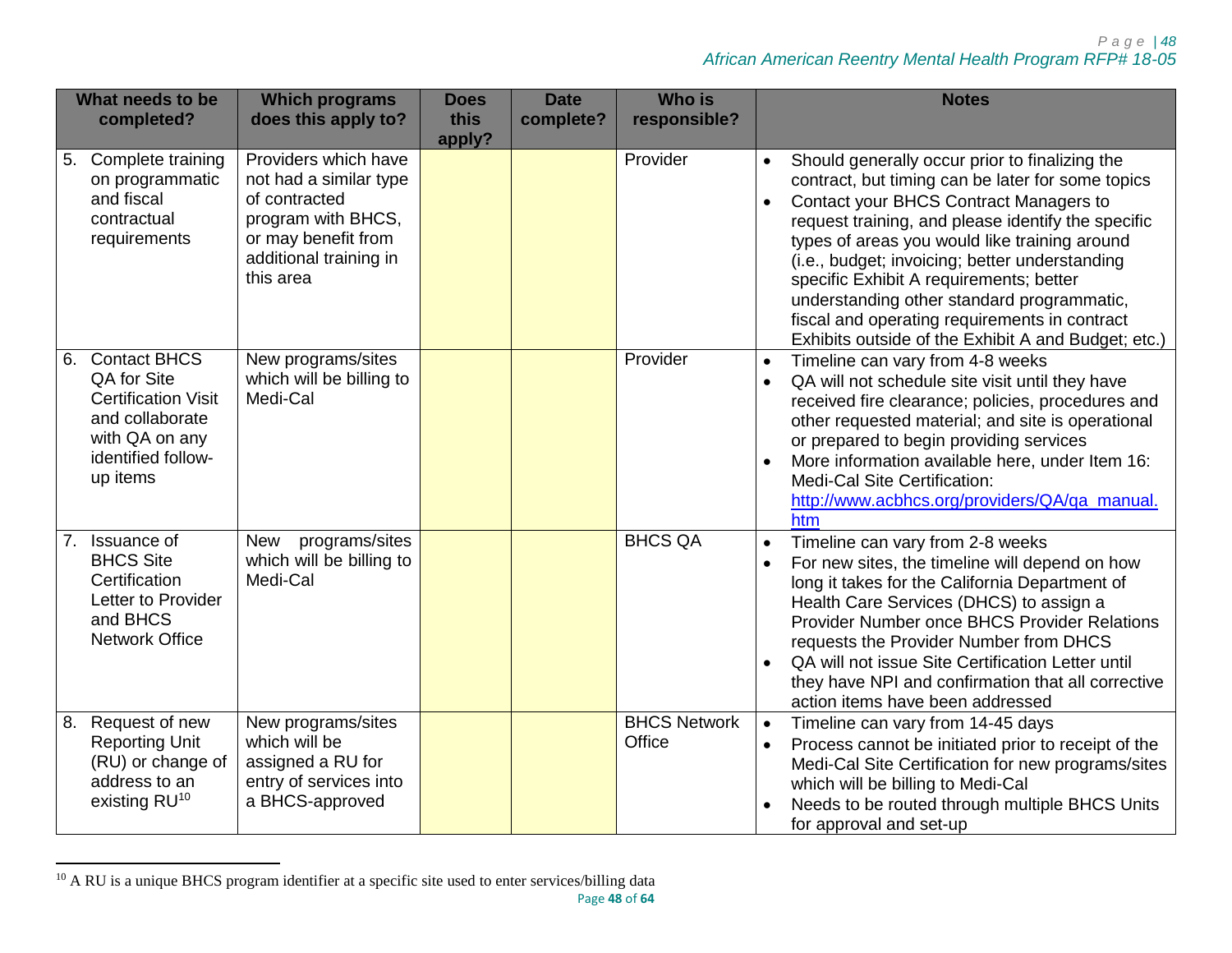| What needs to be completed? | Which programs does this apply to? | Does this apply? | Date complete? | Who is responsible? | Notes |
|---|---|---|---|---|---|
| 5. Complete training on programmatic and fiscal contractual requirements | Providers which have not had a similar type of contracted program with BHCS, or may benefit from additional training in this area | | | Provider | • Should generally occur prior to finalizing the contract, but timing can be later for some topics<br>• Contact your BHCS Contract Managers to request training, and please identify the specific types of areas you would like training around (i.e., budget; invoicing; better understanding specific Exhibit A requirements; better understanding other standard programmatic, fiscal and operating requirements in contract Exhibits outside of the Exhibit A and Budget; etc.) |
| 6. Contact BHCS QA for Site Certification Visit and collaborate with QA on any identified follow-up items | New programs/sites which will be billing to Medi-Cal | | | Provider | • Timeline can vary from 4-8 weeks<br>• QA will not schedule site visit until they have received fire clearance; policies, procedures and other requested material; and site is operational or prepared to begin providing services<br>• More information available here, under Item 16: Medi-Cal Site Certification: http://www.acbhcs.org/providers/QA/qa_manual.htm |
| 7. Issuance of BHCS Site Certification Letter to Provider and BHCS Network Office | New programs/sites which will be billing to Medi-Cal | | | BHCS QA | • Timeline can vary from 2-8 weeks<br>• For new sites, the timeline will depend on how long it takes for the California Department of Health Care Services (DHCS) to assign a Provider Number once BHCS Provider Relations requests the Provider Number from DHCS<br>• QA will not issue Site Certification Letter until they have NPI and confirmation that all corrective action items have been addressed |
| 8. Request of new Reporting Unit (RU) or change of address to an existing RU[10] | New programs/sites which will be assigned a RU for entry of services into a BHCS-approved | | | BHCS Network Office | • Timeline can vary from 14-45 days<br>• Process cannot be initiated prior to receipt of the Medi-Cal Site Certification for new programs/sites which will be billing to Medi-Cal<br>• Needs to be routed through multiple BHCS Units for approval and set-up |

[10] A RU is a unique BHCS program identifier at a specific site used to enter services/billing data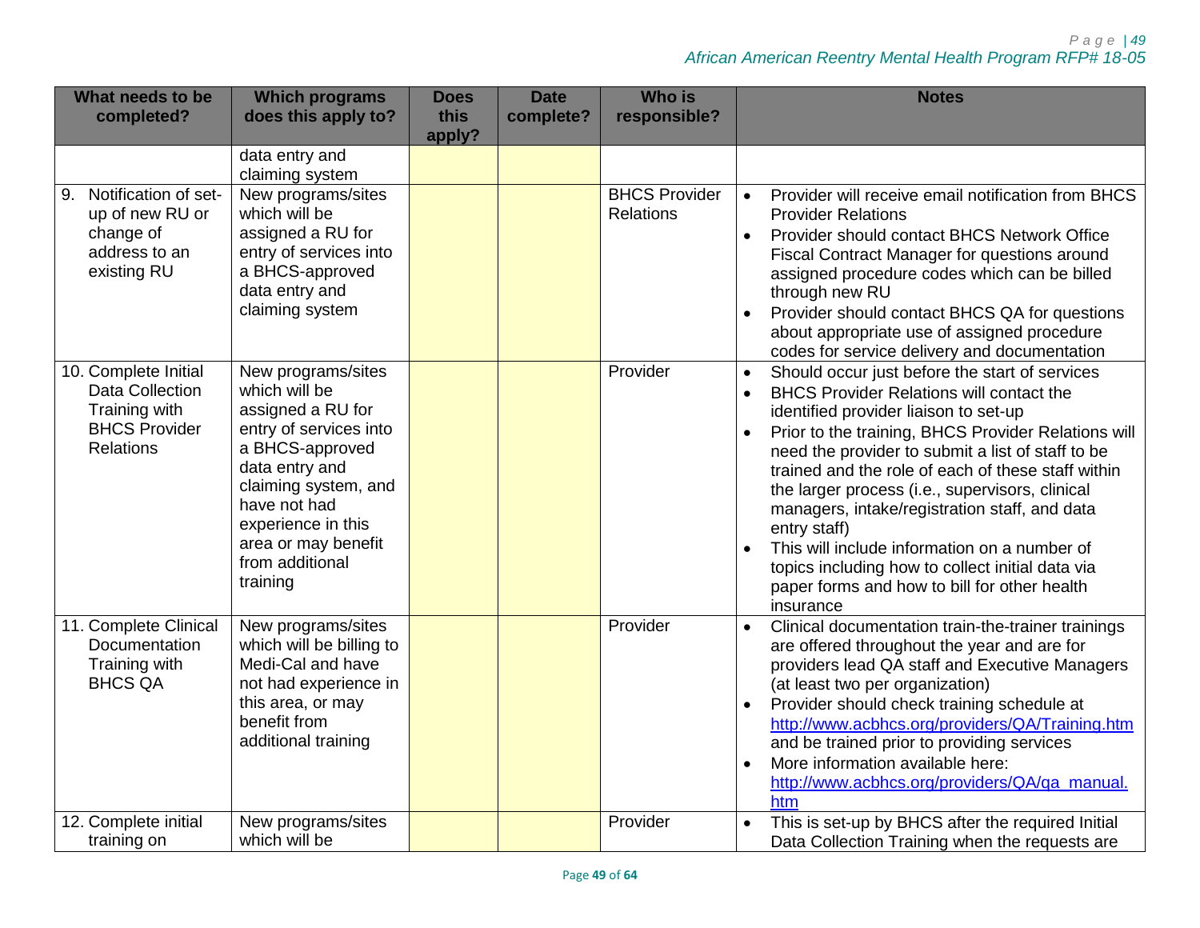| What needs to be completed? | Which programs does this apply to? | Does this apply? | Date complete? | Who is responsible? | Notes |
|---|---|---|---|---|---|
| | data entry and claiming system | | | | |
| 9. Notification of set-up of new RU or change of address to an existing RU | New programs/sites which will be assigned a RU for entry of services into a BHCS-approved data entry and claiming system | | | BHCS Provider Relations | • Provider will receive email notification from BHCS Provider Relations<br>• Provider should contact BHCS Network Office Fiscal Contract Manager for questions around assigned procedure codes which can be billed through new RU<br>• Provider should contact BHCS QA for questions about appropriate use of assigned procedure codes for service delivery and documentation |
| 10. Complete Initial Data Collection Training with BHCS Provider Relations | New programs/sites which will be assigned a RU for entry of services into a BHCS-approved data entry and claiming system, and have not had experience in this area or may benefit from additional training | | | Provider | • Should occur just before the start of services<br>• BHCS Provider Relations will contact the identified provider liaison to set-up<br>• Prior to the training, BHCS Provider Relations will need the provider to submit a list of staff to be trained and the role of each of these staff within the larger process (i.e., supervisors, clinical managers, intake/registration staff, and data entry staff)<br>• This will include information on a number of topics including how to collect initial data via paper forms and how to bill for other health insurance |
| 11. Complete Clinical Documentation Training with BHCS QA | New programs/sites which will be billing to Medi-Cal and have not had experience in this area, or may benefit from additional training | | | Provider | • Clinical documentation train-the-trainer trainings are offered throughout the year and are for providers lead QA staff and Executive Managers (at least two per organization)<br>• Provider should check training schedule at http://www.acbhcs.org/providers/QA/Training.htm and be trained prior to providing services<br>• More information available here: http://www.acbhcs.org/providers/QA/qa_manual.htm |
| 12. Complete initial training on | New programs/sites which will be | | | Provider | • This is set-up by BHCS after the required Initial Data Collection Training when the requests are |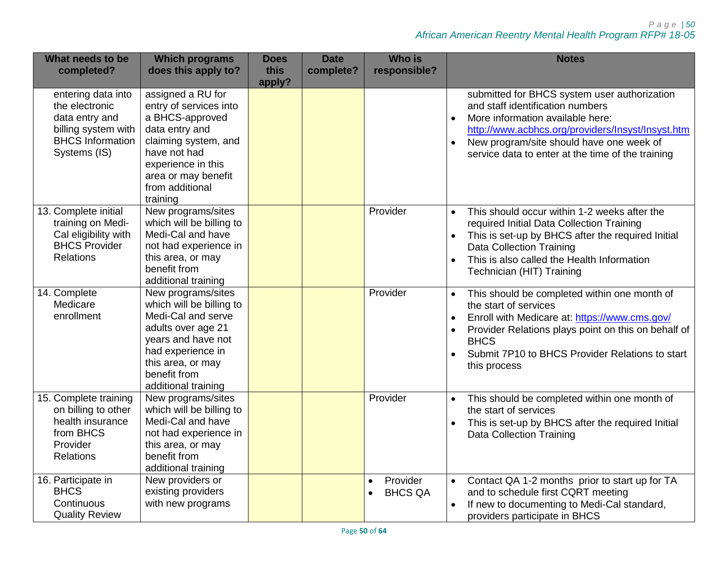| What needs to be completed? | Which programs does this apply to? | Does this apply? | Date complete? | Who is responsible? | Notes |
|---|---|---|---|---|---|
| entering data into the electronic data entry and billing system with BHCS Information Systems (IS) | assigned a RU for entry of services into a BHCS-approved data entry and claiming system, and have not had experience in this area or may benefit from additional training | | | | submitted for BHCS system user authorization and staff identification numbers<br>• More information available here: http://www.acbhcs.org/providers/Insyst/Insyst.htm<br>• New program/site should have one week of service data to enter at the time of the training |
| 13. Complete initial training on Medi-Cal eligibility with BHCS Provider Relations | New programs/sites which will be billing to Medi-Cal and have not had experience in this area, or may benefit from additional training | | | Provider | • This should occur within 1-2 weeks after the required Initial Data Collection Training<br>• This is set-up by BHCS after the required Initial Data Collection Training<br>• This is also called the Health Information Technician (HIT) Training |
| 14. Complete Medicare enrollment | New programs/sites which will be billing to Medi-Cal and serve adults over age 21 years and have not had experience in this area, or may benefit from additional training | | | Provider | • This should be completed within one month of the start of services<br>• Enroll with Medicare at: https://www.cms.gov/<br>• Provider Relations plays point on this on behalf of BHCS<br>• Submit 7P10 to BHCS Provider Relations to start this process |
| 15. Complete training on billing to other health insurance from BHCS Provider Relations | New programs/sites which will be billing to Medi-Cal and have not had experience in this area, or may benefit from additional training | | | Provider | • This should be completed within one month of the start of services<br>• This is set-up by BHCS after the required Initial Data Collection Training |
| 16. Participate in BHCS Continuous Quality Review | New providers or existing providers with new programs | | | • Provider<br>• BHCS QA | • Contact QA 1-2 months prior to start up for TA and to schedule first CQRT meeting<br>• If new to documenting to Medi-Cal standard, providers participate in BHCS |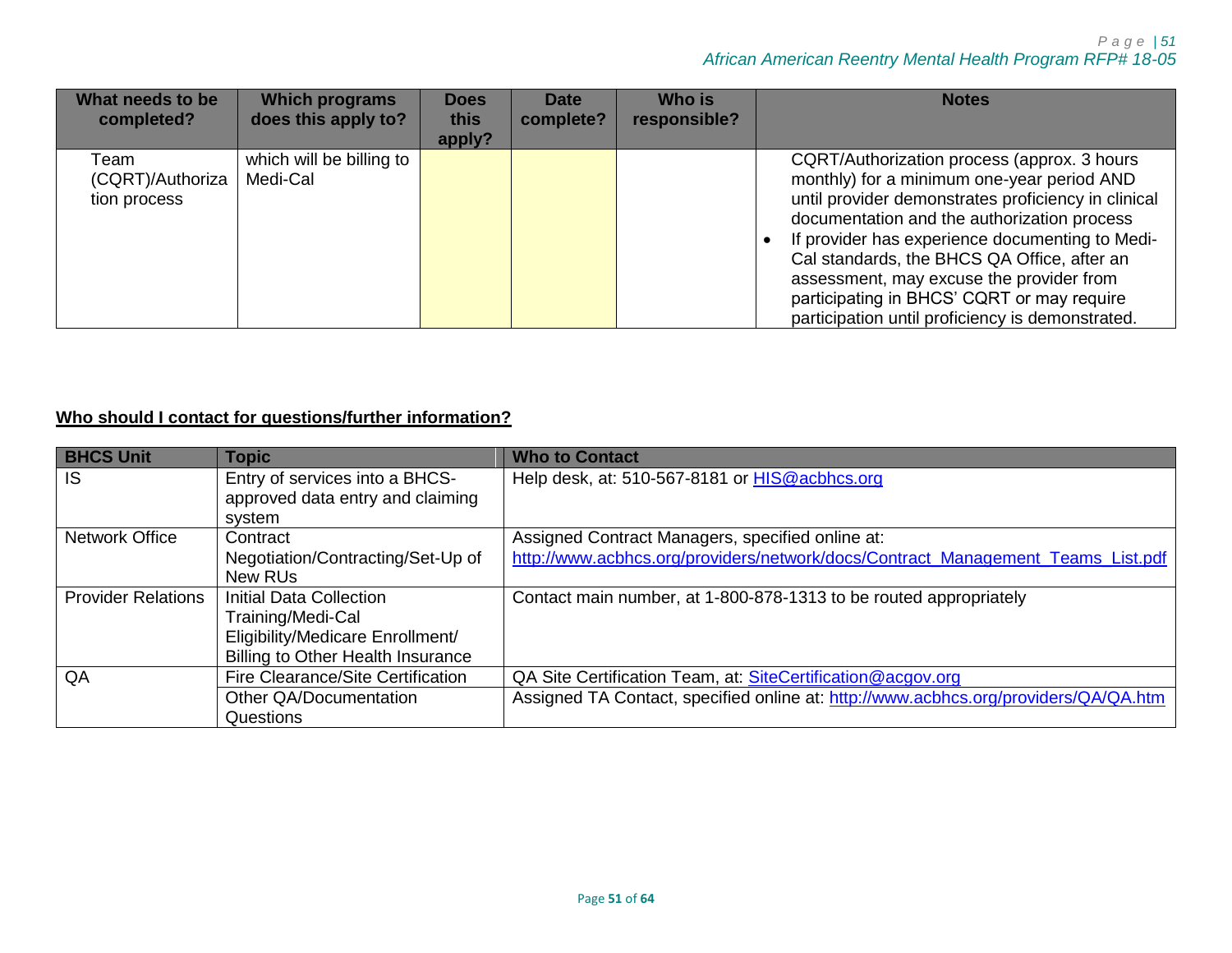| What needs to be completed? | Which programs does this apply to? | Does this apply? | Date complete? | Who is responsible? | Notes |
|---|---|---|---|---|---|
| Team (CQRT)/Authorization process | which will be billing to Medi-Cal | | | | CQRT/Authorization process (approx. 3 hours monthly) for a minimum one-year period AND until provider demonstrates proficiency in clinical documentation and the authorization process<br>• If provider has experience documenting to Medi-Cal standards, the BHCS QA Office, after an assessment, may excuse the provider from participating in BHCS' CQRT or may require participation until proficiency is demonstrated. |

**Who should I contact for questions/further information?**

| BHCS Unit | Topic | Who to Contact |
|---|---|---|
| IS | Entry of services into a BHCS-approved data entry and claiming system | Help desk, at: 510-567-8181 or HIS@acbhcs.org |
| Network Office | Contract Negotiation/Contracting/Set-Up of New RUs | Assigned Contract Managers, specified online at: http://www.acbhcs.org/providers/network/docs/Contract_Management_Teams_List.pdf |
| Provider Relations | Initial Data Collection Training/Medi-Cal Eligibility/Medicare Enrollment/ Billing to Other Health Insurance | Contact main number, at 1-800-878-1313 to be routed appropriately |
| QA | Fire Clearance/Site Certification | QA Site Certification Team, at: SiteCertification@acgov.org |
| | Other QA/Documentation Questions | Assigned TA Contact, specified online at: http://www.acbhcs.org/providers/QA/QA.htm |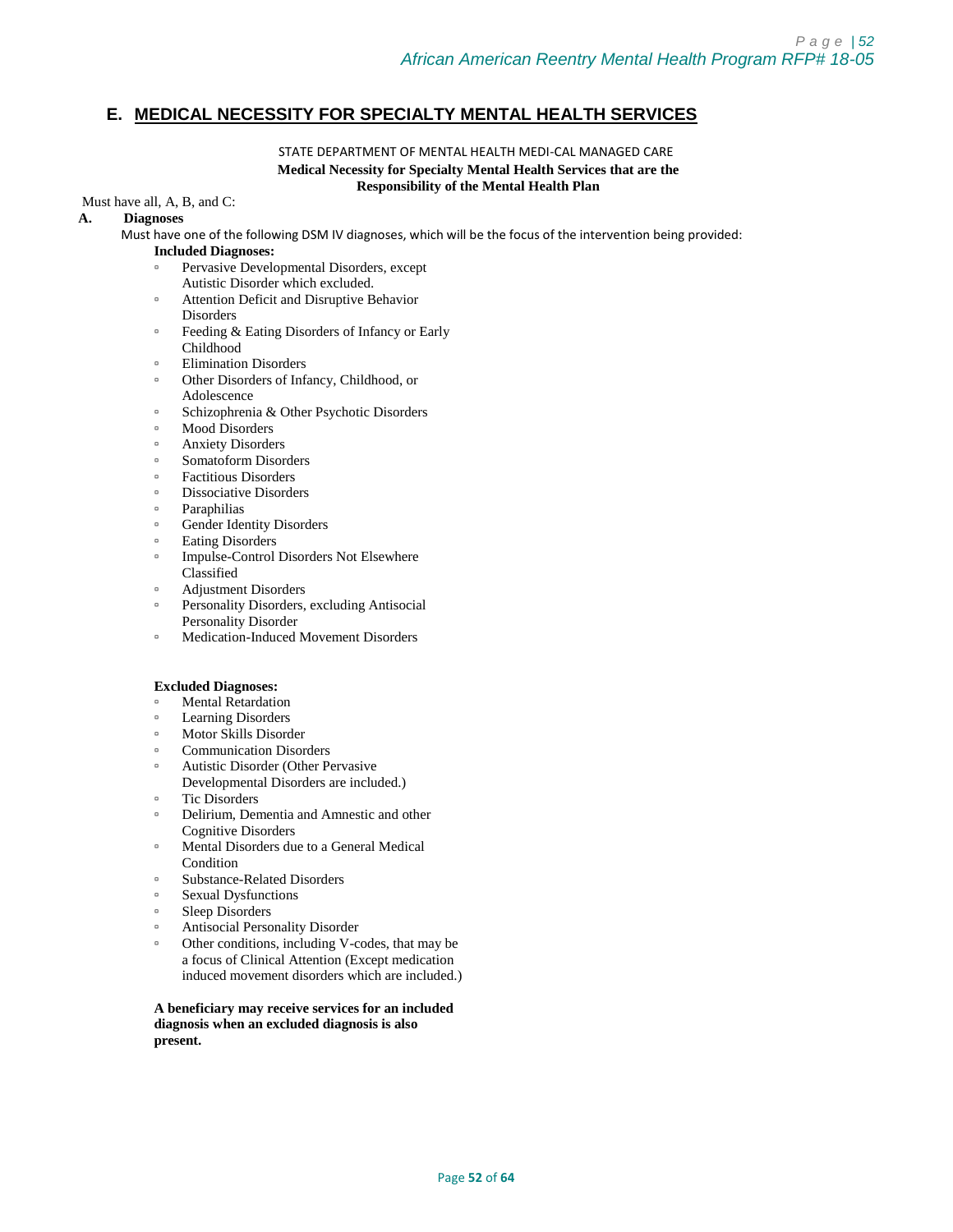## E. MEDICAL NECESSITY FOR SPECIALTY MENTAL HEALTH SERVICES

STATE DEPARTMENT OF MENTAL HEALTH MEDI-CAL MANAGED CARE

**Medical Necessity for Specialty Mental Health Services that are the Responsibility of the Mental Health Plan**

Must have all, A, B, and C:

**A. Diagnoses**

Must have one of the following DSM IV diagnoses, which will be the focus of the intervention being provided:

**Included Diagnoses:**

- Pervasive Developmental Disorders, except Autistic Disorder which excluded.
- Attention Deficit and Disruptive Behavior Disorders
- Feeding & Eating Disorders of Infancy or Early Childhood
- Elimination Disorders
- Other Disorders of Infancy, Childhood, or Adolescence
- Schizophrenia & Other Psychotic Disorders
- Mood Disorders
- Anxiety Disorders
- Somatoform Disorders
- Factitious Disorders
- Dissociative Disorders
- Paraphilias
- Gender Identity Disorders
- Eating Disorders
- Impulse-Control Disorders Not Elsewhere Classified
- Adjustment Disorders
- Personality Disorders, excluding Antisocial Personality Disorder
- Medication-Induced Movement Disorders

**Excluded Diagnoses:**

- Mental Retardation
- Learning Disorders
- Motor Skills Disorder
- Communication Disorders
- Autistic Disorder (Other Pervasive Developmental Disorders are included.)
- Tic Disorders
- Delirium, Dementia and Amnestic and other Cognitive Disorders
- Mental Disorders due to a General Medical Condition
- Substance-Related Disorders
- Sexual Dysfunctions
- Sleep Disorders
- Antisocial Personality Disorder
- Other conditions, including V-codes, that may be a focus of Clinical Attention (Except medication induced movement disorders which are included.)

**A beneficiary may receive services for an included diagnosis when an excluded diagnosis is also present.**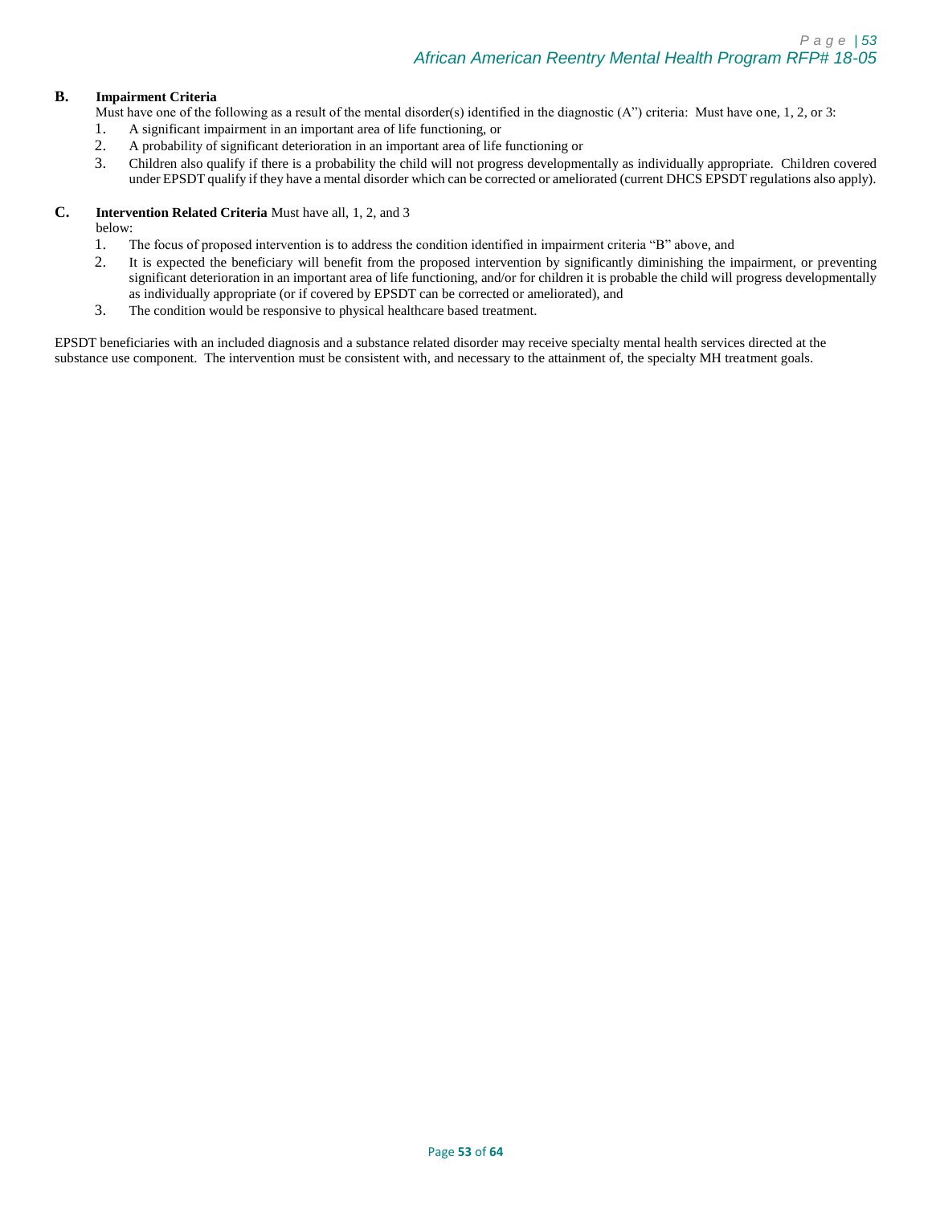**B. Impairment Criteria**

Must have one of the following as a result of the mental disorder(s) identified in the diagnostic (A") criteria: Must have one, 1, 2, or 3:

1. A significant impairment in an important area of life functioning, or
2. A probability of significant deterioration in an important area of life functioning or
3. Children also qualify if there is a probability the child will not progress developmentally as individually appropriate. Children covered under EPSDT qualify if they have a mental disorder which can be corrected or ameliorated (current DHCS EPSDT regulations also apply).

**C. Intervention Related Criteria** Must have all, 1, 2, and 3 below:

1. The focus of proposed intervention is to address the condition identified in impairment criteria "B" above, and
2. It is expected the beneficiary will benefit from the proposed intervention by significantly diminishing the impairment, or preventing significant deterioration in an important area of life functioning, and/or for children it is probable the child will progress developmentally as individually appropriate (or if covered by EPSDT can be corrected or ameliorated), and
3. The condition would be responsive to physical healthcare based treatment.

EPSDT beneficiaries with an included diagnosis and a substance related disorder may receive specialty mental health services directed at the substance use component. The intervention must be consistent with, and necessary to the attainment of, the specialty MH treatment goals.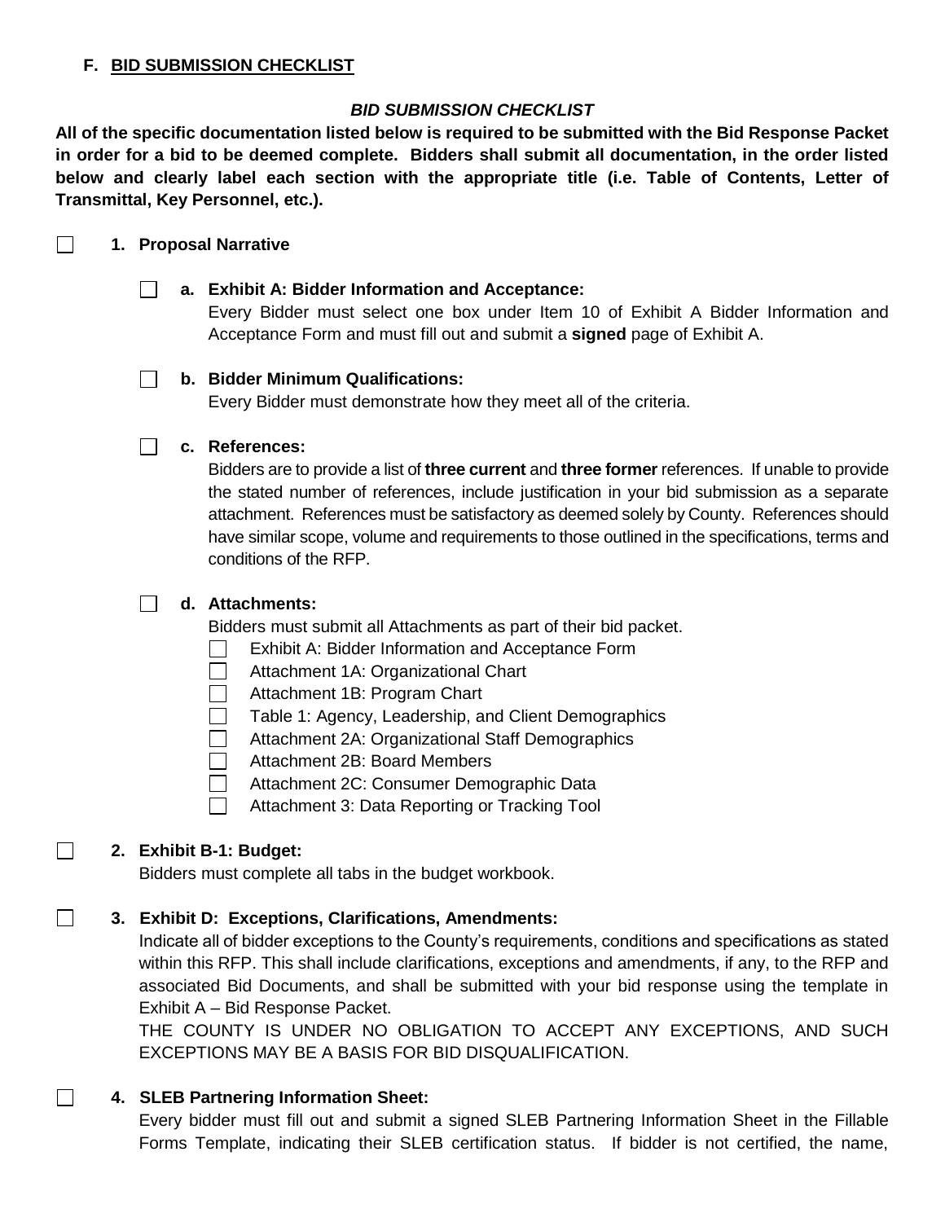## F. BID SUBMISSION CHECKLIST

***BID SUBMISSION CHECKLIST***

**All of the specific documentation listed below is required to be submitted with the Bid Response Packet in order for a bid to be deemed complete. Bidders shall submit all documentation, in the order listed below and clearly label each section with the appropriate title (i.e. Table of Contents, Letter of Transmittal, Key Personnel, etc.).**

☐ **1. Proposal Narrative**

☐ **a. Exhibit A: Bidder Information and Acceptance:**
Every Bidder must select one box under Item 10 of Exhibit A Bidder Information and Acceptance Form and must fill out and submit a **signed** page of Exhibit A.

☐ **b. Bidder Minimum Qualifications:**
Every Bidder must demonstrate how they meet all of the criteria.

☐ **c. References:**
Bidders are to provide a list of **three current** and **three former** references. If unable to provide the stated number of references, include justification in your bid submission as a separate attachment. References must be satisfactory as deemed solely by County. References should have similar scope, volume and requirements to those outlined in the specifications, terms and conditions of the RFP.

☐ **d. Attachments:**
Bidders must submit all Attachments as part of their bid packet.

- ☐ Exhibit A: Bidder Information and Acceptance Form
- ☐ Attachment 1A: Organizational Chart
- ☐ Attachment 1B: Program Chart
- ☐ Table 1: Agency, Leadership, and Client Demographics
- ☐ Attachment 2A: Organizational Staff Demographics
- ☐ Attachment 2B: Board Members
- ☐ Attachment 2C: Consumer Demographic Data
- ☐ Attachment 3: Data Reporting or Tracking Tool

☐ **2. Exhibit B-1: Budget:**
Bidders must complete all tabs in the budget workbook.

☐ **3. Exhibit D: Exceptions, Clarifications, Amendments:**
Indicate all of bidder exceptions to the County's requirements, conditions and specifications as stated within this RFP. This shall include clarifications, exceptions and amendments, if any, to the RFP and associated Bid Documents, and shall be submitted with your bid response using the template in Exhibit A – Bid Response Packet.
THE COUNTY IS UNDER NO OBLIGATION TO ACCEPT ANY EXCEPTIONS, AND SUCH EXCEPTIONS MAY BE A BASIS FOR BID DISQUALIFICATION.

☐ **4. SLEB Partnering Information Sheet:**
Every bidder must fill out and submit a signed SLEB Partnering Information Sheet in the Fillable Forms Template, indicating their SLEB certification status. If bidder is not certified, the name,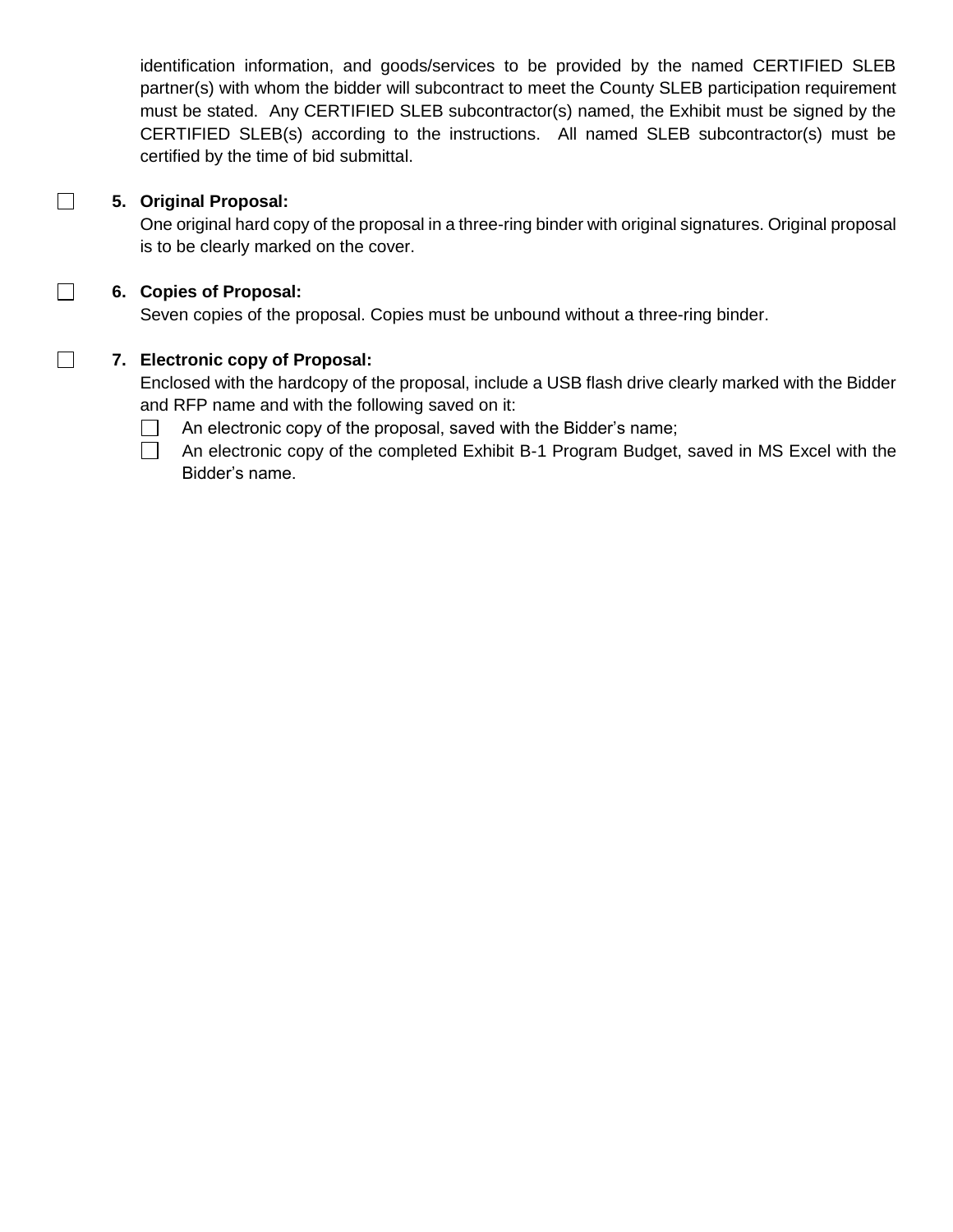identification information, and goods/services to be provided by the named CERTIFIED SLEB partner(s) with whom the bidder will subcontract to meet the County SLEB participation requirement must be stated. Any CERTIFIED SLEB subcontractor(s) named, the Exhibit must be signed by the CERTIFIED SLEB(s) according to the instructions. All named SLEB subcontractor(s) must be certified by the time of bid submittal.

☐ **5. Original Proposal:**
One original hard copy of the proposal in a three-ring binder with original signatures. Original proposal is to be clearly marked on the cover.

☐ **6. Copies of Proposal:**
Seven copies of the proposal. Copies must be unbound without a three-ring binder.

☐ **7. Electronic copy of Proposal:**
Enclosed with the hardcopy of the proposal, include a USB flash drive clearly marked with the Bidder and RFP name and with the following saved on it:

- ☐ An electronic copy of the proposal, saved with the Bidder's name;
- ☐ An electronic copy of the completed Exhibit B-1 Program Budget, saved in MS Excel with the Bidder's name.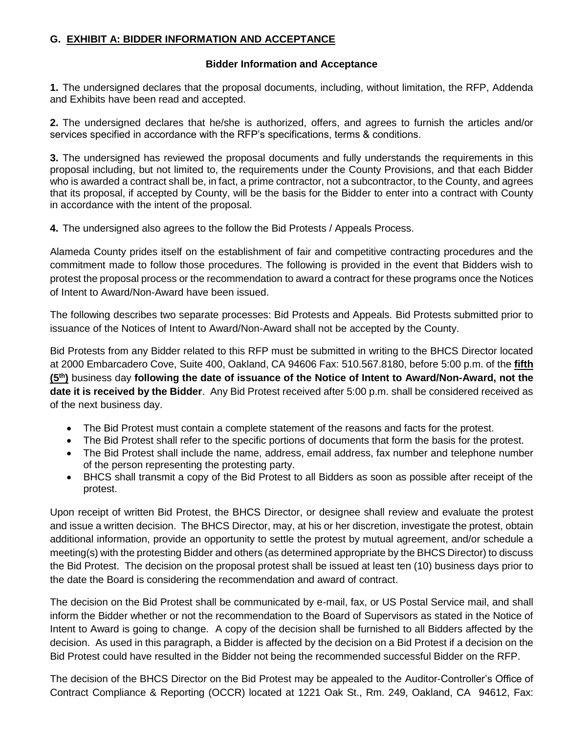## G. EXHIBIT A: BIDDER INFORMATION AND ACCEPTANCE

**Bidder Information and Acceptance**

**1.** The undersigned declares that the proposal documents, including, without limitation, the RFP, Addenda and Exhibits have been read and accepted.

**2.** The undersigned declares that he/she is authorized, offers, and agrees to furnish the articles and/or services specified in accordance with the RFP's specifications, terms & conditions.

**3.** The undersigned has reviewed the proposal documents and fully understands the requirements in this proposal including, but not limited to, the requirements under the County Provisions, and that each Bidder who is awarded a contract shall be, in fact, a prime contractor, not a subcontractor, to the County, and agrees that its proposal, if accepted by County, will be the basis for the Bidder to enter into a contract with County in accordance with the intent of the proposal.

**4.** The undersigned also agrees to the follow the Bid Protests / Appeals Process.

Alameda County prides itself on the establishment of fair and competitive contracting procedures and the commitment made to follow those procedures. The following is provided in the event that Bidders wish to protest the proposal process or the recommendation to award a contract for these programs once the Notices of Intent to Award/Non-Award have been issued.

The following describes two separate processes: Bid Protests and Appeals. Bid Protests submitted prior to issuance of the Notices of Intent to Award/Non-Award shall not be accepted by the County.

Bid Protests from any Bidder related to this RFP must be submitted in writing to the BHCS Director located at 2000 Embarcadero Cove, Suite 400, Oakland, CA 94606 Fax: 510.567.8180, before 5:00 p.m. of the **fifth (5th)** business day **following the date of issuance of the Notice of Intent to Award/Non-Award, not the date it is received by the Bidder**. Any Bid Protest received after 5:00 p.m. shall be considered received as of the next business day.

- The Bid Protest must contain a complete statement of the reasons and facts for the protest.
- The Bid Protest shall refer to the specific portions of documents that form the basis for the protest.
- The Bid Protest shall include the name, address, email address, fax number and telephone number of the person representing the protesting party.
- BHCS shall transmit a copy of the Bid Protest to all Bidders as soon as possible after receipt of the protest.

Upon receipt of written Bid Protest, the BHCS Director, or designee shall review and evaluate the protest and issue a written decision. The BHCS Director, may, at his or her discretion, investigate the protest, obtain additional information, provide an opportunity to settle the protest by mutual agreement, and/or schedule a meeting(s) with the protesting Bidder and others (as determined appropriate by the BHCS Director) to discuss the Bid Protest. The decision on the proposal protest shall be issued at least ten (10) business days prior to the date the Board is considering the recommendation and award of contract.

The decision on the Bid Protest shall be communicated by e-mail, fax, or US Postal Service mail, and shall inform the Bidder whether or not the recommendation to the Board of Supervisors as stated in the Notice of Intent to Award is going to change. A copy of the decision shall be furnished to all Bidders affected by the decision. As used in this paragraph, a Bidder is affected by the decision on a Bid Protest if a decision on the Bid Protest could have resulted in the Bidder not being the recommended successful Bidder on the RFP.

The decision of the BHCS Director on the Bid Protest may be appealed to the Auditor-Controller's Office of Contract Compliance & Reporting (OCCR) located at 1221 Oak St., Rm. 249, Oakland, CA 94612, Fax: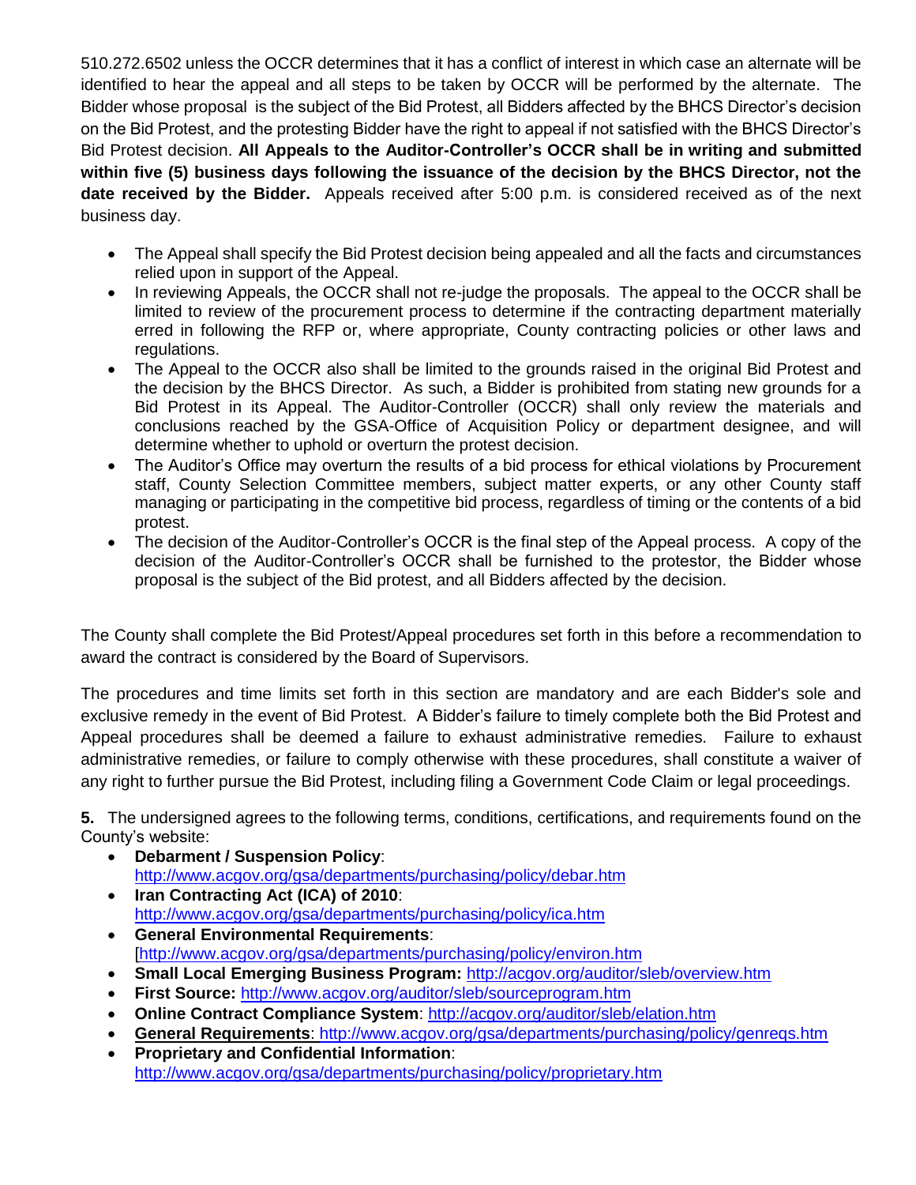510.272.6502 unless the OCCR determines that it has a conflict of interest in which case an alternate will be identified to hear the appeal and all steps to be taken by OCCR will be performed by the alternate. The Bidder whose proposal is the subject of the Bid Protest, all Bidders affected by the BHCS Director's decision on the Bid Protest, and the protesting Bidder have the right to appeal if not satisfied with the BHCS Director's Bid Protest decision. **All Appeals to the Auditor-Controller's OCCR shall be in writing and submitted within five (5) business days following the issuance of the decision by the BHCS Director, not the date received by the Bidder.** Appeals received after 5:00 p.m. is considered received as of the next business day.

- The Appeal shall specify the Bid Protest decision being appealed and all the facts and circumstances relied upon in support of the Appeal.
- In reviewing Appeals, the OCCR shall not re-judge the proposals. The appeal to the OCCR shall be limited to review of the procurement process to determine if the contracting department materially erred in following the RFP or, where appropriate, County contracting policies or other laws and regulations.
- The Appeal to the OCCR also shall be limited to the grounds raised in the original Bid Protest and the decision by the BHCS Director. As such, a Bidder is prohibited from stating new grounds for a Bid Protest in its Appeal. The Auditor-Controller (OCCR) shall only review the materials and conclusions reached by the GSA-Office of Acquisition Policy or department designee, and will determine whether to uphold or overturn the protest decision.
- The Auditor's Office may overturn the results of a bid process for ethical violations by Procurement staff, County Selection Committee members, subject matter experts, or any other County staff managing or participating in the competitive bid process, regardless of timing or the contents of a bid protest.
- The decision of the Auditor-Controller's OCCR is the final step of the Appeal process. A copy of the decision of the Auditor-Controller's OCCR shall be furnished to the protestor, the Bidder whose proposal is the subject of the Bid protest, and all Bidders affected by the decision.

The County shall complete the Bid Protest/Appeal procedures set forth in this before a recommendation to award the contract is considered by the Board of Supervisors.

The procedures and time limits set forth in this section are mandatory and are each Bidder's sole and exclusive remedy in the event of Bid Protest. A Bidder's failure to timely complete both the Bid Protest and Appeal procedures shall be deemed a failure to exhaust administrative remedies. Failure to exhaust administrative remedies, or failure to comply otherwise with these procedures, shall constitute a waiver of any right to further pursue the Bid Protest, including filing a Government Code Claim or legal proceedings.

**5.** The undersigned agrees to the following terms, conditions, certifications, and requirements found on the County's website:

- **Debarment / Suspension Policy**: http://www.acgov.org/gsa/departments/purchasing/policy/debar.htm
- **Iran Contracting Act (ICA) of 2010**: http://www.acgov.org/gsa/departments/purchasing/policy/ica.htm
- **General Environmental Requirements**: [http://www.acgov.org/gsa/departments/purchasing/policy/environ.htm
- **Small Local Emerging Business Program:** http://acgov.org/auditor/sleb/overview.htm
- **First Source:** http://www.acgov.org/auditor/sleb/sourceprogram.htm
- **Online Contract Compliance System**: http://acgov.org/auditor/sleb/elation.htm
- **General Requirements**: http://www.acgov.org/gsa/departments/purchasing/policy/genreqs.htm
- **Proprietary and Confidential Information**: http://www.acgov.org/gsa/departments/purchasing/policy/proprietary.htm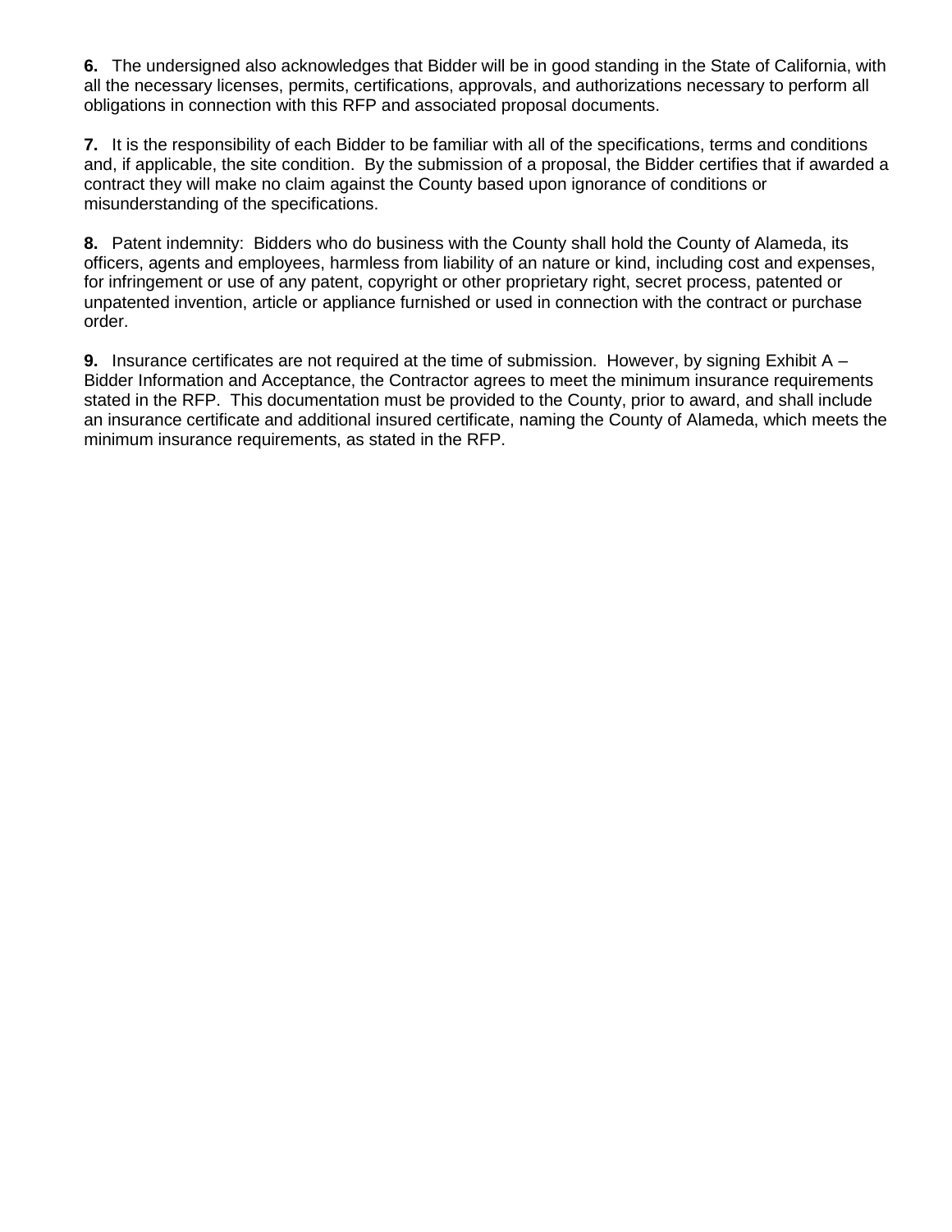**6.** The undersigned also acknowledges that Bidder will be in good standing in the State of California, with all the necessary licenses, permits, certifications, approvals, and authorizations necessary to perform all obligations in connection with this RFP and associated proposal documents.

**7.** It is the responsibility of each Bidder to be familiar with all of the specifications, terms and conditions and, if applicable, the site condition. By the submission of a proposal, the Bidder certifies that if awarded a contract they will make no claim against the County based upon ignorance of conditions or misunderstanding of the specifications.

**8.** Patent indemnity: Bidders who do business with the County shall hold the County of Alameda, its officers, agents and employees, harmless from liability of an nature or kind, including cost and expenses, for infringement or use of any patent, copyright or other proprietary right, secret process, patented or unpatented invention, article or appliance furnished or used in connection with the contract or purchase order.

**9.** Insurance certificates are not required at the time of submission. However, by signing Exhibit A – Bidder Information and Acceptance, the Contractor agrees to meet the minimum insurance requirements stated in the RFP. This documentation must be provided to the County, prior to award, and shall include an insurance certificate and additional insured certificate, naming the County of Alameda, which meets the minimum insurance requirements, as stated in the RFP.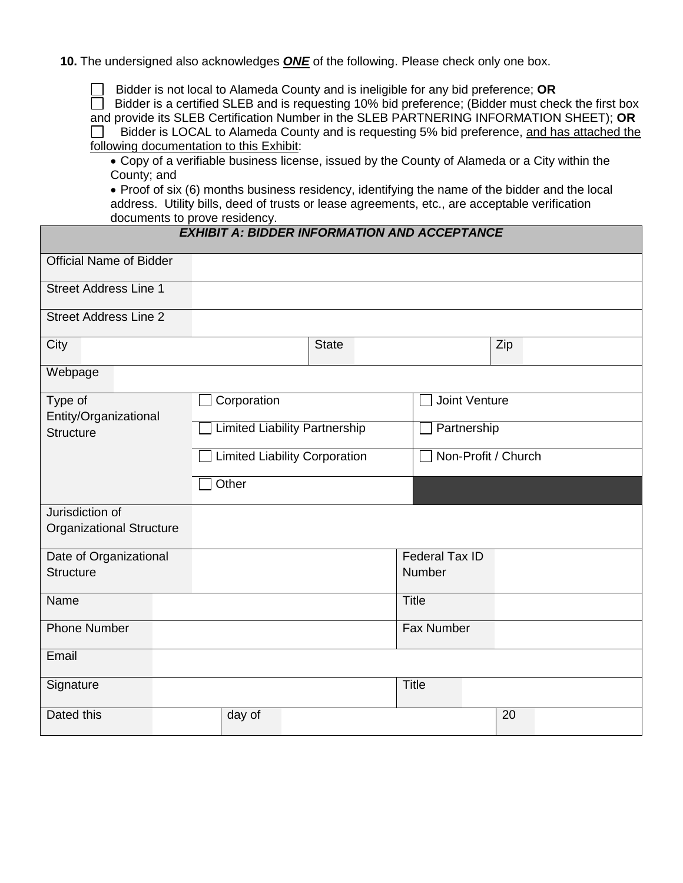**10.** The undersigned also acknowledges ***ONE*** of the following. Please check only one box.

☐ Bidder is not local to Alameda County and is ineligible for any bid preference; **OR**
☐ Bidder is a certified SLEB and is requesting 10% bid preference; (Bidder must check the first box and provide its SLEB Certification Number in the SLEB PARTNERING INFORMATION SHEET); **OR**
☐ Bidder is LOCAL to Alameda County and is requesting 5% bid preference, <u>and has attached the following documentation to this Exhibit</u>:

- Copy of a verifiable business license, issued by the County of Alameda or a City within the County; and
- Proof of six (6) months business residency, identifying the name of the bidder and the local address. Utility bills, deed of trusts or lease agreements, etc., are acceptable verification documents to prove residency.

| ***EXHIBIT A: BIDDER INFORMATION AND ACCEPTANCE*** | | | | | |
|---|---|---|---|---|---|
| Official Name of Bidder | | | | | |
| Street Address Line 1 | | | | | |
| Street Address Line 2 | | | | | |
| City | | State | | Zip | |
| Webpage | | | | | |
| Type of Entity/Organizational Structure | ☐ Corporation | | ☐ Joint Venture | | |
| | ☐ Limited Liability Partnership | | ☐ Partnership | | |
| | ☐ Limited Liability Corporation | | ☐ Non-Profit / Church | | |
| | ☐ Other | | | | |
| Jurisdiction of Organizational Structure | | | | | |
| Date of Organizational Structure | | | Federal Tax ID Number | | |
| Name | | | Title | | |
| Phone Number | | | Fax Number | | |
| Email | | | | | |
| Signature | | | Title | | |
| Dated this | | day of | | 20 | |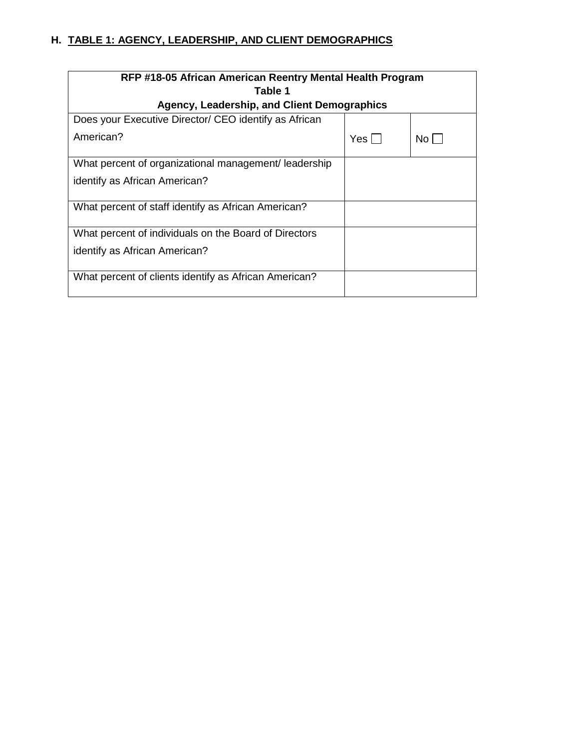## H. TABLE 1: AGENCY, LEADERSHIP, AND CLIENT DEMOGRAPHICS

| RFP #18-05 African American Reentry Mental Health Program<br>Table 1<br>Agency, Leadership, and Client Demographics | | |
|---|---|---|
| Does your Executive Director/ CEO identify as African American? | Yes ☐ | No ☐ |
| What percent of organizational management/ leadership identify as African American? | | |
| What percent of staff identify as African American? | | |
| What percent of individuals on the Board of Directors identify as African American? | | |
| What percent of clients identify as African American? | | |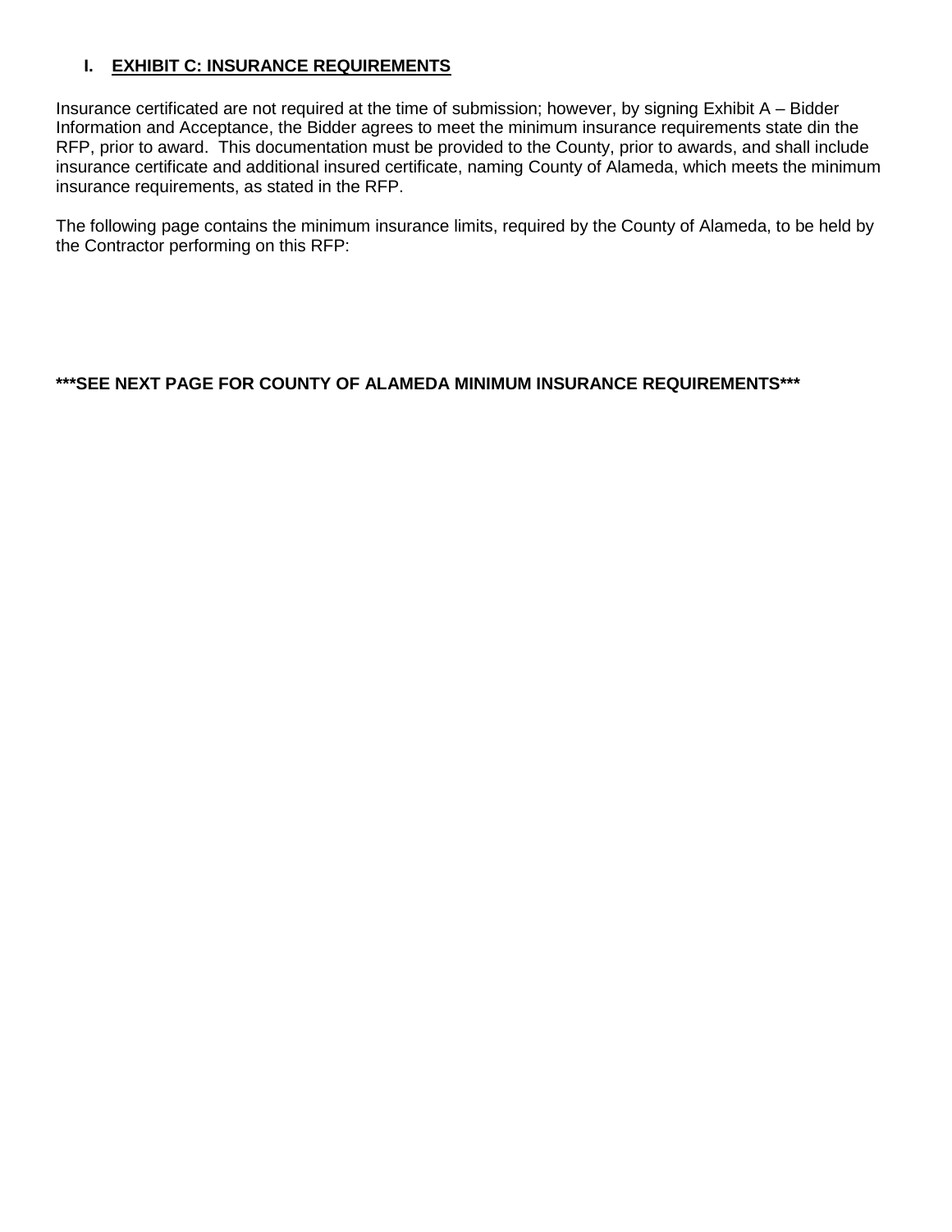## I. EXHIBIT C: INSURANCE REQUIREMENTS

Insurance certificated are not required at the time of submission; however, by signing Exhibit A – Bidder Information and Acceptance, the Bidder agrees to meet the minimum insurance requirements state din the RFP, prior to award. This documentation must be provided to the County, prior to awards, and shall include insurance certificate and additional insured certificate, naming County of Alameda, which meets the minimum insurance requirements, as stated in the RFP.

The following page contains the minimum insurance limits, required by the County of Alameda, to be held by the Contractor performing on this RFP:

**\*\*\*SEE NEXT PAGE FOR COUNTY OF ALAMEDA MINIMUM INSURANCE REQUIREMENTS\*\*\***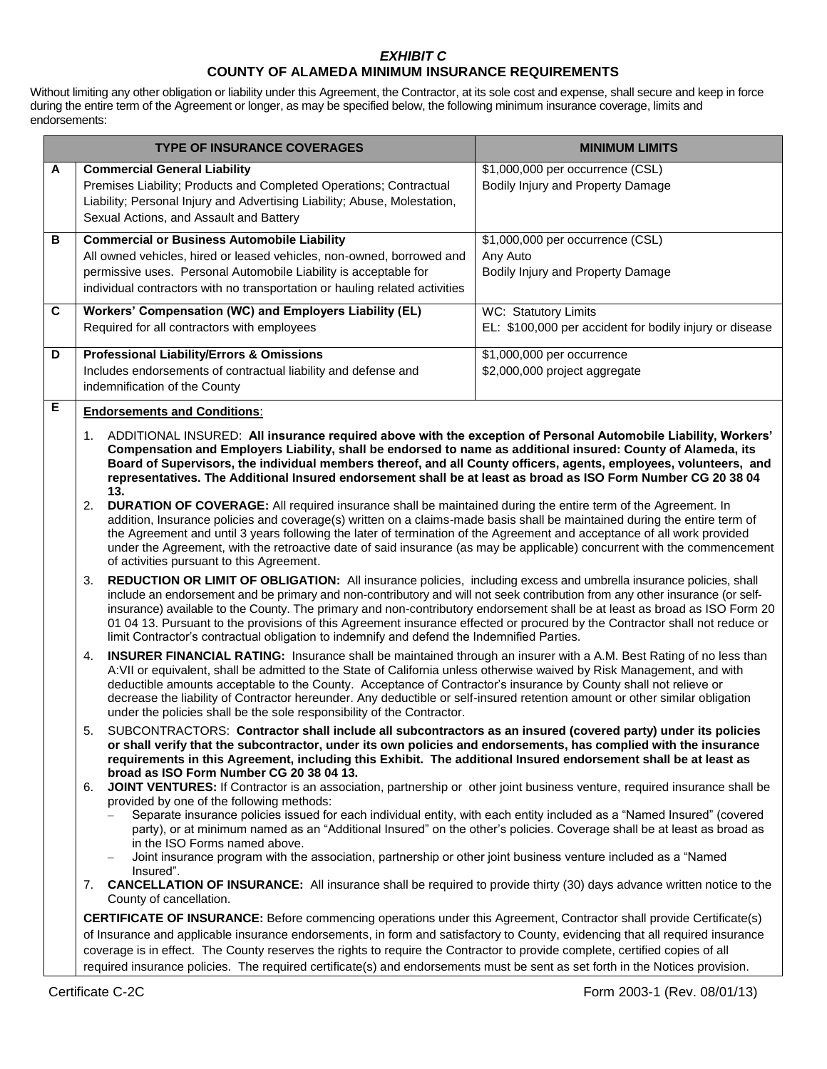***EXHIBIT C***

**COUNTY OF ALAMEDA MINIMUM INSURANCE REQUIREMENTS**

Without limiting any other obligation or liability under this Agreement, the Contractor, at its sole cost and expense, shall secure and keep in force during the entire term of the Agreement or longer, as may be specified below, the following minimum insurance coverage, limits and endorsements:

| | TYPE OF INSURANCE COVERAGES | MINIMUM LIMITS |
|---|---|---|
| **A** | **Commercial General Liability**<br>Premises Liability; Products and Completed Operations; Contractual Liability; Personal Injury and Advertising Liability; Abuse, Molestation, Sexual Actions, and Assault and Battery | $1,000,000 per occurrence (CSL)<br>Bodily Injury and Property Damage |
| **B** | **Commercial or Business Automobile Liability**<br>All owned vehicles, hired or leased vehicles, non-owned, borrowed and permissive uses. Personal Automobile Liability is acceptable for individual contractors with no transportation or hauling related activities | $1,000,000 per occurrence (CSL)<br>Any Auto<br>Bodily Injury and Property Damage |
| **C** | **Workers' Compensation (WC) and Employers Liability (EL)**<br>Required for all contractors with employees | WC: Statutory Limits<br>EL: $100,000 per accident for bodily injury or disease |
| **D** | **Professional Liability/Errors & Omissions**<br>Includes endorsements of contractual liability and defense and indemnification of the County | $1,000,000 per occurrence<br>$2,000,000 project aggregate |

**E** **Endorsements and Conditions**:

1. ADDITIONAL INSURED: **All insurance required above with the exception of Personal Automobile Liability, Workers' Compensation and Employers Liability, shall be endorsed to name as additional insured: County of Alameda, its Board of Supervisors, the individual members thereof, and all County officers, agents, employees, volunteers, and representatives. The Additional Insured endorsement shall be at least as broad as ISO Form Number CG 20 38 04 13.**
2. **DURATION OF COVERAGE:** All required insurance shall be maintained during the entire term of the Agreement. In addition, Insurance policies and coverage(s) written on a claims-made basis shall be maintained during the entire term of the Agreement and until 3 years following the later of termination of the Agreement and acceptance of all work provided under the Agreement, with the retroactive date of said insurance (as may be applicable) concurrent with the commencement of activities pursuant to this Agreement.
3. **REDUCTION OR LIMIT OF OBLIGATION:** All insurance policies, including excess and umbrella insurance policies, shall include an endorsement and be primary and non-contributory and will not seek contribution from any other insurance (or self-insurance) available to the County. The primary and non-contributory endorsement shall be at least as broad as ISO Form 20 01 04 13. Pursuant to the provisions of this Agreement insurance effected or procured by the Contractor shall not reduce or limit Contractor's contractual obligation to indemnify and defend the Indemnified Parties.
4. **INSURER FINANCIAL RATING:** Insurance shall be maintained through an insurer with a A.M. Best Rating of no less than A:VII or equivalent, shall be admitted to the State of California unless otherwise waived by Risk Management, and with deductible amounts acceptable to the County. Acceptance of Contractor's insurance by County shall not relieve or decrease the liability of Contractor hereunder. Any deductible or self-insured retention amount or other similar obligation under the policies shall be the sole responsibility of the Contractor.
5. SUBCONTRACTORS: **Contractor shall include all subcontractors as an insured (covered party) under its policies or shall verify that the subcontractor, under its own policies and endorsements, has complied with the insurance requirements in this Agreement, including this Exhibit. The additional Insured endorsement shall be at least as broad as ISO Form Number CG 20 38 04 13.**
6. **JOINT VENTURES:** If Contractor is an association, partnership or other joint business venture, required insurance shall be provided by one of the following methods:
   - Separate insurance policies issued for each individual entity, with each entity included as a "Named Insured" (covered party), or at minimum named as an "Additional Insured" on the other's policies. Coverage shall be at least as broad as in the ISO Forms named above.
   - Joint insurance program with the association, partnership or other joint business venture included as a "Named Insured".
7. **CANCELLATION OF INSURANCE:** All insurance shall be required to provide thirty (30) days advance written notice to the County of cancellation.

**CERTIFICATE OF INSURANCE:** Before commencing operations under this Agreement, Contractor shall provide Certificate(s) of Insurance and applicable insurance endorsements, in form and satisfactory to County, evidencing that all required insurance coverage is in effect. The County reserves the rights to require the Contractor to provide complete, certified copies of all required insurance policies. The required certificate(s) and endorsements must be sent as set forth in the Notices provision.

Certificate C-2C Form 2003-1 (Rev. 08/01/13)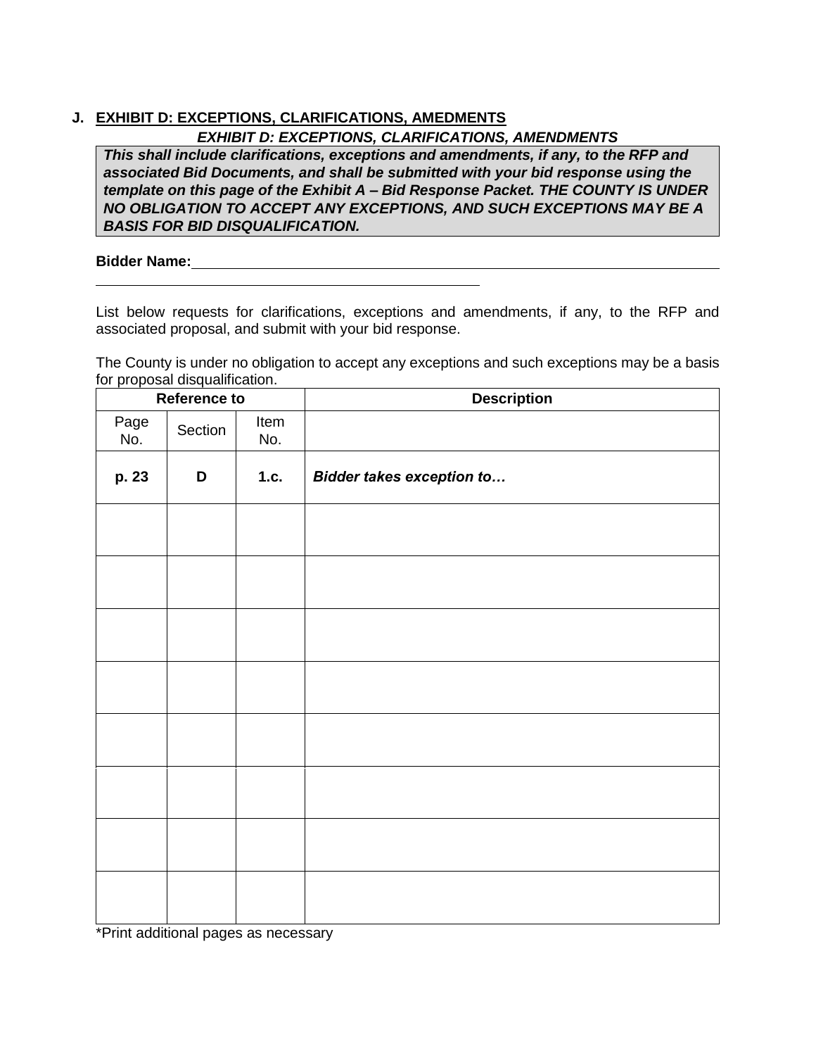## J. EXHIBIT D: EXCEPTIONS, CLARIFICATIONS, AMEDMENTS

***EXHIBIT D: EXCEPTIONS, CLARIFICATIONS, AMENDMENTS***

***This shall include clarifications, exceptions and amendments, if any, to the RFP and associated Bid Documents, and shall be submitted with your bid response using the template on this page of the Exhibit A – Bid Response Packet. THE COUNTY IS UNDER NO OBLIGATION TO ACCEPT ANY EXCEPTIONS, AND SUCH EXCEPTIONS MAY BE A BASIS FOR BID DISQUALIFICATION.***

**Bidder Name:**\_\_\_\_\_\_\_\_\_\_\_\_\_\_\_\_\_\_\_\_\_\_\_\_\_\_\_\_\_\_\_\_\_\_\_\_\_\_\_\_\_\_\_\_\_\_\_\_\_\_\_\_\_\_\_\_

\_\_\_\_\_\_\_\_\_\_\_\_\_\_\_\_\_\_\_\_\_\_\_\_\_\_\_\_\_\_\_\_\_\_\_\_\_\_\_\_\_\_

List below requests for clarifications, exceptions and amendments, if any, to the RFP and associated proposal, and submit with your bid response.

The County is under no obligation to accept any exceptions and such exceptions may be a basis for proposal disqualification.

| Reference to | | | Description |
|---|---|---|---|
| Page No. | Section | Item No. | |
| **p. 23** | **D** | **1.c.** | ***Bidder takes exception to…*** |
| | | | |
| | | | |
| | | | |
| | | | |
| | | | |
| | | | |
| | | | |
| | | | |

*Print additional pages as necessary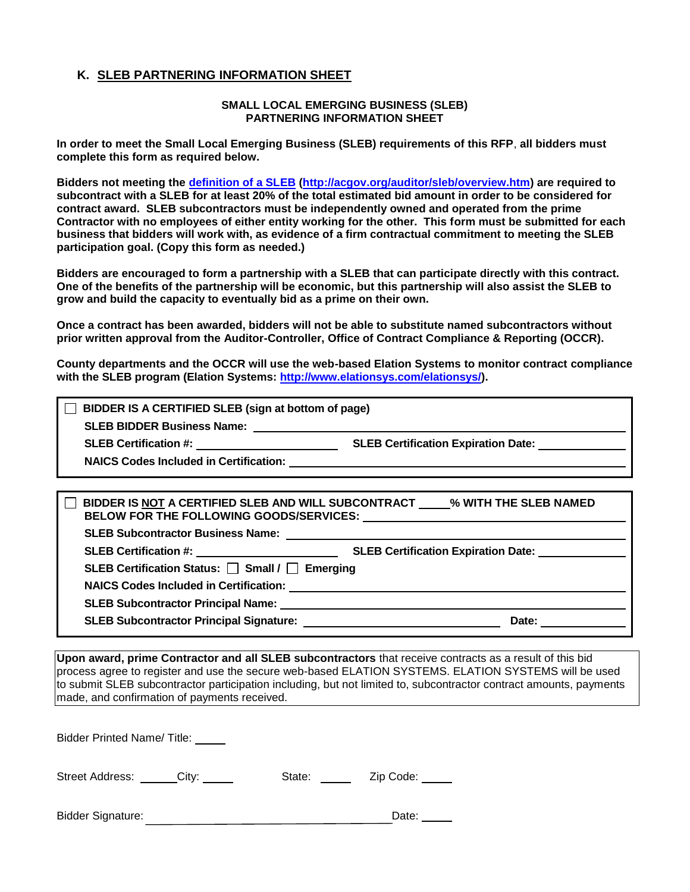## K. SLEB PARTNERING INFORMATION SHEET

**SMALL LOCAL EMERGING BUSINESS (SLEB)**
**PARTNERING INFORMATION SHEET**

**In order to meet the Small Local Emerging Business (SLEB) requirements of this RFP, all bidders must complete this form as required below.**

**Bidders not meeting the [definition of a SLEB](http://acgov.org/auditor/sleb/overview.htm) (http://acgov.org/auditor/sleb/overview.htm) are required to subcontract with a SLEB for at least 20% of the total estimated bid amount in order to be considered for contract award. SLEB subcontractors must be independently owned and operated from the prime Contractor with no employees of either entity working for the other. This form must be submitted for each business that bidders will work with, as evidence of a firm contractual commitment to meeting the SLEB participation goal. (Copy this form as needed.)**

**Bidders are encouraged to form a partnership with a SLEB that can participate directly with this contract. One of the benefits of the partnership will be economic, but this partnership will also assist the SLEB to grow and build the capacity to eventually bid as a prime on their own.**

**Once a contract has been awarded, bidders will not be able to substitute named subcontractors without prior written approval from the Auditor-Controller, Office of Contract Compliance & Reporting (OCCR).**

**County departments and the OCCR will use the web-based Elation Systems to monitor contract compliance with the SLEB program (Elation Systems: http://www.elationsys.com/elationsys/).**

☐ **BIDDER IS A CERTIFIED SLEB (sign at bottom of page)**

**SLEB BIDDER Business Name:** ____________________

**SLEB Certification #:** ____________ **SLEB Certification Expiration Date:** ____________

**NAICS Codes Included in Certification:** ____________________

☐ **BIDDER IS NOT A CERTIFIED SLEB AND WILL SUBCONTRACT _____% WITH THE SLEB NAMED BELOW FOR THE FOLLOWING GOODS/SERVICES:** ____________________

**SLEB Subcontractor Business Name:** ____________________

**SLEB Certification #:** ____________ **SLEB Certification Expiration Date:** ____________

**SLEB Certification Status:** ☐ **Small /** ☐ **Emerging**

**NAICS Codes Included in Certification:** ____________________

**SLEB Subcontractor Principal Name:** ____________________

**SLEB Subcontractor Principal Signature:** ____________________ **Date:** ____________

**Upon award, prime Contractor and all SLEB subcontractors** that receive contracts as a result of this bid process agree to register and use the secure web-based ELATION SYSTEMS. ELATION SYSTEMS will be used to submit SLEB subcontractor participation including, but not limited to, subcontractor contract amounts, payments made, and confirmation of payments received.

Bidder Printed Name/ Title: _____

Street Address: ______ City: _____ State: _____ Zip Code: _____

Bidder Signature: ____________________ Date: _____